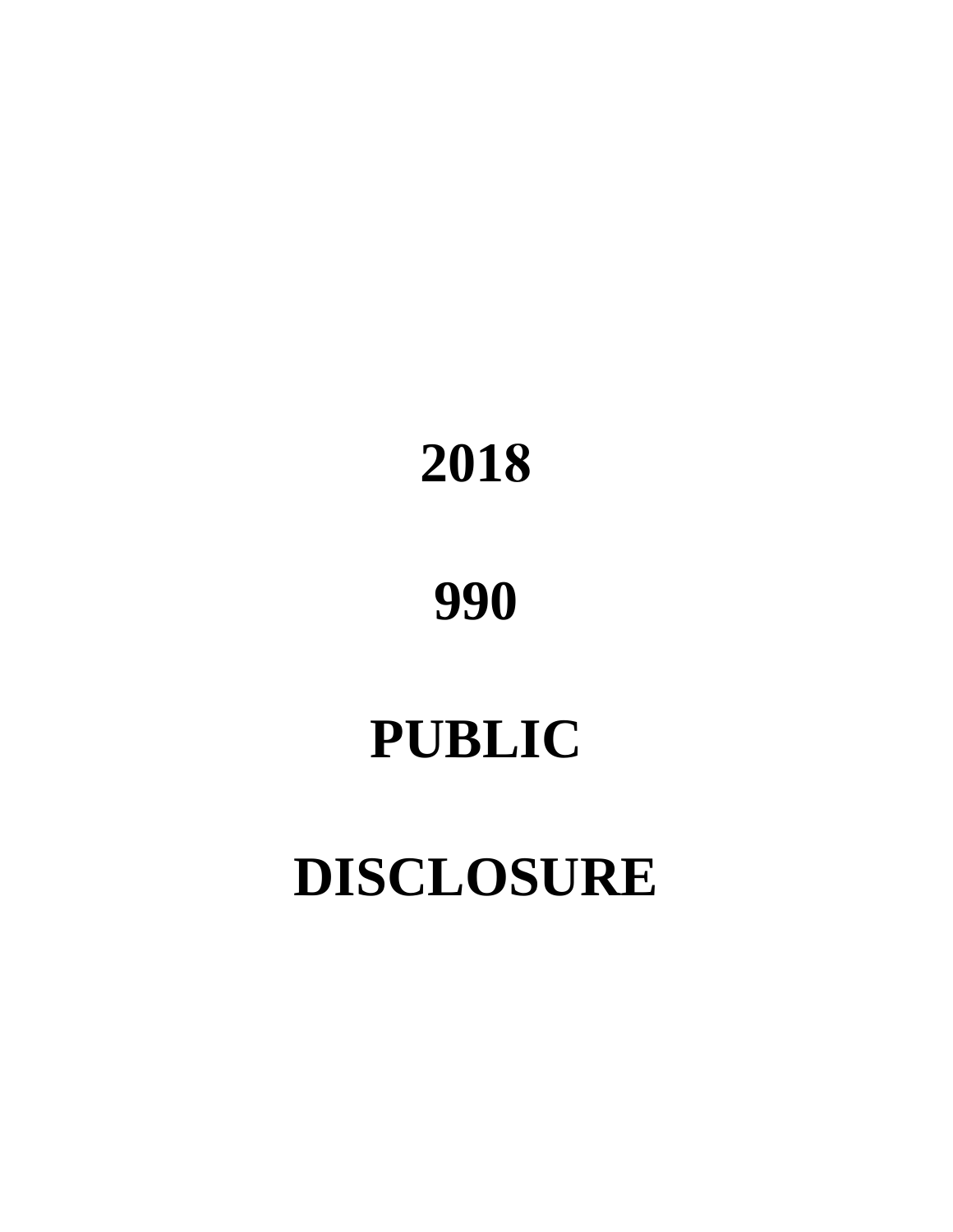# 2018

# 990

# PUBLIC

# DISCLOSURE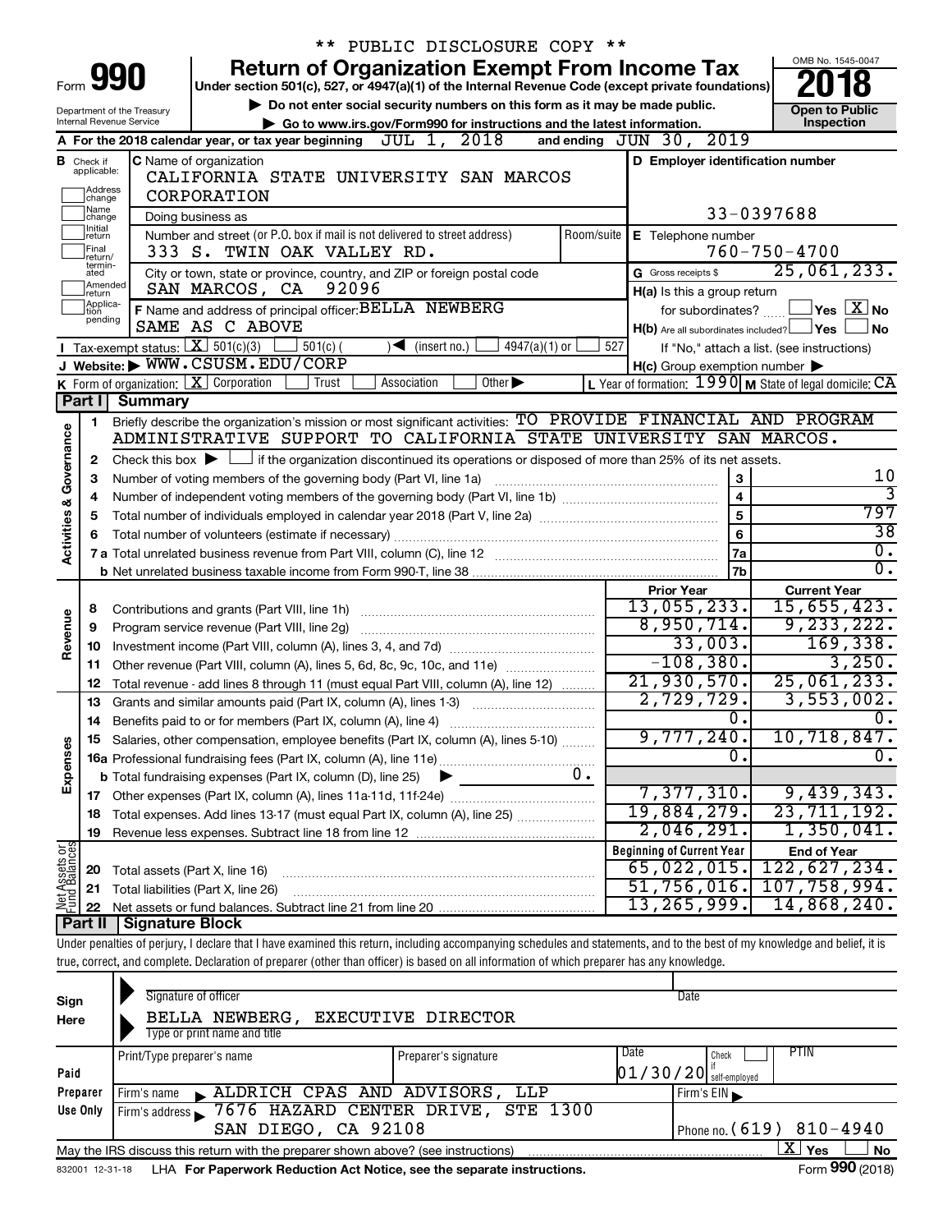** PUBLIC DISCLOSURE COPY **

Form **990** — **Return of Organization Exempt From Income Tax**

Under section 501(c), 527, or 4947(a)(1) of the Internal Revenue Code (except private foundations)

▶ Do not enter social security numbers on this form as it may be made public.

▶ Go to www.irs.gov/Form990 for instructions and the latest information.

Department of the Treasury Internal Revenue Service

OMB No. 1545-0047 | **2018** | **Open to Public Inspection**

**A** For the 2018 calendar year, or tax year beginning JUL 1, 2018 and ending JUN 30, 2019

**B** Check if applicable: ☐ Address change ☐ Name change ☐ Initial return ☐ Final return/terminated ☐ Amended return ☐ Application pending

**C** Name of organization: CALIFORNIA STATE UNIVERSITY SAN MARCOS CORPORATION

Doing business as

Number and street (or P.O. box if mail is not delivered to street address): 333 S. TWIN OAK VALLEY RD. Room/suite

City or town, state or province, country, and ZIP or foreign postal code: SAN MARCOS, CA 92096

**D** Employer identification number: 33-0397688

**E** Telephone number: 760-750-4700

**G** Gross receipts $ 25,061,233.

**F** Name and address of principal officer: BELLA NEWBERG SAME AS C ABOVE

**H(a)** Is this a group return for subordinates? ☐ Yes ☒ No

**H(b)** Are all subordinates included? ☐ Yes ☐ No If "No," attach a list. (see instructions)

**H(c)** Group exemption number ▶

**I** Tax-exempt status: ☒ 501(c)(3) ☐ 501(c) ( ) ◀ (insert no.) ☐ 4947(a)(1) or ☐ 527

**J** Website: ▶ WWW.CSUSM.EDU/CORP

**K** Form of organization: ☒ Corporation ☐ Trust ☐ Association ☐ Other ▶

**L** Year of formation: 1990 **M** State of legal domicile: CA

## Part I Summary

**Activities & Governance**

1. Briefly describe the organization's mission or most significant activities: TO PROVIDE FINANCIAL AND PROGRAM ADMINISTRATIVE SUPPORT TO CALIFORNIA STATE UNIVERSITY SAN MARCOS.
2. Check this box ▶ ☐ if the organization discontinued its operations or disposed of more than 25% of its net assets.

| | | | |
|---|---|---|---|
| 3 | Number of voting members of the governing body (Part VI, line 1a) | 3 | 10 |
| 4 | Number of independent voting members of the governing body (Part VI, line 1b) | 4 | 3 |
| 5 | Total number of individuals employed in calendar year 2018 (Part V, line 2a) | 5 | 797 |
| 6 | Total number of volunteers (estimate if necessary) | 6 | 38 |
| 7a | Total unrelated business revenue from Part VIII, column (C), line 12 | 7a | 0. |
| b | Net unrelated business taxable income from Form 990-T, line 38 | 7b | 0. |

| | | | Prior Year | Current Year |
|---|---|---|---|---|
| **Revenue** | 8 | Contributions and grants (Part VIII, line 1h) | 13,055,233. | 15,655,423. |
| | 9 | Program service revenue (Part VIII, line 2g) | 8,950,714. | 9,233,222. |
| | 10 | Investment income (Part VIII, column (A), lines 3, 4, and 7d) | 33,003. | 169,338. |
| | 11 | Other revenue (Part VIII, column (A), lines 5, 6d, 8c, 9c, 10c, and 11e) | -108,380. | 3,250. |
| | 12 | Total revenue - add lines 8 through 11 (must equal Part VIII, column (A), line 12) | 21,930,570. | 25,061,233. |
| **Expenses** | 13 | Grants and similar amounts paid (Part IX, column (A), lines 1-3) | 2,729,729. | 3,553,002. |
| | 14 | Benefits paid to or for members (Part IX, column (A), line 4) | 0. | 0. |
| | 15 | Salaries, other compensation, employee benefits (Part IX, column (A), lines 5-10) | 9,777,240. | 10,718,847. |
| | 16a | Professional fundraising fees (Part IX, column (A), line 11e) | 0. | 0. |
| | b | Total fundraising expenses (Part IX, column (D), line 25) ▶ 0. | | |
| | 17 | Other expenses (Part IX, column (A), lines 11a-11d, 11f-24e) | 7,377,310. | 9,439,343. |
| | 18 | Total expenses. Add lines 13-17 (must equal Part IX, column (A), line 25) | 19,884,279. | 23,711,192. |
| | 19 | Revenue less expenses. Subtract line 18 from line 12 | 2,046,291. | 1,350,041. |
| | | | **Beginning of Current Year** | **End of Year** |
| **Net Assets or Fund Balances** | 20 | Total assets (Part X, line 16) | 65,022,015. | 122,627,234. |
| | 21 | Total liabilities (Part X, line 26) | 51,756,016. | 107,758,994. |
| | 22 | Net assets or fund balances. Subtract line 21 from line 20 | 13,265,999. | 14,868,240. |

## Part II Signature Block

Under penalties of perjury, I declare that I have examined this return, including accompanying schedules and statements, and to the best of my knowledge and belief, it is true, correct, and complete. Declaration of preparer (other than officer) is based on all information of which preparer has any knowledge.

**Sign Here**

Signature of officer | Date

BELLA NEWBERG, EXECUTIVE DIRECTOR
Type or print name and title

**Paid Preparer Use Only**

| Print/Type preparer's name | Preparer's signature | Date | Check ☐ if self-employed | PTIN |
|---|---|---|---|---|
| | | 01/30/20 | | |

Firm's name ▶ ALDRICH CPAS AND ADVISORS, LLP — Firm's EIN ▶

Firm's address ▶ 7676 HAZARD CENTER DRIVE, STE 1300 SAN DIEGO, CA 92108 — Phone no. (619) 810-4940

May the IRS discuss this return with the preparer shown above? (see instructions) ☒ Yes ☐ No

832001 12-31-18 LHA For Paperwork Reduction Act Notice, see the separate instructions. Form **990** (2018)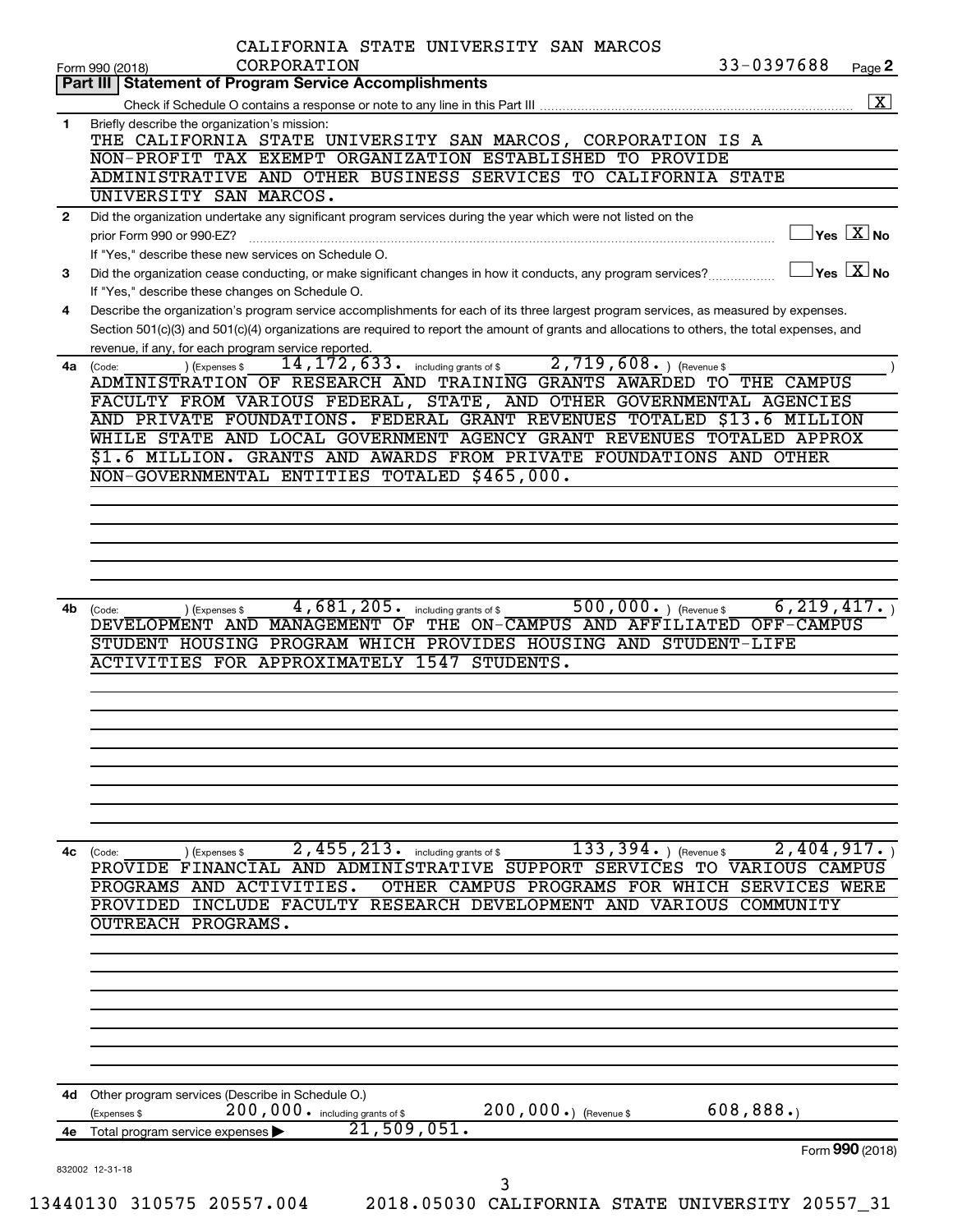CALIFORNIA STATE UNIVERSITY SAN MARCOS CORPORATION 33-0397688

Form 990 (2018) Page **2**

**Part III | Statement of Program Service Accomplishments**

Check if Schedule O contains a response or note to any line in this Part III ..... [X]

**1** Briefly describe the organization's mission:

THE CALIFORNIA STATE UNIVERSITY SAN MARCOS, CORPORATION IS A NON-PROFIT TAX EXEMPT ORGANIZATION ESTABLISHED TO PROVIDE ADMINISTRATIVE AND OTHER BUSINESS SERVICES TO CALIFORNIA STATE UNIVERSITY SAN MARCOS.

**2** Did the organization undertake any significant program services during the year which were not listed on the prior Form 990 or 990-EZ? ..... [ ] Yes [X] No

If "Yes," describe these new services on Schedule O.

**3** Did the organization cease conducting, or make significant changes in how it conducts, any program services? ..... [ ] Yes [X] No

If "Yes," describe these changes on Schedule O.

**4** Describe the organization's program service accomplishments for each of its three largest program services, as measured by expenses. Section 501(c)(3) and 501(c)(4) organizations are required to report the amount of grants and allocations to others, the total expenses, and revenue, if any, for each program service reported.

**4a** (Code: ) (Expenses $ 14,172,633. including grants of $ 2,719,608. ) (Revenue $ )

ADMINISTRATION OF RESEARCH AND TRAINING GRANTS AWARDED TO THE CAMPUS FACULTY FROM VARIOUS FEDERAL, STATE, AND OTHER GOVERNMENTAL AGENCIES AND PRIVATE FOUNDATIONS. FEDERAL GRANT REVENUES TOTALED $13.6 MILLION WHILE STATE AND LOCAL GOVERNMENT AGENCY GRANT REVENUES TOTALED APPROX $1.6 MILLION. GRANTS AND AWARDS FROM PRIVATE FOUNDATIONS AND OTHER NON-GOVERNMENTAL ENTITIES TOTALED $465,000.

**4b** (Code: ) (Expenses $ 4,681,205. including grants of $ 500,000. ) (Revenue $ 6,219,417. )

DEVELOPMENT AND MANAGEMENT OF THE ON-CAMPUS AND AFFILIATED OFF-CAMPUS STUDENT HOUSING PROGRAM WHICH PROVIDES HOUSING AND STUDENT-LIFE ACTIVITIES FOR APPROXIMATELY 1547 STUDENTS.

**4c** (Code: ) (Expenses $ 2,455,213. including grants of $ 133,394. ) (Revenue $ 2,404,917. )

PROVIDE FINANCIAL AND ADMINISTRATIVE SUPPORT SERVICES TO VARIOUS CAMPUS PROGRAMS AND ACTIVITIES. OTHER CAMPUS PROGRAMS FOR WHICH SERVICES WERE PROVIDED INCLUDE FACULTY RESEARCH DEVELOPMENT AND VARIOUS COMMUNITY OUTREACH PROGRAMS.

**4d** Other program services (Describe in Schedule O.)

(Expenses $ 200,000. including grants of $ 200,000. ) (Revenue $ 608,888. )

**4e** Total program service expenses ▶ 21,509,051.

Form **990** (2018)

832002 12-31-18

13440130 310575 20557.004 2018.05030 CALIFORNIA STATE UNIVERSITY 20557_31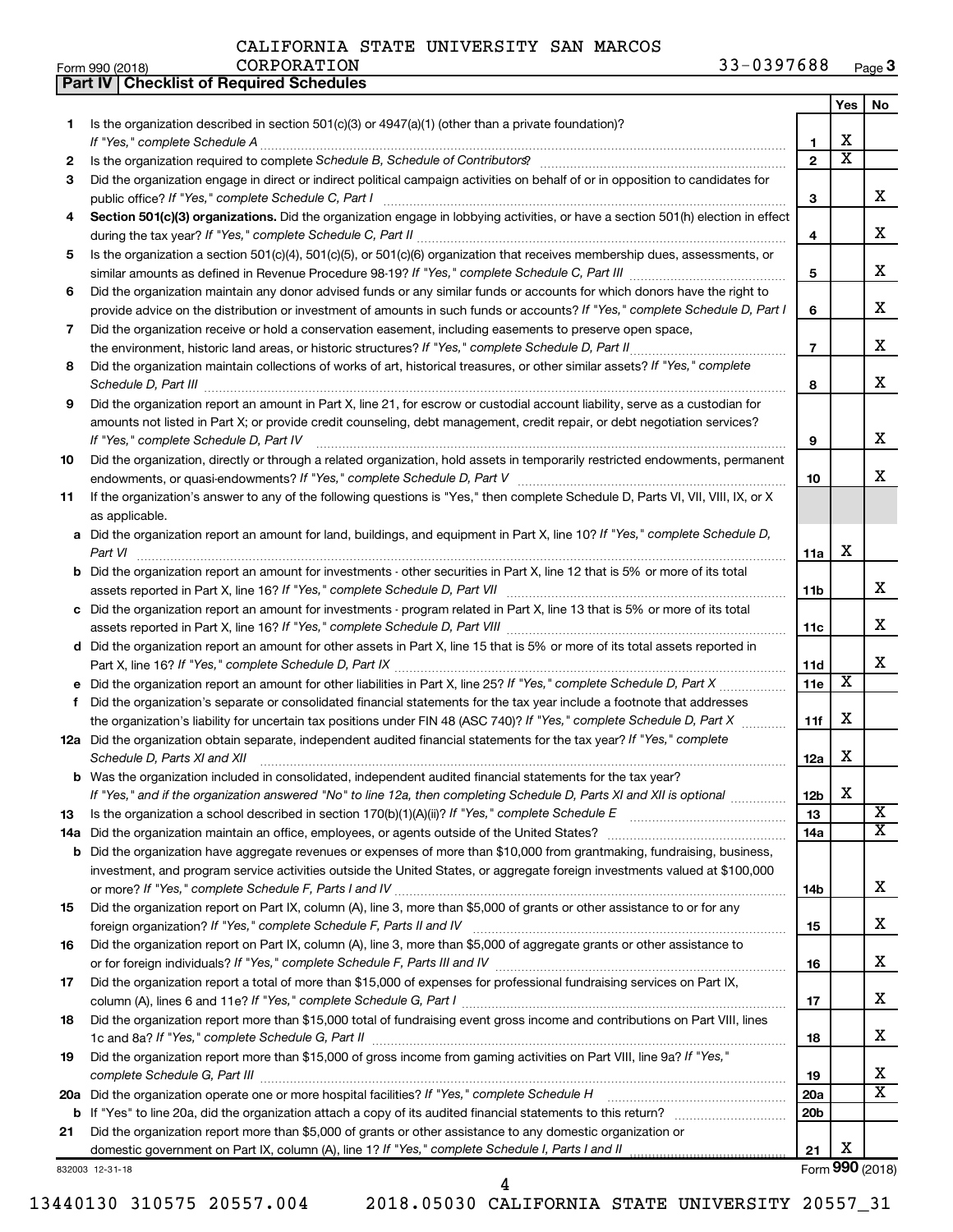CALIFORNIA STATE UNIVERSITY SAN MARCOS CORPORATION 33-0397688

Form 990 (2018)

## Part IV | Checklist of Required Schedules

| | | | Yes | No |
|---|---|---|---|---|
| 1 | Is the organization described in section 501(c)(3) or 4947(a)(1) (other than a private foundation)? *If "Yes," complete Schedule A* | 1 | X | |
| 2 | Is the organization required to complete *Schedule B, Schedule of Contributors*? | 2 | X | |
| 3 | Did the organization engage in direct or indirect political campaign activities on behalf of or in opposition to candidates for public office? *If "Yes," complete Schedule C, Part I* | 3 | | X |
| 4 | **Section 501(c)(3) organizations.** Did the organization engage in lobbying activities, or have a section 501(h) election in effect during the tax year? *If "Yes," complete Schedule C, Part II* | 4 | | X |
| 5 | Is the organization a section 501(c)(4), 501(c)(5), or 501(c)(6) organization that receives membership dues, assessments, or similar amounts as defined in Revenue Procedure 98-19? *If "Yes," complete Schedule C, Part III* | 5 | | X |
| 6 | Did the organization maintain any donor advised funds or any similar funds or accounts for which donors have the right to provide advice on the distribution or investment of amounts in such funds or accounts? *If "Yes," complete Schedule D, Part I* | 6 | | X |
| 7 | Did the organization receive or hold a conservation easement, including easements to preserve open space, the environment, historic land areas, or historic structures? *If "Yes," complete Schedule D, Part II* | 7 | | X |
| 8 | Did the organization maintain collections of works of art, historical treasures, or other similar assets? *If "Yes," complete Schedule D, Part III* | 8 | | X |
| 9 | Did the organization report an amount in Part X, line 21, for escrow or custodial account liability, serve as a custodian for amounts not listed in Part X; or provide credit counseling, debt management, credit repair, or debt negotiation services? *If "Yes," complete Schedule D, Part IV* | 9 | | X |
| 10 | Did the organization, directly or through a related organization, hold assets in temporarily restricted endowments, permanent endowments, or quasi-endowments? *If "Yes," complete Schedule D, Part V* | 10 | | X |
| 11 | If the organization's answer to any of the following questions is "Yes," then complete Schedule D, Parts VI, VII, VIII, IX, or X as applicable. | | | |
| a | Did the organization report an amount for land, buildings, and equipment in Part X, line 10? *If "Yes," complete Schedule D, Part VI* | 11a | X | |
| b | Did the organization report an amount for investments - other securities in Part X, line 12 that is 5% or more of its total assets reported in Part X, line 16? *If "Yes," complete Schedule D, Part VII* | 11b | | X |
| c | Did the organization report an amount for investments - program related in Part X, line 13 that is 5% or more of its total assets reported in Part X, line 16? *If "Yes," complete Schedule D, Part VIII* | 11c | | X |
| d | Did the organization report an amount for other assets in Part X, line 15 that is 5% or more of its total assets reported in Part X, line 16? *If "Yes," complete Schedule D, Part IX* | 11d | | X |
| e | Did the organization report an amount for other liabilities in Part X, line 25? *If "Yes," complete Schedule D, Part X* | 11e | X | |
| f | Did the organization's separate or consolidated financial statements for the tax year include a footnote that addresses the organization's liability for uncertain tax positions under FIN 48 (ASC 740)? *If "Yes," complete Schedule D, Part X* | 11f | X | |
| 12a | Did the organization obtain separate, independent audited financial statements for the tax year? *If "Yes," complete Schedule D, Parts XI and XII* | 12a | X | |
| b | Was the organization included in consolidated, independent audited financial statements for the tax year? *If "Yes," and if the organization answered "No" to line 12a, then completing Schedule D, Parts XI and XII is optional* | 12b | X | |
| 13 | Is the organization a school described in section 170(b)(1)(A)(ii)? *If "Yes," complete Schedule E* | 13 | | X |
| 14a | Did the organization maintain an office, employees, or agents outside of the United States? | 14a | | X |
| b | Did the organization have aggregate revenues or expenses of more than $10,000 from grantmaking, fundraising, business, investment, and program service activities outside the United States, or aggregate foreign investments valued at $100,000 or more? *If "Yes," complete Schedule F, Parts I and IV* | 14b | | X |
| 15 | Did the organization report on Part IX, column (A), line 3, more than $5,000 of grants or other assistance to or for any foreign organization? *If "Yes," complete Schedule F, Parts II and IV* | 15 | | X |
| 16 | Did the organization report on Part IX, column (A), line 3, more than $5,000 of aggregate grants or other assistance to or for foreign individuals? *If "Yes," complete Schedule F, Parts III and IV* | 16 | | X |
| 17 | Did the organization report a total of more than $15,000 of expenses for professional fundraising services on Part IX, column (A), lines 6 and 11e? *If "Yes," complete Schedule G, Part I* | 17 | | X |
| 18 | Did the organization report more than $15,000 total of fundraising event gross income and contributions on Part VIII, lines 1c and 8a? *If "Yes," complete Schedule G, Part II* | 18 | | X |
| 19 | Did the organization report more than $15,000 of gross income from gaming activities on Part VIII, line 9a? *If "Yes," complete Schedule G, Part III* | 19 | | X |
| 20a | Did the organization operate one or more hospital facilities? *If "Yes," complete Schedule H* | 20a | | X |
| b | If "Yes" to line 20a, did the organization attach a copy of its audited financial statements to this return? | 20b | | |
| 21 | Did the organization report more than $5,000 of grants or other assistance to any domestic organization or domestic government on Part IX, column (A), line 1? *If "Yes," complete Schedule I, Parts I and II* | 21 | X | |

832003 12-31-18

Form **990** (2018)

13440130 310575 20557.004 2018.05030 CALIFORNIA STATE UNIVERSITY 20557_31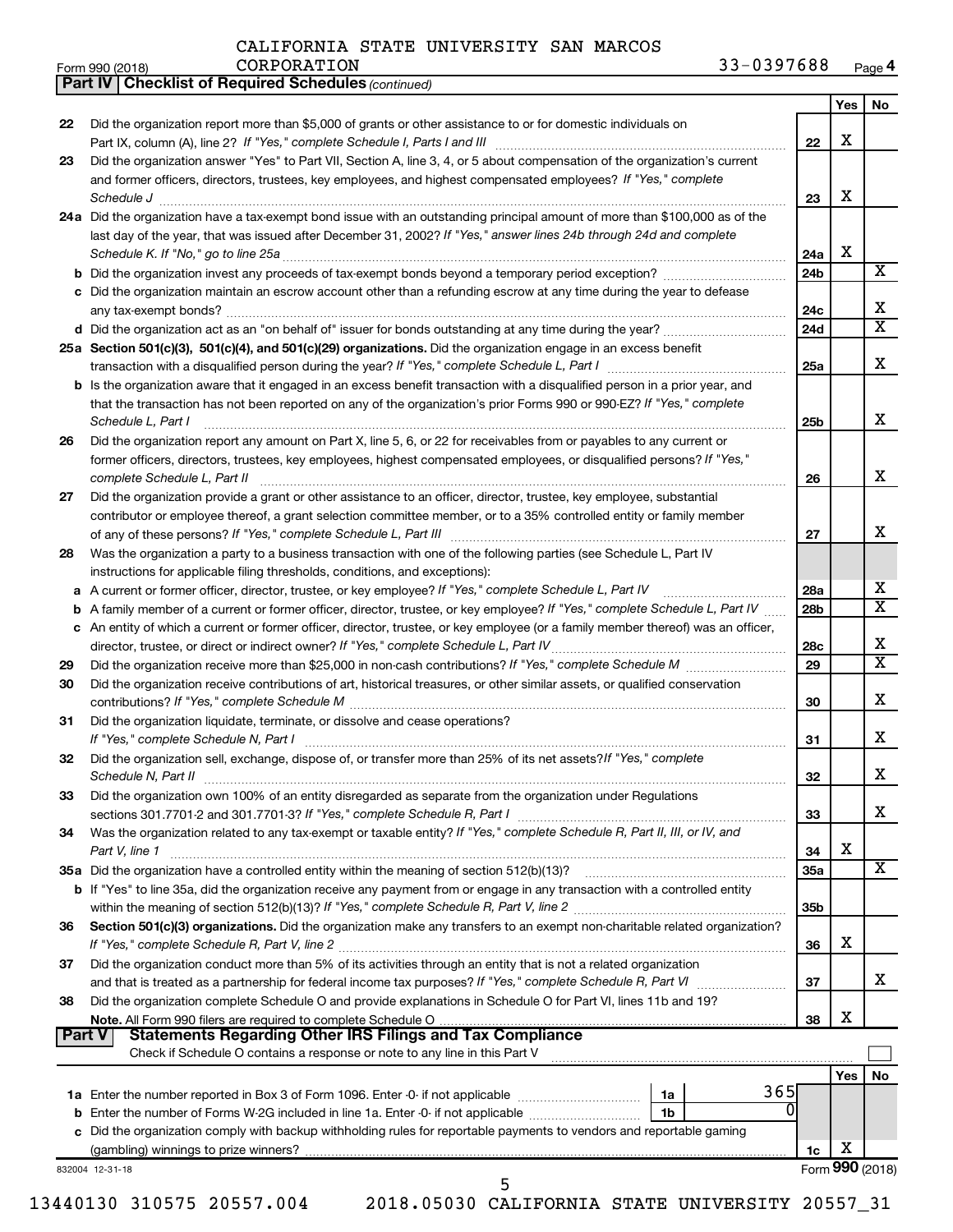CALIFORNIA STATE UNIVERSITY SAN MARCOS CORPORATION 33-0397688

Form 990 (2018) Page 4

**Part IV Checklist of Required Schedules** *(continued)*

| | | | Yes | No |
|---|---|---|---|---|
| 22 | Did the organization report more than $5,000 of grants or other assistance to or for domestic individuals on Part IX, column (A), line 2? *If "Yes," complete Schedule I, Parts I and III* | 22 | X | |
| 23 | Did the organization answer "Yes" to Part VII, Section A, line 3, 4, or 5 about compensation of the organization's current and former officers, directors, trustees, key employees, and highest compensated employees? *If "Yes," complete Schedule J* | 23 | X | |
| 24a | Did the organization have a tax-exempt bond issue with an outstanding principal amount of more than $100,000 as of the last day of the year, that was issued after December 31, 2002? *If "Yes," answer lines 24b through 24d and complete Schedule K. If "No," go to line 25a* | 24a | X | |
| b | Did the organization invest any proceeds of tax-exempt bonds beyond a temporary period exception? | 24b | | X |
| c | Did the organization maintain an escrow account other than a refunding escrow at any time during the year to defease any tax-exempt bonds? | 24c | | X |
| d | Did the organization act as an "on behalf of" issuer for bonds outstanding at any time during the year? | 24d | | X |
| 25a | **Section 501(c)(3), 501(c)(4), and 501(c)(29) organizations.** Did the organization engage in an excess benefit transaction with a disqualified person during the year? *If "Yes," complete Schedule L, Part I* | 25a | | X |
| b | Is the organization aware that it engaged in an excess benefit transaction with a disqualified person in a prior year, and that the transaction has not been reported on any of the organization's prior Forms 990 or 990-EZ? *If "Yes," complete Schedule L, Part I* | 25b | | X |
| 26 | Did the organization report any amount on Part X, line 5, 6, or 22 for receivables from or payables to any current or former officers, directors, trustees, key employees, highest compensated employees, or disqualified persons? *If "Yes," complete Schedule L, Part II* | 26 | | X |
| 27 | Did the organization provide a grant or other assistance to an officer, director, trustee, key employee, substantial contributor or employee thereof, a grant selection committee member, or to a 35% controlled entity or family member of any of these persons? *If "Yes," complete Schedule L, Part III* | 27 | | X |
| 28 | Was the organization a party to a business transaction with one of the following parties (see Schedule L, Part IV instructions for applicable filing thresholds, conditions, and exceptions): | | | |
| a | A current or former officer, director, trustee, or key employee? *If "Yes," complete Schedule L, Part IV* | 28a | | X |
| b | A family member of a current or former officer, director, trustee, or key employee? *If "Yes," complete Schedule L, Part IV* | 28b | | X |
| c | An entity of which a current or former officer, director, trustee, or key employee (or a family member thereof) was an officer, director, trustee, or direct or indirect owner? *If "Yes," complete Schedule L, Part IV* | 28c | | X |
| 29 | Did the organization receive more than $25,000 in non-cash contributions? *If "Yes," complete Schedule M* | 29 | | X |
| 30 | Did the organization receive contributions of art, historical treasures, or other similar assets, or qualified conservation contributions? *If "Yes," complete Schedule M* | 30 | | X |
| 31 | Did the organization liquidate, terminate, or dissolve and cease operations? *If "Yes," complete Schedule N, Part I* | 31 | | X |
| 32 | Did the organization sell, exchange, dispose of, or transfer more than 25% of its net assets? *If "Yes," complete Schedule N, Part II* | 32 | | X |
| 33 | Did the organization own 100% of an entity disregarded as separate from the organization under Regulations sections 301.7701-2 and 301.7701-3? *If "Yes," complete Schedule R, Part I* | 33 | | X |
| 34 | Was the organization related to any tax-exempt or taxable entity? *If "Yes," complete Schedule R, Part II, III, or IV, and Part V, line 1* | 34 | X | |
| 35a | Did the organization have a controlled entity within the meaning of section 512(b)(13)? | 35a | | X |
| b | If "Yes" to line 35a, did the organization receive any payment from or engage in any transaction with a controlled entity within the meaning of section 512(b)(13)? *If "Yes," complete Schedule R, Part V, line 2* | 35b | | |
| 36 | **Section 501(c)(3) organizations.** Did the organization make any transfers to an exempt non-charitable related organization? *If "Yes," complete Schedule R, Part V, line 2* | 36 | X | |
| 37 | Did the organization conduct more than 5% of its activities through an entity that is not a related organization and that is treated as a partnership for federal income tax purposes? *If "Yes," complete Schedule R, Part VI* | 37 | | X |
| 38 | Did the organization complete Schedule O and provide explanations in Schedule O for Part VI, lines 11b and 19? **Note.** All Form 990 filers are required to complete Schedule O | 38 | X | |

**Part V Statements Regarding Other IRS Filings and Tax Compliance**

Check if Schedule O contains a response or note to any line in this Part V

| | | | | | Yes | No |
|---|---|---|---|---|---|---|
| 1a | Enter the number reported in Box 3 of Form 1096. Enter -0- if not applicable | 1a | 365 | | | |
| b | Enter the number of Forms W-2G included in line 1a. Enter -0- if not applicable | 1b | 0 | | | |
| c | Did the organization comply with backup withholding rules for reportable payments to vendors and reportable gaming (gambling) winnings to prize winners? | | | 1c | X | |

832004 12-31-18

Form **990** (2018)

13440130 310575 20557.004 2018.05030 CALIFORNIA STATE UNIVERSITY 20557_31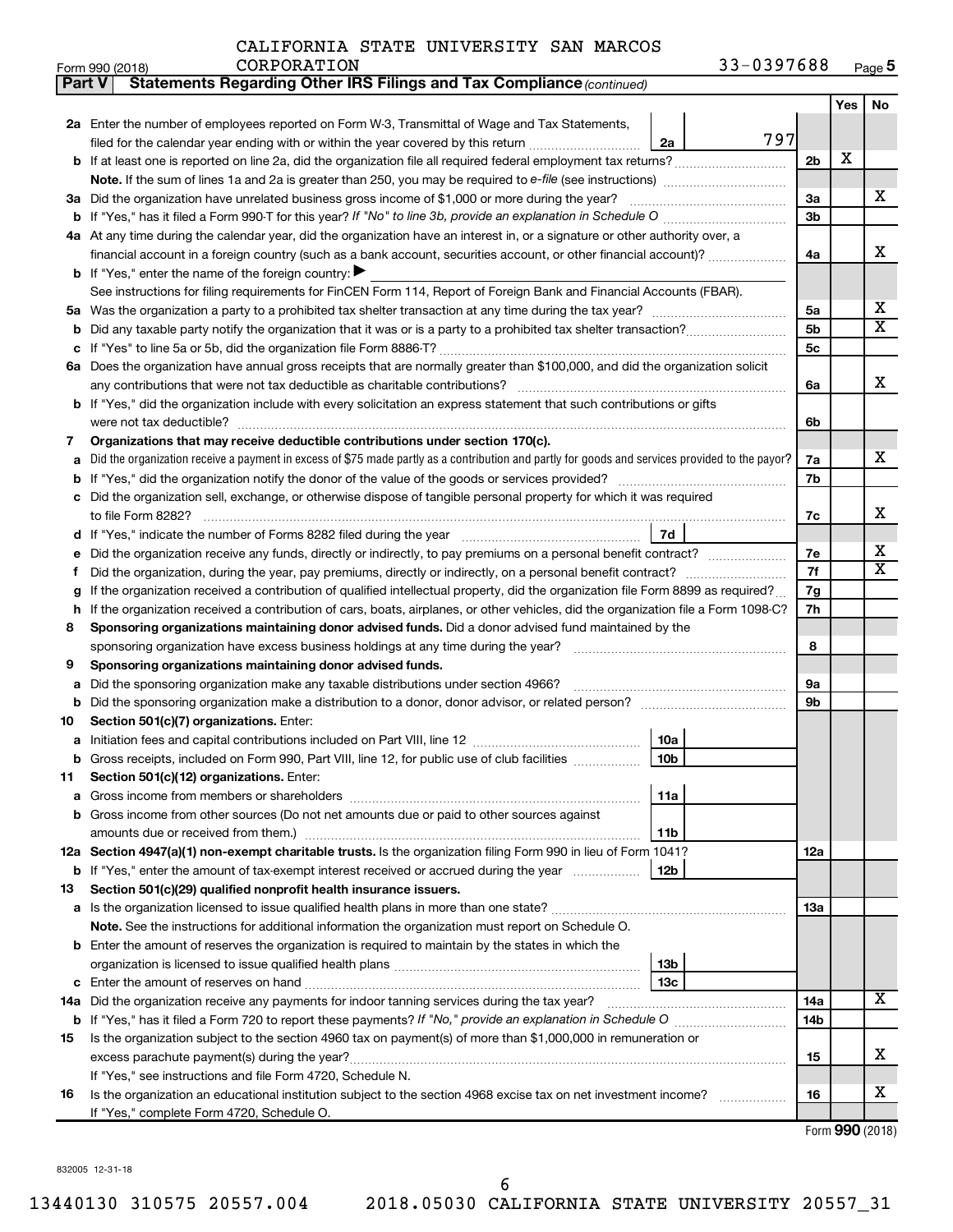CALIFORNIA STATE UNIVERSITY SAN MARCOS CORPORATION 33-0397688

Form 990 (2018)

**Part V Statements Regarding Other IRS Filings and Tax Compliance** *(continued)*

| Line | Description | | | Ref | Yes | No |
|---|---|---|---|---|---|---|
| 2a | Enter the number of employees reported on Form W-3, Transmittal of Wage and Tax Statements, filed for the calendar year ending with or within the year covered by this return | 2a | 797 | | | |
| b | If at least one is reported on line 2a, did the organization file all required federal employment tax returns? | | | 2b | X | |
| | **Note.** If the sum of lines 1a and 2a is greater than 250, you may be required to *e-file* (see instructions) | | | | | |
| 3a | Did the organization have unrelated business gross income of $1,000 or more during the year? | | | 3a | | X |
| b | If "Yes," has it filed a Form 990-T for this year? *If "No" to line 3b, provide an explanation in Schedule O* | | | 3b | | |
| 4a | At any time during the calendar year, did the organization have an interest in, or a signature or other authority over, a financial account in a foreign country (such as a bank account, securities account, or other financial account)? | | | 4a | | X |
| b | If "Yes," enter the name of the foreign country: ▶ | | | | | |
| | See instructions for filing requirements for FinCEN Form 114, Report of Foreign Bank and Financial Accounts (FBAR). | | | | | |
| 5a | Was the organization a party to a prohibited tax shelter transaction at any time during the tax year? | | | 5a | | X |
| b | Did any taxable party notify the organization that it was or is a party to a prohibited tax shelter transaction? | | | 5b | | X |
| c | If "Yes" to line 5a or 5b, did the organization file Form 8886-T? | | | 5c | | |
| 6a | Does the organization have annual gross receipts that are normally greater than $100,000, and did the organization solicit any contributions that were not tax deductible as charitable contributions? | | | 6a | | X |
| b | If "Yes," did the organization include with every solicitation an express statement that such contributions or gifts were not tax deductible? | | | 6b | | |
| 7 | **Organizations that may receive deductible contributions under section 170(c).** | | | | | |
| a | Did the organization receive a payment in excess of $75 made partly as a contribution and partly for goods and services provided to the payor? | | | 7a | | X |
| b | If "Yes," did the organization notify the donor of the value of the goods or services provided? | | | 7b | | |
| c | Did the organization sell, exchange, or otherwise dispose of tangible personal property for which it was required to file Form 8282? | | | 7c | | X |
| d | If "Yes," indicate the number of Forms 8282 filed during the year | 7d | | | | |
| e | Did the organization receive any funds, directly or indirectly, to pay premiums on a personal benefit contract? | | | 7e | | X |
| f | Did the organization, during the year, pay premiums, directly or indirectly, on a personal benefit contract? | | | 7f | | X |
| g | If the organization received a contribution of qualified intellectual property, did the organization file Form 8899 as required? | | | 7g | | |
| h | If the organization received a contribution of cars, boats, airplanes, or other vehicles, did the organization file a Form 1098-C? | | | 7h | | |
| 8 | **Sponsoring organizations maintaining donor advised funds.** Did a donor advised fund maintained by the sponsoring organization have excess business holdings at any time during the year? | | | 8 | | |
| 9 | **Sponsoring organizations maintaining donor advised funds.** | | | | | |
| a | Did the sponsoring organization make any taxable distributions under section 4966? | | | 9a | | |
| b | Did the sponsoring organization make a distribution to a donor, donor advisor, or related person? | | | 9b | | |
| 10 | **Section 501(c)(7) organizations.** Enter: | | | | | |
| a | Initiation fees and capital contributions included on Part VIII, line 12 | 10a | | | | |
| b | Gross receipts, included on Form 990, Part VIII, line 12, for public use of club facilities | 10b | | | | |
| 11 | **Section 501(c)(12) organizations.** Enter: | | | | | |
| a | Gross income from members or shareholders | 11a | | | | |
| b | Gross income from other sources (Do not net amounts due or paid to other sources against amounts due or received from them.) | 11b | | | | |
| 12a | **Section 4947(a)(1) non-exempt charitable trusts.** Is the organization filing Form 990 in lieu of Form 1041? | | | 12a | | |
| b | If "Yes," enter the amount of tax-exempt interest received or accrued during the year | 12b | | | | |
| 13 | **Section 501(c)(29) qualified nonprofit health insurance issuers.** | | | | | |
| a | Is the organization licensed to issue qualified health plans in more than one state? | | | 13a | | |
| | **Note.** See the instructions for additional information the organization must report on Schedule O. | | | | | |
| b | Enter the amount of reserves the organization is required to maintain by the states in which the organization is licensed to issue qualified health plans | 13b | | | | |
| c | Enter the amount of reserves on hand | 13c | | | | |
| 14a | Did the organization receive any payments for indoor tanning services during the tax year? | | | 14a | | X |
| b | If "Yes," has it filed a Form 720 to report these payments? *If "No," provide an explanation in Schedule O* | | | 14b | | |
| 15 | Is the organization subject to the section 4960 tax on payment(s) of more than $1,000,000 in remuneration or excess parachute payment(s) during the year? | | | 15 | | X |
| | If "Yes," see instructions and file Form 4720, Schedule N. | | | | | |
| 16 | Is the organization an educational institution subject to the section 4968 excise tax on net investment income? | | | 16 | | X |
| | If "Yes," complete Form 4720, Schedule O. | | | | | |

Form **990** (2018)

832005 12-31-18

13440130 310575 20557.004 2018.05030 CALIFORNIA STATE UNIVERSITY 20557_31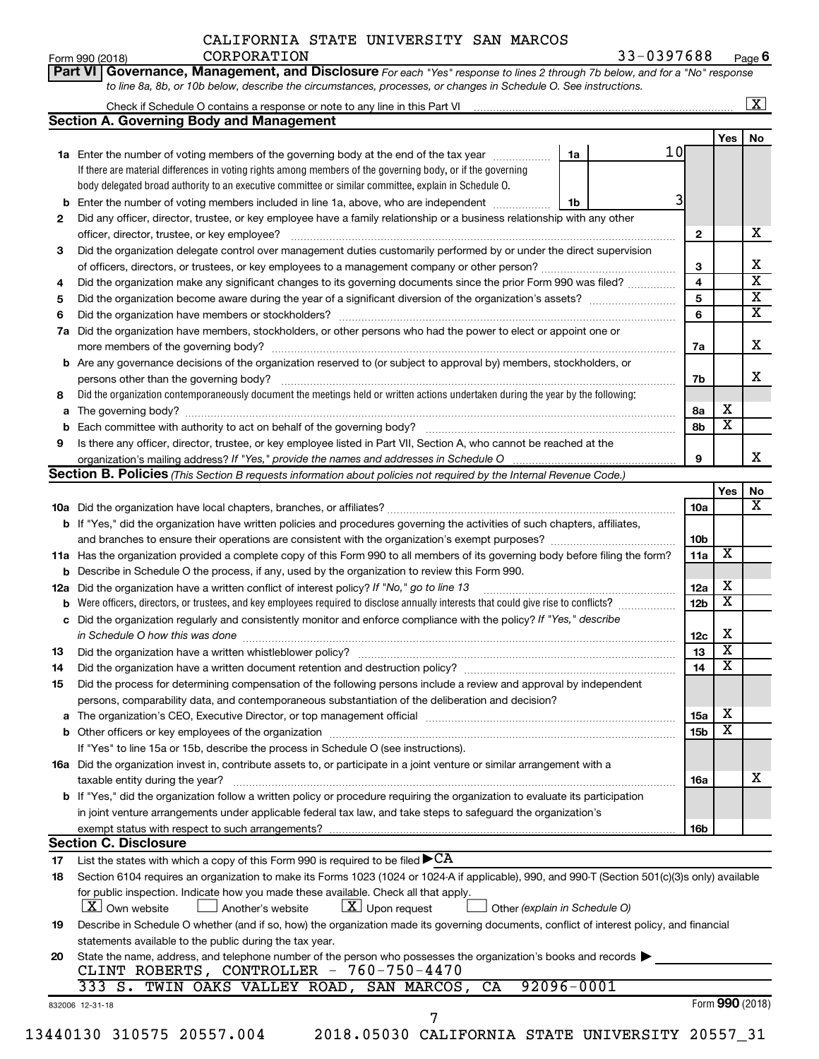CALIFORNIA STATE UNIVERSITY SAN MARCOS CORPORATION — 33-0397688 — Form 990 (2018) Page 6

**Part VI Governance, Management, and Disclosure** *For each "Yes" response to lines 2 through 7b below, and for a "No" response to line 8a, 8b, or 10b below, describe the circumstances, processes, or changes in Schedule O. See instructions.*

Check if Schedule O contains a response or note to any line in this Part VI ... [X]

## Section A. Governing Body and Management

| | | | | Yes | No |
|---|---|---|---|---|---|
| **1a** | Enter the number of voting members of the governing body at the end of the tax year — 1a: 10. If there are material differences in voting rights among members of the governing body, or if the governing body delegated broad authority to an executive committee or similar committee, explain in Schedule O. | | | | |
| **b** | Enter the number of voting members included in line 1a, above, who are independent — 1b: 3 | | | | |
| **2** | Did any officer, director, trustee, or key employee have a family relationship or a business relationship with any other officer, director, trustee, or key employee? | | 2 | | X |
| **3** | Did the organization delegate control over management duties customarily performed by or under the direct supervision of officers, directors, or trustees, or key employees to a management company or other person? | | 3 | | X |
| **4** | Did the organization make any significant changes to its governing documents since the prior Form 990 was filed? | | 4 | | X |
| **5** | Did the organization become aware during the year of a significant diversion of the organization's assets? | | 5 | | X |
| **6** | Did the organization have members or stockholders? | | 6 | | X |
| **7a** | Did the organization have members, stockholders, or other persons who had the power to elect or appoint one or more members of the governing body? | | 7a | | X |
| **b** | Are any governance decisions of the organization reserved to (or subject to approval by) members, stockholders, or persons other than the governing body? | | 7b | | X |
| **8** | Did the organization contemporaneously document the meetings held or written actions undertaken during the year by the following: | | | | |
| **a** | The governing body? | | 8a | X | |
| **b** | Each committee with authority to act on behalf of the governing body? | | 8b | X | |
| **9** | Is there any officer, director, trustee, or key employee listed in Part VII, Section A, who cannot be reached at the organization's mailing address? *If "Yes," provide the names and addresses in Schedule O* | | 9 | | X |

## Section B. Policies *(This Section B requests information about policies not required by the Internal Revenue Code.)*

| | | | Yes | No |
|---|---|---|---|---|
| **10a** | Did the organization have local chapters, branches, or affiliates? | 10a | | X |
| **b** | If "Yes," did the organization have written policies and procedures governing the activities of such chapters, affiliates, and branches to ensure their operations are consistent with the organization's exempt purposes? | 10b | | |
| **11a** | Has the organization provided a complete copy of this Form 990 to all members of its governing body before filing the form? | 11a | X | |
| **b** | Describe in Schedule O the process, if any, used by the organization to review this Form 990. | | | |
| **12a** | Did the organization have a written conflict of interest policy? *If "No," go to line 13* | 12a | X | |
| **b** | Were officers, directors, or trustees, and key employees required to disclose annually interests that could give rise to conflicts? | 12b | X | |
| **c** | Did the organization regularly and consistently monitor and enforce compliance with the policy? *If "Yes," describe in Schedule O how this was done* | 12c | X | |
| **13** | Did the organization have a written whistleblower policy? | 13 | X | |
| **14** | Did the organization have a written document retention and destruction policy? | 14 | X | |
| **15** | Did the process for determining compensation of the following persons include a review and approval by independent persons, comparability data, and contemporaneous substantiation of the deliberation and decision? | | | |
| **a** | The organization's CEO, Executive Director, or top management official | 15a | X | |
| **b** | Other officers or key employees of the organization | 15b | X | |
| | If "Yes" to line 15a or 15b, describe the process in Schedule O (see instructions). | | | |
| **16a** | Did the organization invest in, contribute assets to, or participate in a joint venture or similar arrangement with a taxable entity during the year? | 16a | | X |
| **b** | If "Yes," did the organization follow a written policy or procedure requiring the organization to evaluate its participation in joint venture arrangements under applicable federal tax law, and take steps to safeguard the organization's exempt status with respect to such arrangements? | 16b | | |

## Section C. Disclosure

**17** List the states with which a copy of this Form 990 is required to be filed ▶ CA

**18** Section 6104 requires an organization to make its Forms 1023 (1024 or 1024-A if applicable), 990, and 990-T (Section 501(c)(3)s only) available for public inspection. Indicate how you made these available. Check all that apply.

[X] Own website  [ ] Another's website  [X] Upon request  [ ] Other *(explain in Schedule O)*

**19** Describe in Schedule O whether (and if so, how) the organization made its governing documents, conflict of interest policy, and financial statements available to the public during the tax year.

**20** State the name, address, and telephone number of the person who possesses the organization's books and records ▶

CLINT ROBERTS, CONTROLLER - 760-750-4470
333 S. TWIN OAKS VALLEY ROAD, SAN MARCOS, CA 92096-0001

832006 12-31-18 — Form **990** (2018)

13440130 310575 20557.004 2018.05030 CALIFORNIA STATE UNIVERSITY 20557_31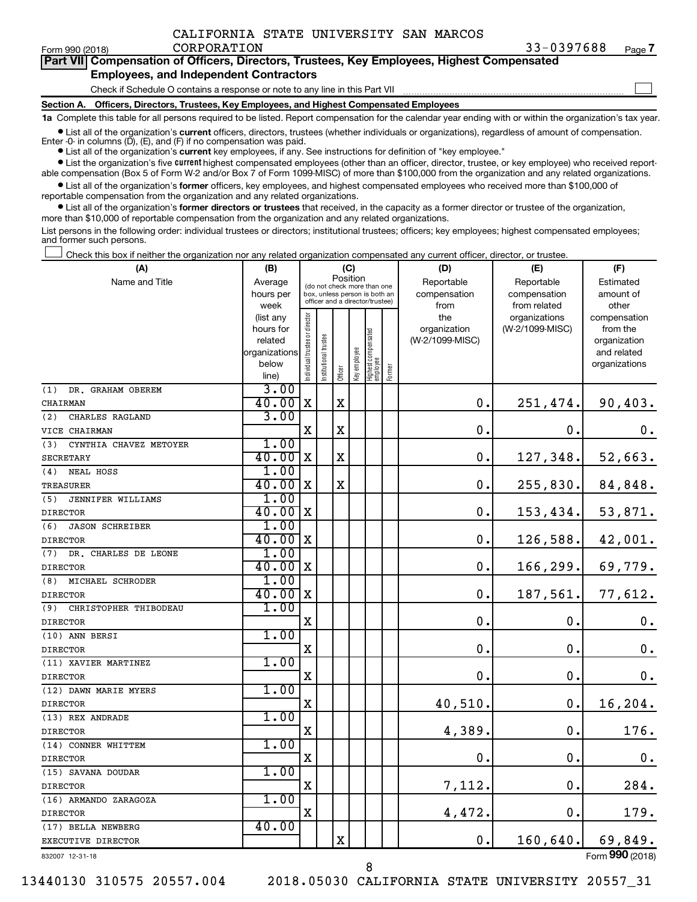CALIFORNIA STATE UNIVERSITY SAN MARCOS CORPORATION 33-0397688

Form 990 (2018) Page 7

**Part VII Compensation of Officers, Directors, Trustees, Key Employees, Highest Compensated Employees, and Independent Contractors**

Check if Schedule O contains a response or note to any line in this Part VII

**Section A. Officers, Directors, Trustees, Key Employees, and Highest Compensated Employees**

**1a** Complete this table for all persons required to be listed. Report compensation for the calendar year ending with or within the organization's tax year.

- List all of the organization's **current** officers, directors, trustees (whether individuals or organizations), regardless of amount of compensation. Enter -0- in columns (D), (E), and (F) if no compensation was paid.
- List all of the organization's **current** key employees, if any. See instructions for definition of "key employee."
- List the organization's five **current** highest compensated employees (other than an officer, director, trustee, or key employee) who received reportable compensation (Box 5 of Form W-2 and/or Box 7 of Form 1099-MISC) of more than $100,000 from the organization and any related organizations.
- List all of the organization's **former** officers, key employees, and highest compensated employees who received more than $100,000 of reportable compensation from the organization and any related organizations.
- List all of the organization's **former directors or trustees** that received, in the capacity as a former director or trustee of the organization, more than $10,000 of reportable compensation from the organization and any related organizations.

List persons in the following order: individual trustees or directors; institutional trustees; officers; key employees; highest compensated employees; and former such persons.

Check this box if neither the organization nor any related organization compensated any current officer, director, or trustee.

| (A) Name and Title | (B) Average hours per week (list any hours for related organizations below line) | (C) Position: Individual trustee or director | Institutional trustee | Officer | Key employee | Highest compensated employee | Former | (D) Reportable compensation from the organization (W-2/1099-MISC) | (E) Reportable compensation from related organizations (W-2/1099-MISC) | (F) Estimated amount of other compensation from the organization and related organizations |
|---|---|---|---|---|---|---|---|---|---|---|
| (1) DR. GRAHAM OBEREM<br>CHAIRMAN | 3.00<br>40.00 | X | | X | | | | 0. | 251,474. | 90,403. |
| (2) CHARLES RAGLAND<br>VICE CHAIRMAN | 3.00 | X | | X | | | | 0. | 0. | 0. |
| (3) CYNTHIA CHAVEZ METOYER<br>SECRETARY | 1.00<br>40.00 | X | | X | | | | 0. | 127,348. | 52,663. |
| (4) NEAL HOSS<br>TREASURER | 1.00<br>40.00 | X | | X | | | | 0. | 255,830. | 84,848. |
| (5) JENNIFER WILLIAMS<br>DIRECTOR | 1.00<br>40.00 | X | | | | | | 0. | 153,434. | 53,871. |
| (6) JASON SCHREIBER<br>DIRECTOR | 1.00<br>40.00 | X | | | | | | 0. | 126,588. | 42,001. |
| (7) DR. CHARLES DE LEONE<br>DIRECTOR | 1.00<br>40.00 | X | | | | | | 0. | 166,299. | 69,779. |
| (8) MICHAEL SCHRODER<br>DIRECTOR | 1.00<br>40.00 | X | | | | | | 0. | 187,561. | 77,612. |
| (9) CHRISTOPHER THIBODEAU<br>DIRECTOR | 1.00 | X | | | | | | 0. | 0. | 0. |
| (10) ANN BERSI<br>DIRECTOR | 1.00 | X | | | | | | 0. | 0. | 0. |
| (11) XAVIER MARTINEZ<br>DIRECTOR | 1.00 | X | | | | | | 0. | 0. | 0. |
| (12) DAWN MARIE MYERS<br>DIRECTOR | 1.00 | X | | | | | | 40,510. | 0. | 16,204. |
| (13) REX ANDRADE<br>DIRECTOR | 1.00 | X | | | | | | 4,389. | 0. | 176. |
| (14) CONNER WHITTEM<br>DIRECTOR | 1.00 | X | | | | | | 0. | 0. | 0. |
| (15) SAVANA DOUDAR<br>DIRECTOR | 1.00 | X | | | | | | 7,112. | 0. | 284. |
| (16) ARMANDO ZARAGOZA<br>DIRECTOR | 1.00 | X | | | | | | 4,472. | 0. | 179. |
| (17) BELLA NEWBERG<br>EXECUTIVE DIRECTOR | 40.00 | | | X | | | | 0. | 160,640. | 69,849. |

832007 12-31-18 Form 990 (2018)

13440130 310575 20557.004 2018.05030 CALIFORNIA STATE UNIVERSITY 20557_31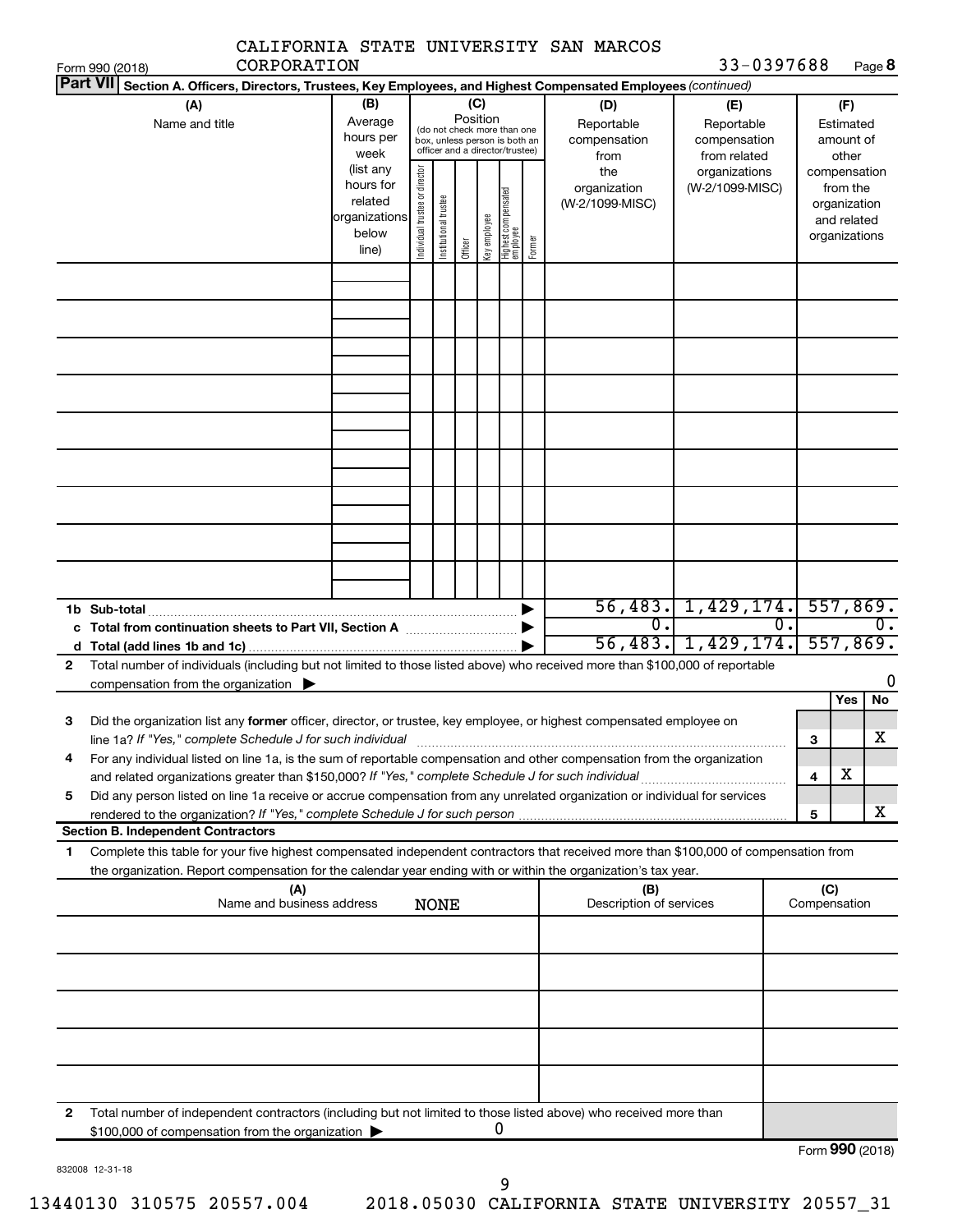Form 990 (2018) CALIFORNIA STATE UNIVERSITY SAN MARCOS CORPORATION 33-0397688 Page 8

**Part VII Section A. Officers, Directors, Trustees, Key Employees, and Highest Compensated Employees** *(continued)*

| (A) Name and title | (B) Average hours per week (list any hours for related organizations below line) | (C) Position (do not check more than one box, unless person is both an officer and a director/trustee): Individual trustee or director | Institutional trustee | Officer | Key employee | Highest compensated employee | Former | (D) Reportable compensation from the organization (W-2/1099-MISC) | (E) Reportable compensation from related organizations (W-2/1099-MISC) | (F) Estimated amount of other compensation from the organization and related organizations |
|---|---|---|---|---|---|---|---|---|---|---|
| | | | | | | | | | | |
| | | | | | | | | | | |
| | | | | | | | | | | |
| | | | | | | | | | | |
| | | | | | | | | | | |
| | | | | | | | | | | |
| | | | | | | | | | | |
| | | | | | | | | | | |
| | | | | | | | | | | |
| **1b Sub-total** | | | | | | | | 56,483. | 1,429,174. | 557,869. |
| **c Total from continuation sheets to Part VII, Section A** | | | | | | | | 0. | 0. | 0. |
| **d Total (add lines 1b and 1c)** | | | | | | | | 56,483. | 1,429,174. | 557,869. |

**2** Total number of individuals (including but not limited to those listed above) who received more than $100,000 of reportable compensation from the organization ▶ 0

| | | Yes | No |
|---|---|---|---|
| **3** Did the organization list any **former** officer, director, or trustee, key employee, or highest compensated employee on line 1a? *If "Yes," complete Schedule J for such individual* | 3 | | X |
| **4** For any individual listed on line 1a, is the sum of reportable compensation and other compensation from the organization and related organizations greater than $150,000? *If "Yes," complete Schedule J for such individual* | 4 | X | |
| **5** Did any person listed on line 1a receive or accrue compensation from any unrelated organization or individual for services rendered to the organization? *If "Yes," complete Schedule J for such person* | 5 | | X |

**Section B. Independent Contractors**

**1** Complete this table for your five highest compensated independent contractors that received more than $100,000 of compensation from the organization. Report compensation for the calendar year ending with or within the organization's tax year.

| (A) Name and business address | (B) Description of services | (C) Compensation |
|---|---|---|
| NONE | | |
| | | |
| | | |
| | | |
| | | |
| | | |

**2** Total number of independent contractors (including but not limited to those listed above) who received more than $100,000 of compensation from the organization ▶ 0

Form **990** (2018)

832008 12-31-18

13440130 310575 20557.004 2018.05030 CALIFORNIA STATE UNIVERSITY 20557_31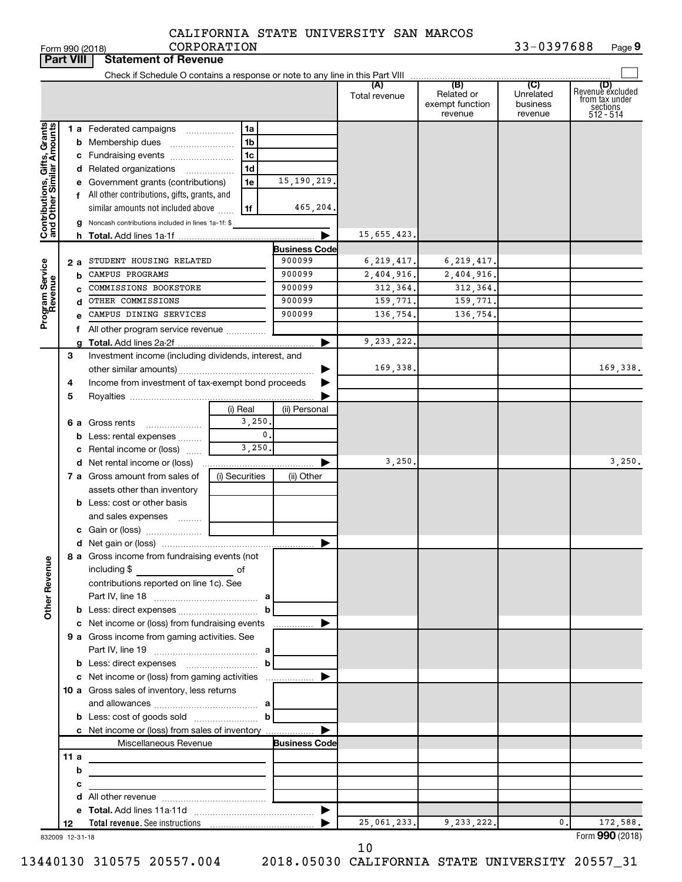CALIFORNIA STATE UNIVERSITY SAN MARCOS CORPORATION

Form 990 (2018) 33-0397688 Page **9**

**Part VIII Statement of Revenue**

Check if Schedule O contains a response or note to any line in this Part VIII

| | | | | (A) Total revenue | (B) Related or exempt function revenue | (C) Unrelated business revenue | (D) Revenue excluded from tax under sections 512 - 514 |
|---|---|---|---|---|---|---|---|
| **Contributions, Gifts, Grants and Other Similar Amounts** | 1 a Federated campaigns | 1a | | | | | |
| | b Membership dues | 1b | | | | | |
| | c Fundraising events | 1c | | | | | |
| | d Related organizations | 1d | | | | | |
| | e Government grants (contributions) | 1e | 15,190,219. | | | | |
| | f All other contributions, gifts, grants, and similar amounts not included above | 1f | 465,204. | | | | |
| | g Noncash contributions included in lines 1a-1f: $ | | | | | | |
| | h **Total.** Add lines 1a-1f | | | 15,655,423. | | | |
| **Program Service Revenue** | | | **Business Code** | | | | |
| | 2 a STUDENT HOUSING RELATED | | 900099 | 6,219,417. | 6,219,417. | | |
| | b CAMPUS PROGRAMS | | 900099 | 2,404,916. | 2,404,916. | | |
| | c COMMISSIONS BOOKSTORE | | 900099 | 312,364. | 312,364. | | |
| | d OTHER COMMISSIONS | | 900099 | 159,771. | 159,771. | | |
| | e CAMPUS DINING SERVICES | | 900099 | 136,754. | 136,754. | | |
| | f All other program service revenue | | | | | | |
| | g **Total.** Add lines 2a-2f | | | 9,233,222. | | | |
| **Other Revenue** | 3 Investment income (including dividends, interest, and other similar amounts) | | | 169,338. | | | 169,338. |
| | 4 Income from investment of tax-exempt bond proceeds | | | | | | |
| | 5 Royalties | | | | | | |
| | | (i) Real | (ii) Personal | | | | |
| | 6 a Gross rents | 3,250. | | | | | |
| | b Less: rental expenses | 0. | | | | | |
| | c Rental income or (loss) | 3,250. | | | | | |
| | d Net rental income or (loss) | | | 3,250. | | | 3,250. |
| | 7 a Gross amount from sales of assets other than inventory | (i) Securities | (ii) Other | | | | |
| | b Less: cost or other basis and sales expenses | | | | | | |
| | c Gain or (loss) | | | | | | |
| | d Net gain or (loss) | | | | | | |
| | 8 a Gross income from fundraising events (not including $ ______ of contributions reported on line 1c). See Part IV, line 18 | a | | | | | |
| | b Less: direct expenses | b | | | | | |
| | c Net income or (loss) from fundraising events | | | | | | |
| | 9 a Gross income from gaming activities. See Part IV, line 19 | a | | | | | |
| | b Less: direct expenses | b | | | | | |
| | c Net income or (loss) from gaming activities | | | | | | |
| | 10 a Gross sales of inventory, less returns and allowances | a | | | | | |
| | b Less: cost of goods sold | b | | | | | |
| | c Net income or (loss) from sales of inventory | | | | | | |
| | Miscellaneous Revenue | | **Business Code** | | | | |
| | 11 a | | | | | | |
| | b | | | | | | |
| | c | | | | | | |
| | d All other revenue | | | | | | |
| | e **Total.** Add lines 11a-11d | | | | | | |
| | 12 **Total revenue.** See instructions | | | 25,061,233. | 9,233,222. | 0. | 172,588. |

832009 12-31-18 Form **990** (2018)

13440130 310575 20557.004 2018.05030 CALIFORNIA STATE UNIVERSITY 20557_31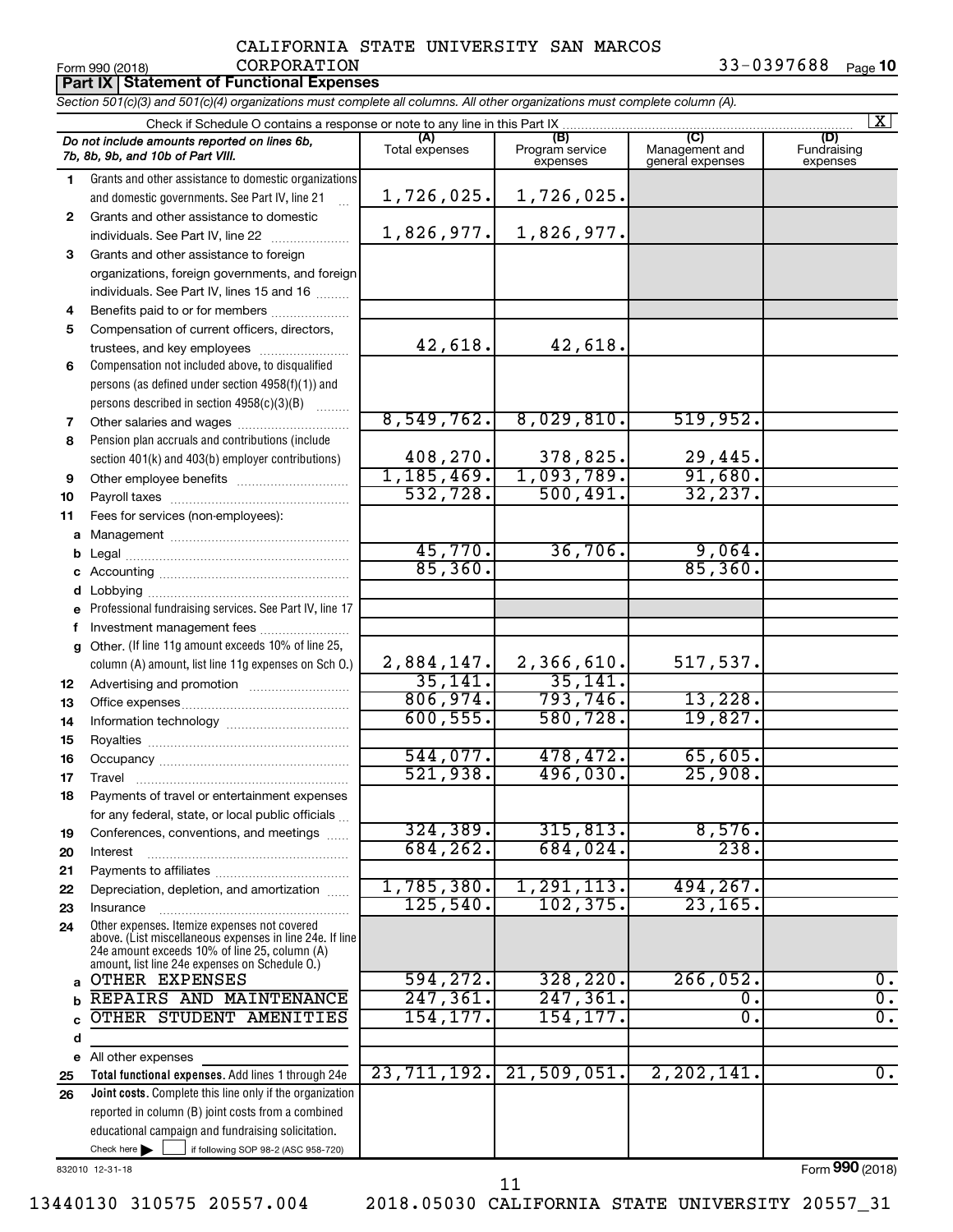CALIFORNIA STATE UNIVERSITY SAN MARCOS CORPORATION 33-0397688

Form 990 (2018) Page **10**

## Part IX | Statement of Functional Expenses

*Section 501(c)(3) and 501(c)(4) organizations must complete all columns. All other organizations must complete column (A).*

Check if Schedule O contains a response or note to any line in this Part IX [X]

| | *Do not include amounts reported on lines 6b, 7b, 8b, 9b, and 10b of Part VIII.* | (A) Total expenses | (B) Program service expenses | (C) Management and general expenses | (D) Fundraising expenses |
|---|---|---|---|---|---|
| 1 | Grants and other assistance to domestic organizations and domestic governments. See Part IV, line 21 | 1,726,025. | 1,726,025. | | |
| 2 | Grants and other assistance to domestic individuals. See Part IV, line 22 | 1,826,977. | 1,826,977. | | |
| 3 | Grants and other assistance to foreign organizations, foreign governments, and foreign individuals. See Part IV, lines 15 and 16 | | | | |
| 4 | Benefits paid to or for members | | | | |
| 5 | Compensation of current officers, directors, trustees, and key employees | 42,618. | 42,618. | | |
| 6 | Compensation not included above, to disqualified persons (as defined under section 4958(f)(1)) and persons described in section 4958(c)(3)(B) | | | | |
| 7 | Other salaries and wages | 8,549,762. | 8,029,810. | 519,952. | |
| 8 | Pension plan accruals and contributions (include section 401(k) and 403(b) employer contributions) | 408,270. | 378,825. | 29,445. | |
| 9 | Other employee benefits | 1,185,469. | 1,093,789. | 91,680. | |
| 10 | Payroll taxes | 532,728. | 500,491. | 32,237. | |
| 11 | Fees for services (non-employees): | | | | |
| a | Management | | | | |
| b | Legal | 45,770. | 36,706. | 9,064. | |
| c | Accounting | 85,360. | | 85,360. | |
| d | Lobbying | | | | |
| e | Professional fundraising services. See Part IV, line 17 | | | | |
| f | Investment management fees | | | | |
| g | Other. (If line 11g amount exceeds 10% of line 25, column (A) amount, list line 11g expenses on Sch O.) | 2,884,147. | 2,366,610. | 517,537. | |
| 12 | Advertising and promotion | 35,141. | 35,141. | | |
| 13 | Office expenses | 806,974. | 793,746. | 13,228. | |
| 14 | Information technology | 600,555. | 580,728. | 19,827. | |
| 15 | Royalties | | | | |
| 16 | Occupancy | 544,077. | 478,472. | 65,605. | |
| 17 | Travel | 521,938. | 496,030. | 25,908. | |
| 18 | Payments of travel or entertainment expenses for any federal, state, or local public officials | | | | |
| 19 | Conferences, conventions, and meetings | 324,389. | 315,813. | 8,576. | |
| 20 | Interest | 684,262. | 684,024. | 238. | |
| 21 | Payments to affiliates | | | | |
| 22 | Depreciation, depletion, and amortization | 1,785,380. | 1,291,113. | 494,267. | |
| 23 | Insurance | 125,540. | 102,375. | 23,165. | |
| 24 | Other expenses. Itemize expenses not covered above. (List miscellaneous expenses in line 24e. If line 24e amount exceeds 10% of line 25, column (A) amount, list line 24e expenses on Schedule O.) | | | | |
| a | OTHER EXPENSES | 594,272. | 328,220. | 266,052. | 0. |
| b | REPAIRS AND MAINTENANCE | 247,361. | 247,361. | 0. | 0. |
| c | OTHER STUDENT AMENITIES | 154,177. | 154,177. | 0. | 0. |
| d | | | | | |
| e | All other expenses | | | | |
| 25 | **Total functional expenses.** Add lines 1 through 24e | 23,711,192. | 21,509,051. | 2,202,141. | 0. |
| 26 | **Joint costs.** Complete this line only if the organization reported in column (B) joint costs from a combined educational campaign and fundraising solicitation. Check here [ ] if following SOP 98-2 (ASC 958-720) | | | | |

832010 12-31-18

Form **990** (2018)

13440130 310575 20557.004 2018.05030 CALIFORNIA STATE UNIVERSITY 20557_31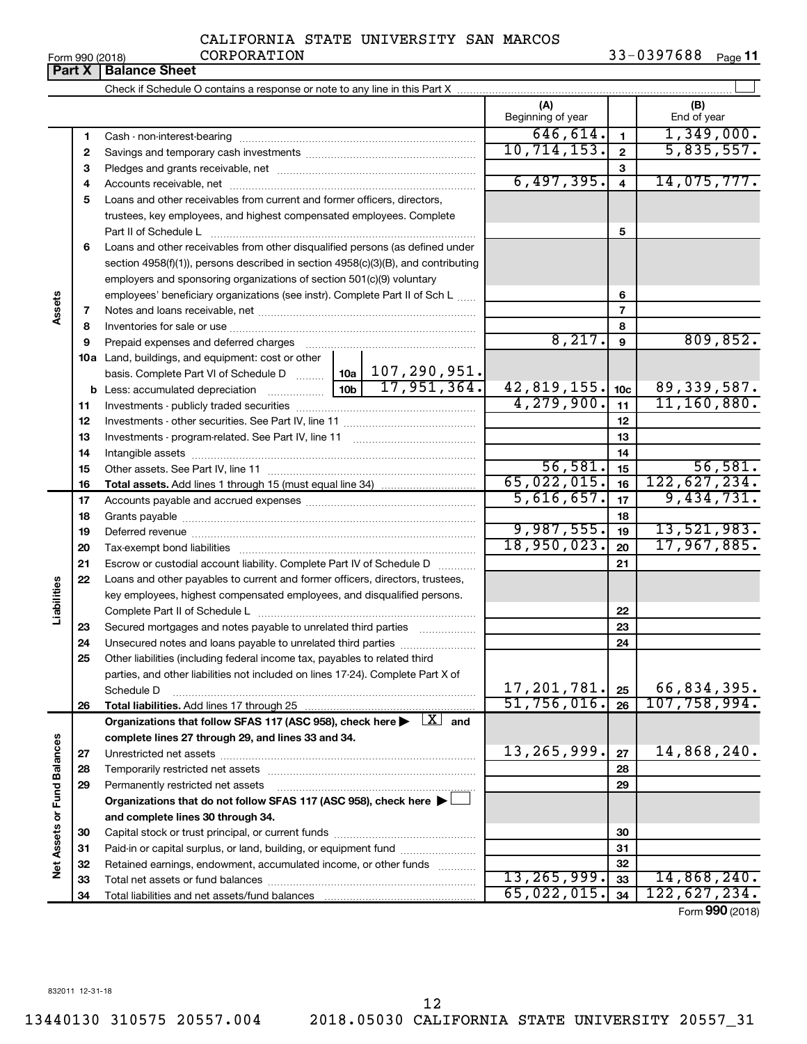CALIFORNIA STATE UNIVERSITY SAN MARCOS CORPORATION

Form 990 (2018) 33-0397688 Page 11

**Part X | Balance Sheet**

Check if Schedule O contains a response or note to any line in this Part X ☐

| | | | | (A) Beginning of year | | (B) End of year |
|---|---|---|---|---|---|---|
| **Assets** | 1 | Cash - non-interest-bearing | | 646,614. | 1 | 1,349,000. |
| | 2 | Savings and temporary cash investments | | 10,714,153. | 2 | 5,835,557. |
| | 3 | Pledges and grants receivable, net | | | 3 | |
| | 4 | Accounts receivable, net | | 6,497,395. | 4 | 14,075,777. |
| | 5 | Loans and other receivables from current and former officers, directors, trustees, key employees, and highest compensated employees. Complete Part II of Schedule L | | | 5 | |
| | 6 | Loans and other receivables from other disqualified persons (as defined under section 4958(f)(1)), persons described in section 4958(c)(3)(B), and contributing employers and sponsoring organizations of section 501(c)(9) voluntary employees' beneficiary organizations (see instr). Complete Part II of Sch L | | | 6 | |
| | 7 | Notes and loans receivable, net | | | 7 | |
| | 8 | Inventories for sale or use | | | 8 | |
| | 9 | Prepaid expenses and deferred charges | | 8,217. | 9 | 809,852. |
| | 10a | Land, buildings, and equipment: cost or other basis. Complete Part VI of Schedule D | 10a 107,290,951. | | | |
| | b | Less: accumulated depreciation | 10b 17,951,364. | 42,819,155. | 10c | 89,339,587. |
| | 11 | Investments - publicly traded securities | | 4,279,900. | 11 | 11,160,880. |
| | 12 | Investments - other securities. See Part IV, line 11 | | | 12 | |
| | 13 | Investments - program-related. See Part IV, line 11 | | | 13 | |
| | 14 | Intangible assets | | | 14 | |
| | 15 | Other assets. See Part IV, line 11 | | 56,581. | 15 | 56,581. |
| | 16 | **Total assets.** Add lines 1 through 15 (must equal line 34) | | 65,022,015. | 16 | 122,627,234. |
| **Liabilities** | 17 | Accounts payable and accrued expenses | | 5,616,657. | 17 | 9,434,731. |
| | 18 | Grants payable | | | 18 | |
| | 19 | Deferred revenue | | 9,987,555. | 19 | 13,521,983. |
| | 20 | Tax-exempt bond liabilities | | 18,950,023. | 20 | 17,967,885. |
| | 21 | Escrow or custodial account liability. Complete Part IV of Schedule D | | | 21 | |
| | 22 | Loans and other payables to current and former officers, directors, trustees, key employees, highest compensated employees, and disqualified persons. Complete Part II of Schedule L | | | 22 | |
| | 23 | Secured mortgages and notes payable to unrelated third parties | | | 23 | |
| | 24 | Unsecured notes and loans payable to unrelated third parties | | | 24 | |
| | 25 | Other liabilities (including federal income tax, payables to related third parties, and other liabilities not included on lines 17-24). Complete Part X of Schedule D | | 17,201,781. | 25 | 66,834,395. |
| | 26 | **Total liabilities.** Add lines 17 through 25 | | 51,756,016. | 26 | 107,758,994. |
| **Net Assets or Fund Balances** | | **Organizations that follow SFAS 117 (ASC 958), check here ▶ ☒ and complete lines 27 through 29, and lines 33 and 34.** | | | | |
| | 27 | Unrestricted net assets | | 13,265,999. | 27 | 14,868,240. |
| | 28 | Temporarily restricted net assets | | | 28 | |
| | 29 | Permanently restricted net assets | | | 29 | |
| | | **Organizations that do not follow SFAS 117 (ASC 958), check here ▶ ☐ and complete lines 30 through 34.** | | | | |
| | 30 | Capital stock or trust principal, or current funds | | | 30 | |
| | 31 | Paid-in or capital surplus, or land, building, or equipment fund | | | 31 | |
| | 32 | Retained earnings, endowment, accumulated income, or other funds | | | 32 | |
| | 33 | Total net assets or fund balances | | 13,265,999. | 33 | 14,868,240. |
| | 34 | Total liabilities and net assets/fund balances | | 65,022,015. | 34 | 122,627,234. |

Form **990** (2018)

832011 12-31-18

13440130 310575 20557.004 2018.05030 CALIFORNIA STATE UNIVERSITY 20557_31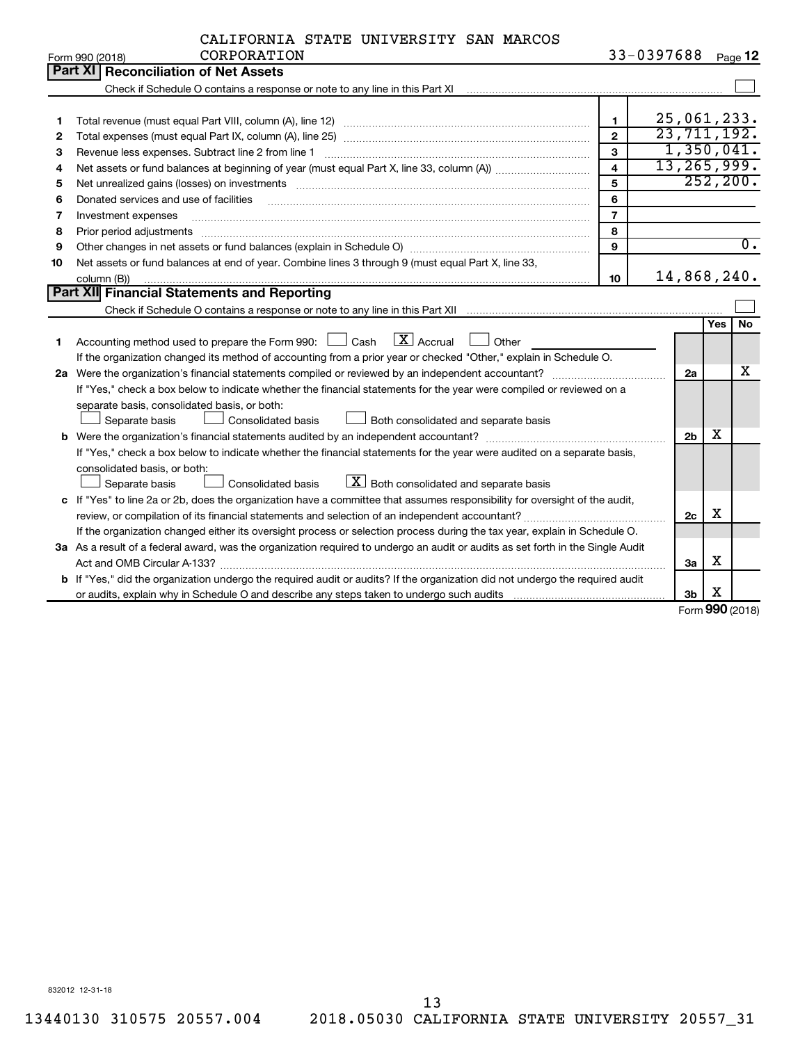CALIFORNIA STATE UNIVERSITY SAN MARCOS CORPORATION

Form 990 (2018) — 33-0397688 — Page **12**

## Part XI Reconciliation of Net Assets

Check if Schedule O contains a response or note to any line in this Part XI ☐

| | | | |
|---|---|---|---|
| 1 | Total revenue (must equal Part VIII, column (A), line 12) | 1 | 25,061,233. |
| 2 | Total expenses (must equal Part IX, column (A), line 25) | 2 | 23,711,192. |
| 3 | Revenue less expenses. Subtract line 2 from line 1 | 3 | 1,350,041. |
| 4 | Net assets or fund balances at beginning of year (must equal Part X, line 33, column (A)) | 4 | 13,265,999. |
| 5 | Net unrealized gains (losses) on investments | 5 | 252,200. |
| 6 | Donated services and use of facilities | 6 | |
| 7 | Investment expenses | 7 | |
| 8 | Prior period adjustments | 8 | |
| 9 | Other changes in net assets or fund balances (explain in Schedule O) | 9 | 0. |
| 10 | Net assets or fund balances at end of year. Combine lines 3 through 9 (must equal Part X, line 33, column (B)) | 10 | 14,868,240. |

## Part XII Financial Statements and Reporting

Check if Schedule O contains a response or note to any line in this Part XII ☐

| | | | Yes | No |
|---|---|---|---|---|
| 1 | Accounting method used to prepare the Form 990: ☐ Cash ☒ Accrual ☐ Other<br>If the organization changed its method of accounting from a prior year or checked "Other," explain in Schedule O. | | | |
| 2a | Were the organization's financial statements compiled or reviewed by an independent accountant?<br>If "Yes," check a box below to indicate whether the financial statements for the year were compiled or reviewed on a separate basis, consolidated basis, or both:<br>☐ Separate basis ☐ Consolidated basis ☐ Both consolidated and separate basis | 2a | | X |
| b | Were the organization's financial statements audited by an independent accountant?<br>If "Yes," check a box below to indicate whether the financial statements for the year were audited on a separate basis, consolidated basis, or both:<br>☐ Separate basis ☐ Consolidated basis ☒ Both consolidated and separate basis | 2b | X | |
| c | If "Yes" to line 2a or 2b, does the organization have a committee that assumes responsibility for oversight of the audit, review, or compilation of its financial statements and selection of an independent accountant?<br>If the organization changed either its oversight process or selection process during the tax year, explain in Schedule O. | 2c | X | |
| 3a | As a result of a federal award, was the organization required to undergo an audit or audits as set forth in the Single Audit Act and OMB Circular A-133? | 3a | X | |
| b | If "Yes," did the organization undergo the required audit or audits? If the organization did not undergo the required audit or audits, explain why in Schedule O and describe any steps taken to undergo such audits | 3b | X | |

Form **990** (2018)

832012 12-31-18

13440130 310575 20557.004 2018.05030 CALIFORNIA STATE UNIVERSITY 20557_31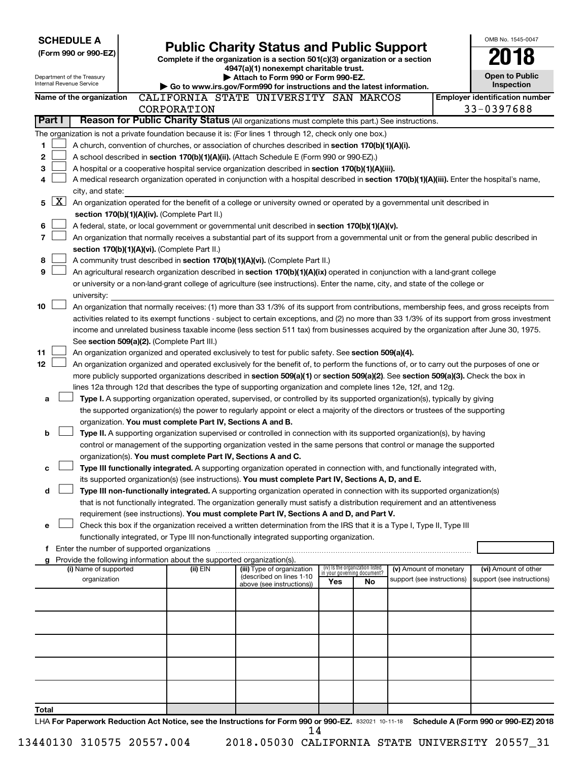**SCHEDULE A**
**(Form 990 or 990-EZ)**

Department of the Treasury
Internal Revenue Service

# Public Charity Status and Public Support

**Complete if the organization is a section 501(c)(3) organization or a section 4947(a)(1) nonexempt charitable trust.**
**▶ Attach to Form 990 or Form 990-EZ.**
**▶ Go to www.irs.gov/Form990 for instructions and the latest information.**

OMB No. 1545-0047
**2018**
**Open to Public Inspection**

**Name of the organization** CALIFORNIA STATE UNIVERSITY SAN MARCOS CORPORATION
**Employer identification number** 33-0397688

**Part I** **Reason for Public Charity Status** (All organizations must complete this part.) See instructions.

The organization is not a private foundation because it is: (For lines 1 through 12, check only one box.)

1 ☐ A church, convention of churches, or association of churches described in **section 170(b)(1)(A)(i).**
2 ☐ A school described in **section 170(b)(1)(A)(ii).** (Attach Schedule E (Form 990 or 990-EZ).)
3 ☐ A hospital or a cooperative hospital service organization described in **section 170(b)(1)(A)(iii).**
4 ☐ A medical research organization operated in conjunction with a hospital described in **section 170(b)(1)(A)(iii).** Enter the hospital's name, city, and state:
5 ☒ An organization operated for the benefit of a college or university owned or operated by a governmental unit described in **section 170(b)(1)(A)(iv).** (Complete Part II.)
6 ☐ A federal, state, or local government or governmental unit described in **section 170(b)(1)(A)(v).**
7 ☐ An organization that normally receives a substantial part of its support from a governmental unit or from the general public described in **section 170(b)(1)(A)(vi).** (Complete Part II.)
8 ☐ A community trust described in **section 170(b)(1)(A)(vi).** (Complete Part II.)
9 ☐ An agricultural research organization described in **section 170(b)(1)(A)(ix)** operated in conjunction with a land-grant college or university or a non-land-grant college of agriculture (see instructions). Enter the name, city, and state of the college or university:
10 ☐ An organization that normally receives: (1) more than 33 1/3% of its support from contributions, membership fees, and gross receipts from activities related to its exempt functions - subject to certain exceptions, and (2) no more than 33 1/3% of its support from gross investment income and unrelated business taxable income (less section 511 tax) from businesses acquired by the organization after June 30, 1975. See **section 509(a)(2).** (Complete Part III.)
11 ☐ An organization organized and operated exclusively to test for public safety. See **section 509(a)(4).**
12 ☐ An organization organized and operated exclusively for the benefit of, to perform the functions of, or to carry out the purposes of one or more publicly supported organizations described in **section 509(a)(1)** or **section 509(a)(2).** See **section 509(a)(3).** Check the box in lines 12a through 12d that describes the type of supporting organization and complete lines 12e, 12f, and 12g.

a ☐ **Type I.** A supporting organization operated, supervised, or controlled by its supported organization(s), typically by giving the supported organization(s) the power to regularly appoint or elect a majority of the directors or trustees of the supporting organization. **You must complete Part IV, Sections A and B.**
b ☐ **Type II.** A supporting organization supervised or controlled in connection with its supported organization(s), by having control or management of the supporting organization vested in the same persons that control or manage the supported organization(s). **You must complete Part IV, Sections A and C.**
c ☐ **Type III functionally integrated.** A supporting organization operated in connection with, and functionally integrated with, its supported organization(s) (see instructions). **You must complete Part IV, Sections A, D, and E.**
d ☐ **Type III non-functionally integrated.** A supporting organization operated in connection with its supported organization(s) that is not functionally integrated. The organization generally must satisfy a distribution requirement and an attentiveness requirement (see instructions). **You must complete Part IV, Sections A and D, and Part V.**
e ☐ Check this box if the organization received a written determination from the IRS that it is a Type I, Type II, Type III functionally integrated, or Type III non-functionally integrated supporting organization.
f Enter the number of supported organizations
g Provide the following information about the supported organization(s).

| (i) Name of supported organization | (ii) EIN | (iii) Type of organization (described on lines 1-10 above (see instructions)) | (iv) Is the organization listed in your governing document? Yes | No | (v) Amount of monetary support (see instructions) | (vi) Amount of other support (see instructions) |
|---|---|---|---|---|---|---|
| | | | | | | |
| | | | | | | |
| | | | | | | |
| | | | | | | |
| | | | | | | |
| **Total** | | | | | | |

LHA **For Paperwork Reduction Act Notice, see the Instructions for Form 990 or 990-EZ.** 832021 10-11-18 **Schedule A (Form 990 or 990-EZ) 2018**

13440130 310575 20557.004 2018.05030 CALIFORNIA STATE UNIVERSITY 20557_31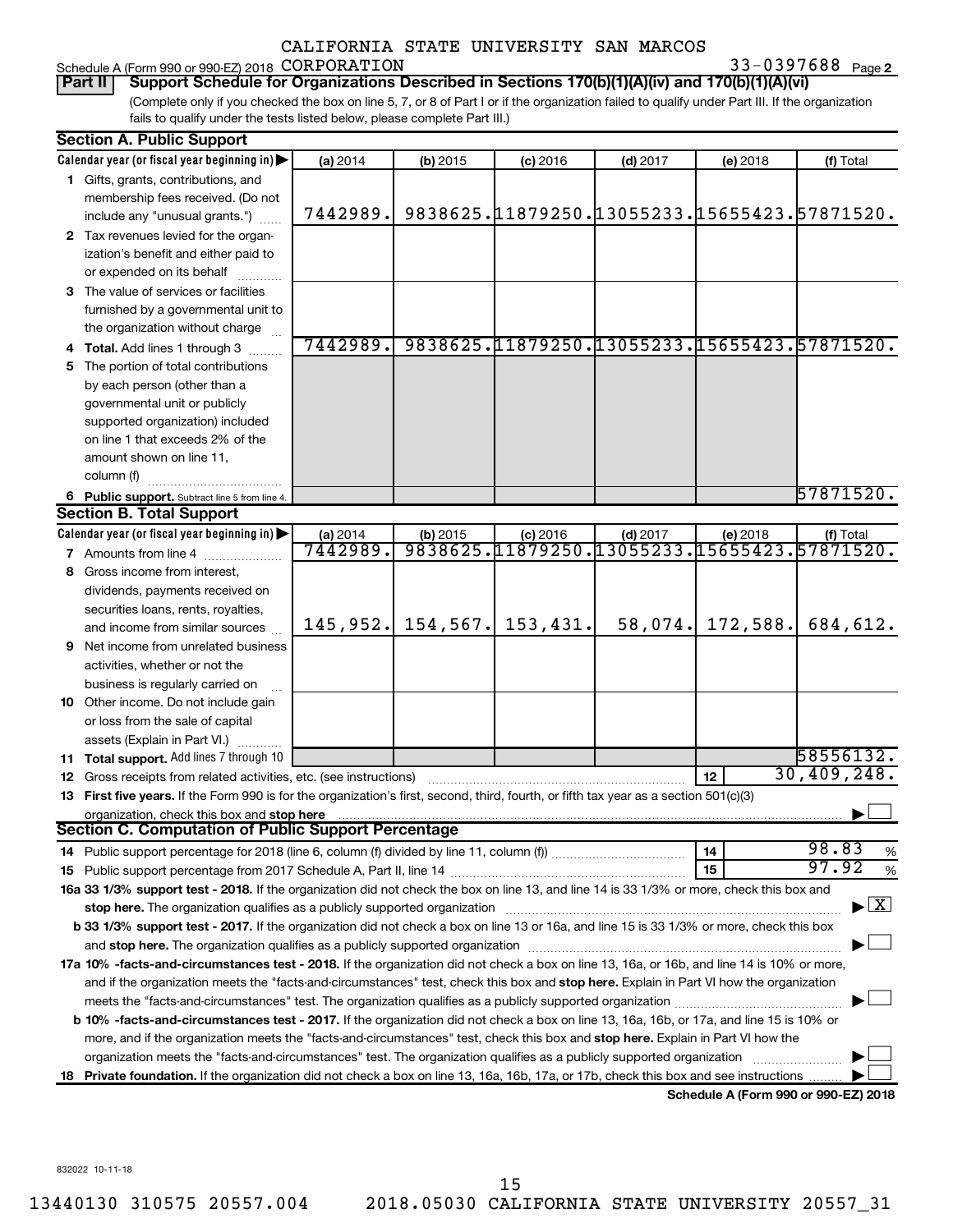CALIFORNIA STATE UNIVERSITY SAN MARCOS

Schedule A (Form 990 or 990-EZ) 2018 CORPORATION 33-0397688 Page 2

**Part II Support Schedule for Organizations Described in Sections 170(b)(1)(A)(iv) and 170(b)(1)(A)(vi)**

(Complete only if you checked the box on line 5, 7, or 8 of Part I or if the organization failed to qualify under Part III. If the organization fails to qualify under the tests listed below, please complete Part III.)

**Section A. Public Support**

| Calendar year (or fiscal year beginning in) | (a) 2014 | (b) 2015 | (c) 2016 | (d) 2017 | (e) 2018 | (f) Total |
|---|---|---|---|---|---|---|
| 1 Gifts, grants, contributions, and membership fees received. (Do not include any "unusual grants.") | 7442989. | 9838625. | 11879250. | 13055233. | 15655423. | 57871520. |
| 2 Tax revenues levied for the organization's benefit and either paid to or expended on its behalf | | | | | | |
| 3 The value of services or facilities furnished by a governmental unit to the organization without charge | | | | | | |
| 4 Total. Add lines 1 through 3 | 7442989. | 9838625. | 11879250. | 13055233. | 15655423. | 57871520. |
| 5 The portion of total contributions by each person (other than a governmental unit or publicly supported organization) included on line 1 that exceeds 2% of the amount shown on line 11, column (f) | | | | | | |
| 6 Public support. Subtract line 5 from line 4. | | | | | | 57871520. |

**Section B. Total Support**

| Calendar year (or fiscal year beginning in) | (a) 2014 | (b) 2015 | (c) 2016 | (d) 2017 | (e) 2018 | (f) Total |
|---|---|---|---|---|---|---|
| 7 Amounts from line 4 | 7442989. | 9838625. | 11879250. | 13055233. | 15655423. | 57871520. |
| 8 Gross income from interest, dividends, payments received on securities loans, rents, royalties, and income from similar sources | 145,952. | 154,567. | 153,431. | 58,074. | 172,588. | 684,612. |
| 9 Net income from unrelated business activities, whether or not the business is regularly carried on | | | | | | |
| 10 Other income. Do not include gain or loss from the sale of capital assets (Explain in Part VI.) | | | | | | |
| 11 Total support. Add lines 7 through 10 | | | | | | 58556132. |

12 Gross receipts from related activities, etc. (see instructions) — 12 — 30,409,248.

13 **First five years.** If the Form 990 is for the organization's first, second, third, fourth, or fifth tax year as a section 501(c)(3) organization, check this box and **stop here** ☐

**Section C. Computation of Public Support Percentage**

14 Public support percentage for 2018 (line 6, column (f) divided by line 11, column (f)) — 14 — 98.83 %

15 Public support percentage from 2017 Schedule A, Part II, line 14 — 15 — 97.92 %

**16a 33 1/3% support test - 2018.** If the organization did not check the box on line 13, and line 14 is 33 1/3% or more, check this box and **stop here.** The organization qualifies as a publicly supported organization ☒

**b 33 1/3% support test - 2017.** If the organization did not check a box on line 13 or 16a, and line 15 is 33 1/3% or more, check this box and **stop here.** The organization qualifies as a publicly supported organization ☐

**17a 10% -facts-and-circumstances test - 2018.** If the organization did not check a box on line 13, 16a, or 16b, and line 14 is 10% or more, and if the organization meets the "facts-and-circumstances" test, check this box and **stop here.** Explain in Part VI how the organization meets the "facts-and-circumstances" test. The organization qualifies as a publicly supported organization ☐

**b 10% -facts-and-circumstances test - 2017.** If the organization did not check a box on line 13, 16a, 16b, or 17a, and line 15 is 10% or more, and if the organization meets the "facts-and-circumstances" test, check this box and **stop here.** Explain in Part VI how the organization meets the "facts-and-circumstances" test. The organization qualifies as a publicly supported organization ☐

**18 Private foundation.** If the organization did not check a box on line 13, 16a, 16b, 17a, or 17b, check this box and see instructions ☐

**Schedule A (Form 990 or 990-EZ) 2018**

832022 10-11-18

13440130 310575 20557.004 2018.05030 CALIFORNIA STATE UNIVERSITY 20557_31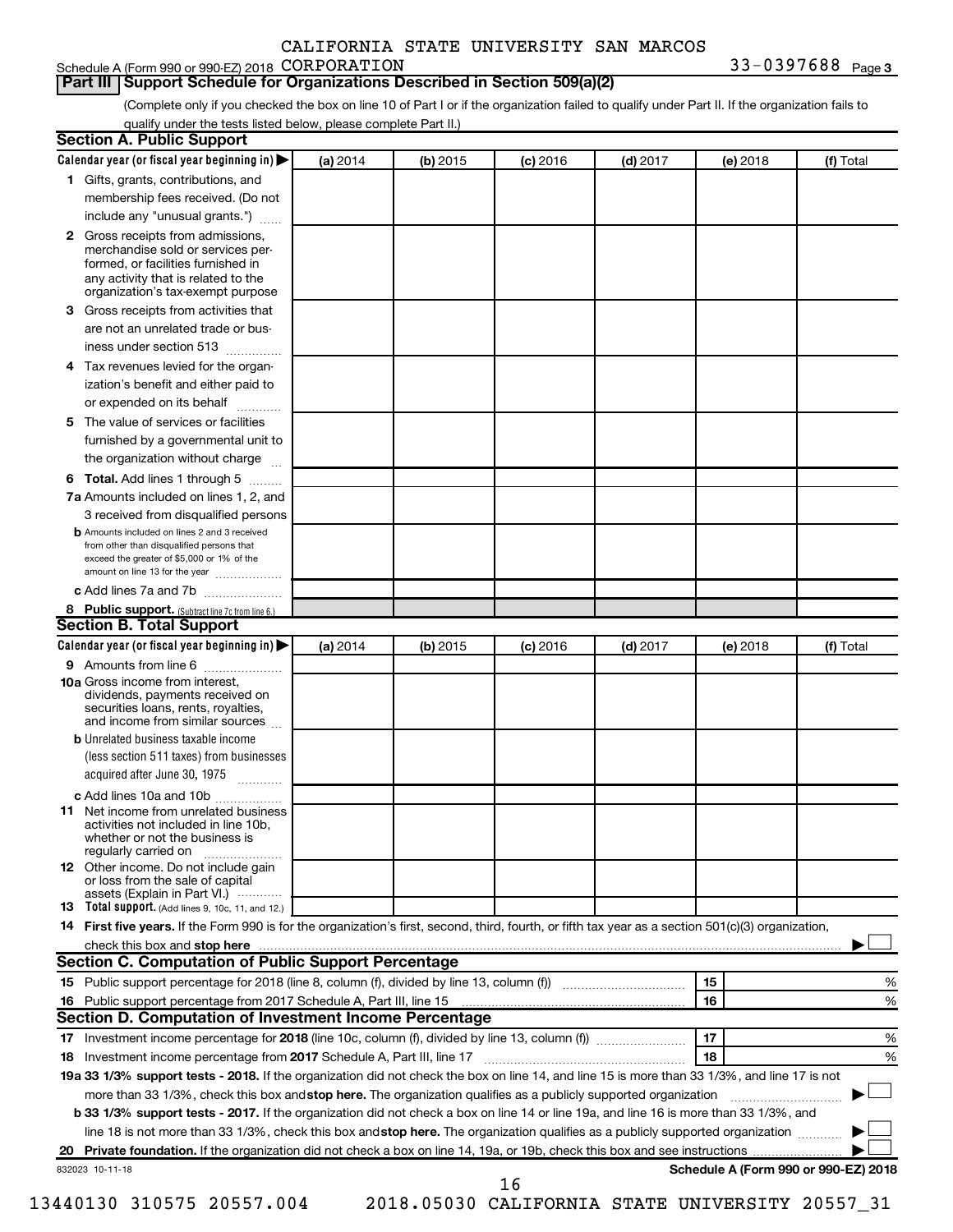CALIFORNIA STATE UNIVERSITY SAN MARCOS

Schedule A (Form 990 or 990-EZ) 2018 CORPORATION 33-0397688 Page 3

## Part III Support Schedule for Organizations Described in Section 509(a)(2)

(Complete only if you checked the box on line 10 of Part I or if the organization failed to qualify under Part II. If the organization fails to qualify under the tests listed below, please complete Part II.)

### Section A. Public Support

| Calendar year (or fiscal year beginning in) ▶ | (a) 2014 | (b) 2015 | (c) 2016 | (d) 2017 | (e) 2018 | (f) Total |
|---|---|---|---|---|---|---|
| 1 Gifts, grants, contributions, and membership fees received. (Do not include any "unusual grants.") | | | | | | |
| 2 Gross receipts from admissions, merchandise sold or services performed, or facilities furnished in any activity that is related to the organization's tax-exempt purpose | | | | | | |
| 3 Gross receipts from activities that are not an unrelated trade or business under section 513 | | | | | | |
| 4 Tax revenues levied for the organization's benefit and either paid to or expended on its behalf | | | | | | |
| 5 The value of services or facilities furnished by a governmental unit to the organization without charge | | | | | | |
| 6 Total. Add lines 1 through 5 | | | | | | |
| 7a Amounts included on lines 1, 2, and 3 received from disqualified persons | | | | | | |
| b Amounts included on lines 2 and 3 received from other than disqualified persons that exceed the greater of $5,000 or 1% of the amount on line 13 for the year | | | | | | |
| c Add lines 7a and 7b | | | | | | |
| 8 Public support. (Subtract line 7c from line 6.) | | | | | | |

### Section B. Total Support

| Calendar year (or fiscal year beginning in) ▶ | (a) 2014 | (b) 2015 | (c) 2016 | (d) 2017 | (e) 2018 | (f) Total |
|---|---|---|---|---|---|---|
| 9 Amounts from line 6 | | | | | | |
| 10a Gross income from interest, dividends, payments received on securities loans, rents, royalties, and income from similar sources | | | | | | |
| b Unrelated business taxable income (less section 511 taxes) from businesses acquired after June 30, 1975 | | | | | | |
| c Add lines 10a and 10b | | | | | | |
| 11 Net income from unrelated business activities not included in line 10b, whether or not the business is regularly carried on | | | | | | |
| 12 Other income. Do not include gain or loss from the sale of capital assets (Explain in Part VI.) | | | | | | |
| 13 Total support. (Add lines 9, 10c, 11, and 12.) | | | | | | |

14 **First five years.** If the Form 990 is for the organization's first, second, third, fourth, or fifth tax year as a section 501(c)(3) organization, check this box and **stop here** ▶ ☐

### Section C. Computation of Public Support Percentage

| | | |
|---|---|---|
| 15 Public support percentage for 2018 (line 8, column (f), divided by line 13, column (f)) | 15 | % |
| 16 Public support percentage from 2017 Schedule A, Part III, line 15 | 16 | % |

### Section D. Computation of Investment Income Percentage

| | | |
|---|---|---|
| 17 Investment income percentage for **2018** (line 10c, column (f), divided by line 13, column (f)) | 17 | % |
| 18 Investment income percentage from **2017** Schedule A, Part III, line 17 | 18 | % |

**19a 33 1/3% support tests - 2018.** If the organization did not check the box on line 14, and line 15 is more than 33 1/3%, and line 17 is not more than 33 1/3%, check this box and **stop here.** The organization qualifies as a publicly supported organization ▶ ☐

**b 33 1/3% support tests - 2017.** If the organization did not check a box on line 14 or line 19a, and line 16 is more than 33 1/3%, and line 18 is not more than 33 1/3%, check this box and **stop here.** The organization qualifies as a publicly supported organization ▶ ☐

**20 Private foundation.** If the organization did not check a box on line 14, 19a, or 19b, check this box and see instructions ▶ ☐

832023 10-11-18 **Schedule A (Form 990 or 990-EZ) 2018**

13440130 310575 20557.004 2018.05030 CALIFORNIA STATE UNIVERSITY 20557_31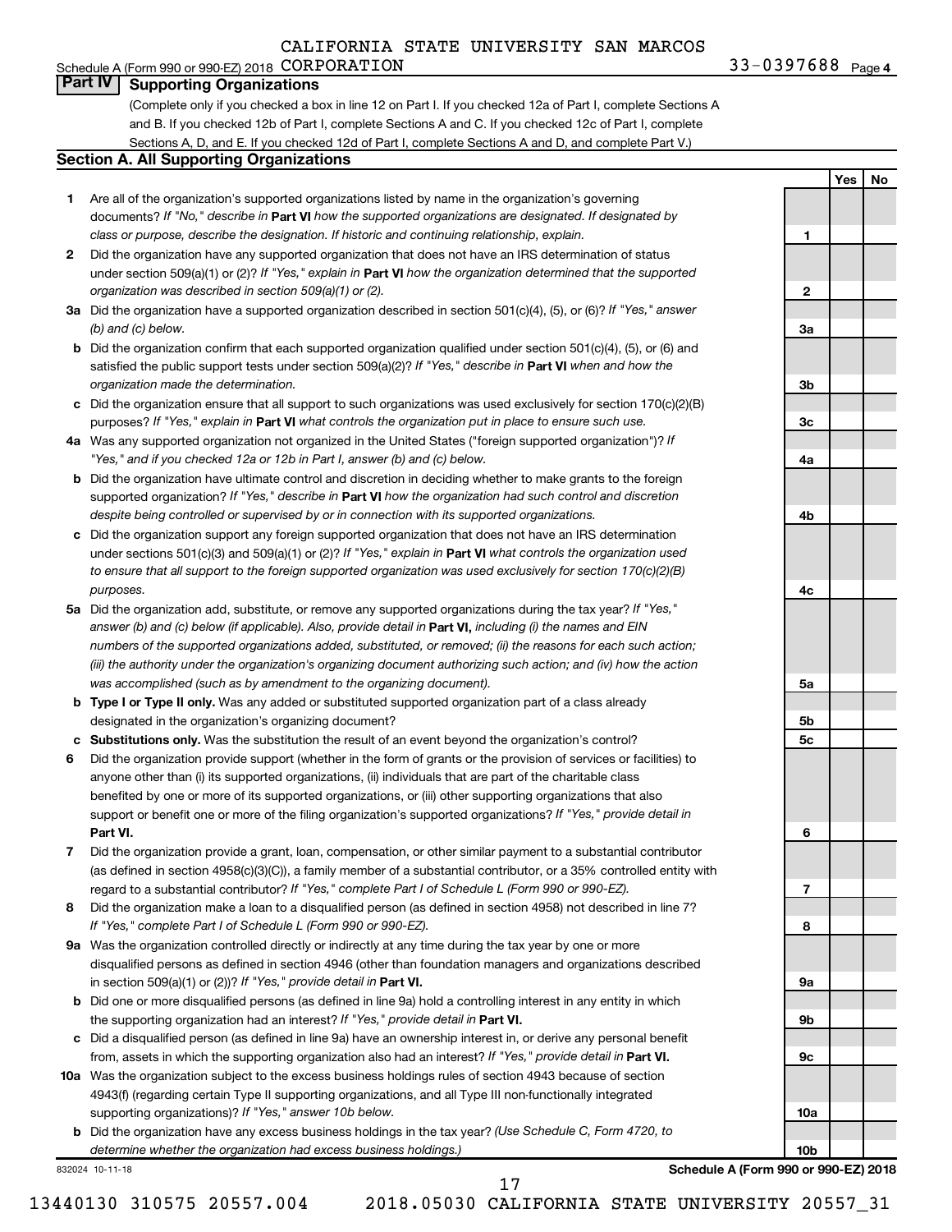CALIFORNIA STATE UNIVERSITY SAN MARCOS

Schedule A (Form 990 or 990-EZ) 2018 CORPORATION 33-0397688 Page 4

## Part IV Supporting Organizations

(Complete only if you checked a box in line 12 on Part I. If you checked 12a of Part I, complete Sections A and B. If you checked 12b of Part I, complete Sections A and C. If you checked 12c of Part I, complete Sections A, D, and E. If you checked 12d of Part I, complete Sections A and D, and complete Part V.)

### Section A. All Supporting Organizations

| | | | Yes | No |
|---|---|---|---|---|
| **1** | Are all of the organization's supported organizations listed by name in the organization's governing documents? *If "No," describe in* **Part VI** *how the supported organizations are designated. If designated by class or purpose, describe the designation. If historic and continuing relationship, explain.* | **1** | | |
| **2** | Did the organization have any supported organization that does not have an IRS determination of status under section 509(a)(1) or (2)? *If "Yes," explain in* **Part VI** *how the organization determined that the supported organization was described in section 509(a)(1) or (2).* | **2** | | |
| **3a** | Did the organization have a supported organization described in section 501(c)(4), (5), or (6)? *If "Yes," answer (b) and (c) below.* | **3a** | | |
| **b** | Did the organization confirm that each supported organization qualified under section 501(c)(4), (5), or (6) and satisfied the public support tests under section 509(a)(2)? *If "Yes," describe in* **Part VI** *when and how the organization made the determination.* | **3b** | | |
| **c** | Did the organization ensure that all support to such organizations was used exclusively for section 170(c)(2)(B) purposes? *If "Yes," explain in* **Part VI** *what controls the organization put in place to ensure such use.* | **3c** | | |
| **4a** | Was any supported organization not organized in the United States ("foreign supported organization")? *If "Yes," and if you checked 12a or 12b in Part I, answer (b) and (c) below.* | **4a** | | |
| **b** | Did the organization have ultimate control and discretion in deciding whether to make grants to the foreign supported organization? *If "Yes," describe in* **Part VI** *how the organization had such control and discretion despite being controlled or supervised by or in connection with its supported organizations.* | **4b** | | |
| **c** | Did the organization support any foreign supported organization that does not have an IRS determination under sections 501(c)(3) and 509(a)(1) or (2)? *If "Yes," explain in* **Part VI** *what controls the organization used to ensure that all support to the foreign supported organization was used exclusively for section 170(c)(2)(B) purposes.* | **4c** | | |
| **5a** | Did the organization add, substitute, or remove any supported organizations during the tax year? *If "Yes," answer (b) and (c) below (if applicable). Also, provide detail in* **Part VI,** *including (i) the names and EIN numbers of the supported organizations added, substituted, or removed; (ii) the reasons for each such action; (iii) the authority under the organization's organizing document authorizing such action; and (iv) how the action was accomplished (such as by amendment to the organizing document).* | **5a** | | |
| **b** | **Type I or Type II only.** Was any added or substituted supported organization part of a class already designated in the organization's organizing document? | **5b** | | |
| **c** | **Substitutions only.** Was the substitution the result of an event beyond the organization's control? | **5c** | | |
| **6** | Did the organization provide support (whether in the form of grants or the provision of services or facilities) to anyone other than (i) its supported organizations, (ii) individuals that are part of the charitable class benefited by one or more of its supported organizations, or (iii) other supporting organizations that also support or benefit one or more of the filing organization's supported organizations? *If "Yes," provide detail in* **Part VI.** | **6** | | |
| **7** | Did the organization provide a grant, loan, compensation, or other similar payment to a substantial contributor (as defined in section 4958(c)(3)(C)), a family member of a substantial contributor, or a 35% controlled entity with regard to a substantial contributor? *If "Yes," complete Part I of Schedule L (Form 990 or 990-EZ).* | **7** | | |
| **8** | Did the organization make a loan to a disqualified person (as defined in section 4958) not described in line 7? *If "Yes," complete Part I of Schedule L (Form 990 or 990-EZ).* | **8** | | |
| **9a** | Was the organization controlled directly or indirectly at any time during the tax year by one or more disqualified persons as defined in section 4946 (other than foundation managers and organizations described in section 509(a)(1) or (2))? *If "Yes," provide detail in* **Part VI.** | **9a** | | |
| **b** | Did one or more disqualified persons (as defined in line 9a) hold a controlling interest in any entity in which the supporting organization had an interest? *If "Yes," provide detail in* **Part VI.** | **9b** | | |
| **c** | Did a disqualified person (as defined in line 9a) have an ownership interest in, or derive any personal benefit from, assets in which the supporting organization also had an interest? *If "Yes," provide detail in* **Part VI.** | **9c** | | |
| **10a** | Was the organization subject to the excess business holdings rules of section 4943 because of section 4943(f) (regarding certain Type II supporting organizations, and all Type III non-functionally integrated supporting organizations)? *If "Yes," answer 10b below.* | **10a** | | |
| **b** | Did the organization have any excess business holdings in the tax year? *(Use Schedule C, Form 4720, to determine whether the organization had excess business holdings.)* | **10b** | | |

832024 10-11-18

**Schedule A (Form 990 or 990-EZ) 2018**

13440130 310575 20557.004 2018.05030 CALIFORNIA STATE UNIVERSITY 20557_31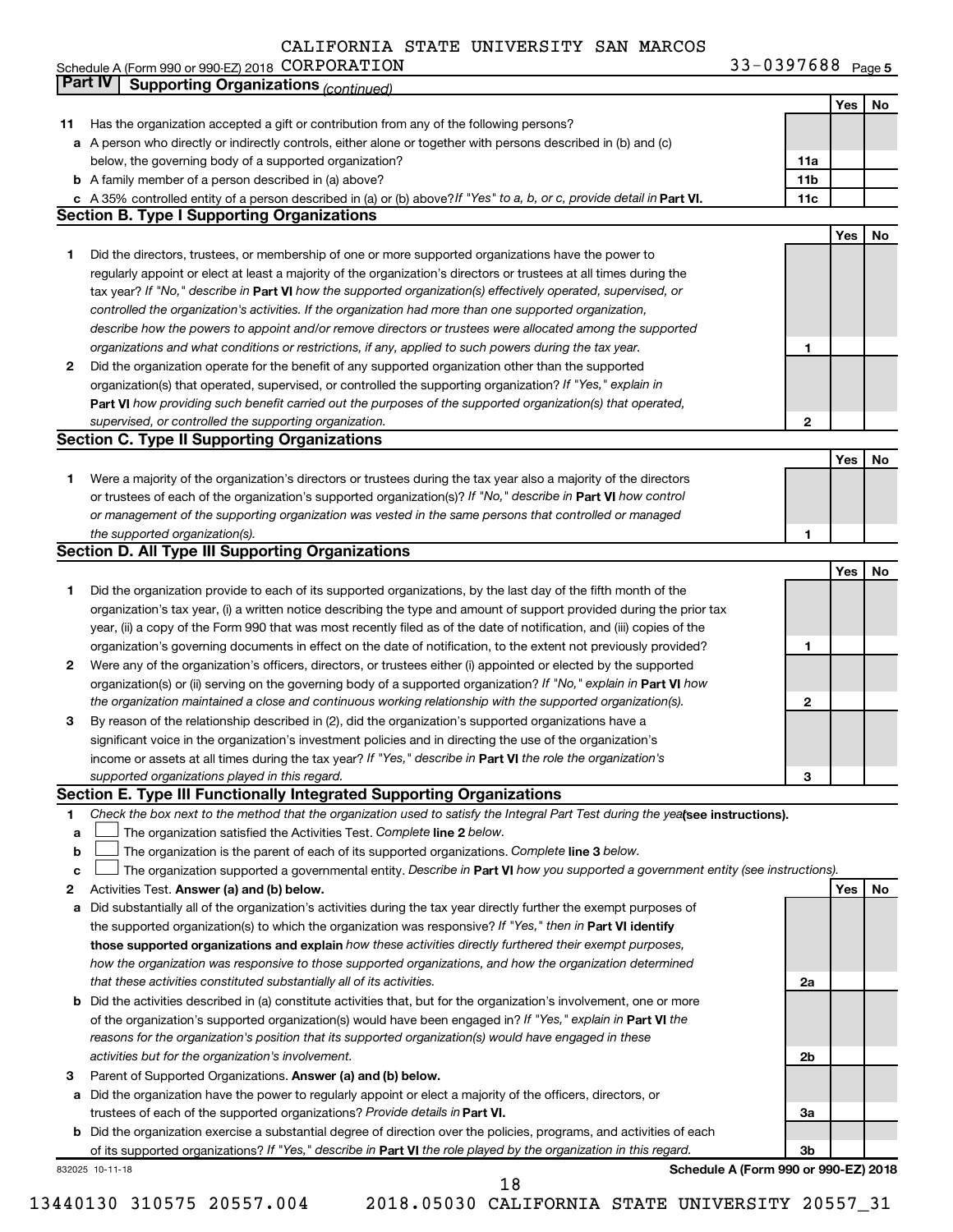CALIFORNIA STATE UNIVERSITY SAN MARCOS

Schedule A (Form 990 or 990-EZ) 2018 CORPORATION 33-0397688 Page 5

## Part IV Supporting Organizations *(continued)*

| | | | Yes | No |
|---|---|---|---|---|
| **11** | Has the organization accepted a gift or contribution from any of the following persons? | | | |
| **a** | A person who directly or indirectly controls, either alone or together with persons described in (b) and (c) below, the governing body of a supported organization? | **11a** | | |
| **b** | A family member of a person described in (a) above? | **11b** | | |
| **c** | A 35% controlled entity of a person described in (a) or (b) above? *If "Yes" to a, b, or c, provide detail in* **Part VI.** | **11c** | | |

### Section B. Type I Supporting Organizations

| | | | Yes | No |
|---|---|---|---|---|
| **1** | Did the directors, trustees, or membership of one or more supported organizations have the power to regularly appoint or elect at least a majority of the organization's directors or trustees at all times during the tax year? *If "No," describe in* **Part VI** *how the supported organization(s) effectively operated, supervised, or controlled the organization's activities. If the organization had more than one supported organization, describe how the powers to appoint and/or remove directors or trustees were allocated among the supported organizations and what conditions or restrictions, if any, applied to such powers during the tax year.* | **1** | | |
| **2** | Did the organization operate for the benefit of any supported organization other than the supported organization(s) that operated, supervised, or controlled the supporting organization? *If "Yes," explain in* **Part VI** *how providing such benefit carried out the purposes of the supported organization(s) that operated, supervised, or controlled the supporting organization.* | **2** | | |

### Section C. Type II Supporting Organizations

| | | | Yes | No |
|---|---|---|---|---|
| **1** | Were a majority of the organization's directors or trustees during the tax year also a majority of the directors or trustees of each of the organization's supported organization(s)? *If "No," describe in* **Part VI** *how control or management of the supporting organization was vested in the same persons that controlled or managed the supported organization(s).* | **1** | | |

### Section D. All Type III Supporting Organizations

| | | | Yes | No |
|---|---|---|---|---|
| **1** | Did the organization provide to each of its supported organizations, by the last day of the fifth month of the organization's tax year, (i) a written notice describing the type and amount of support provided during the prior tax year, (ii) a copy of the Form 990 that was most recently filed as of the date of notification, and (iii) copies of the organization's governing documents in effect on the date of notification, to the extent not previously provided? | **1** | | |
| **2** | Were any of the organization's officers, directors, or trustees either (i) appointed or elected by the supported organization(s) or (ii) serving on the governing body of a supported organization? *If "No," explain in* **Part VI** *how the organization maintained a close and continuous working relationship with the supported organization(s).* | **2** | | |
| **3** | By reason of the relationship described in (2), did the organization's supported organizations have a significant voice in the organization's investment policies and in directing the use of the organization's income or assets at all times during the tax year? *If "Yes," describe in* **Part VI** *the role the organization's supported organizations played in this regard.* | **3** | | |

### Section E. Type III Functionally Integrated Supporting Organizations

**1** *Check the box next to the method that the organization used to satisfy the Integral Part Test during the year* **(see instructions).**

- **a** ☐ The organization satisfied the Activities Test. *Complete* **line 2** *below.*
- **b** ☐ The organization is the parent of each of its supported organizations. *Complete* **line 3** *below.*
- **c** ☐ The organization supported a governmental entity. *Describe in* **Part VI** *how you supported a government entity (see instructions).*

| | | | Yes | No |
|---|---|---|---|---|
| **2** | Activities Test. **Answer (a) and (b) below.** | | | |
| **a** | Did substantially all of the organization's activities during the tax year directly further the exempt purposes of the supported organization(s) to which the organization was responsive? *If "Yes," then in* **Part VI identify those supported organizations and explain** *how these activities directly furthered their exempt purposes, how the organization was responsive to those supported organizations, and how the organization determined that these activities constituted substantially all of its activities.* | **2a** | | |
| **b** | Did the activities described in (a) constitute activities that, but for the organization's involvement, one or more of the organization's supported organization(s) would have been engaged in? *If "Yes," explain in* **Part VI** *the reasons for the organization's position that its supported organization(s) would have engaged in these activities but for the organization's involvement.* | **2b** | | |
| **3** | Parent of Supported Organizations. **Answer (a) and (b) below.** | | | |
| **a** | Did the organization have the power to regularly appoint or elect a majority of the officers, directors, or trustees of each of the supported organizations? *Provide details in* **Part VI.** | **3a** | | |
| **b** | Did the organization exercise a substantial degree of direction over the policies, programs, and activities of each of its supported organizations? *If "Yes," describe in* **Part VI** *the role played by the organization in this regard.* | **3b** | | |

832025 10-11-18 **Schedule A (Form 990 or 990-EZ) 2018**

13440130 310575 20557.004 2018.05030 CALIFORNIA STATE UNIVERSITY 20557_31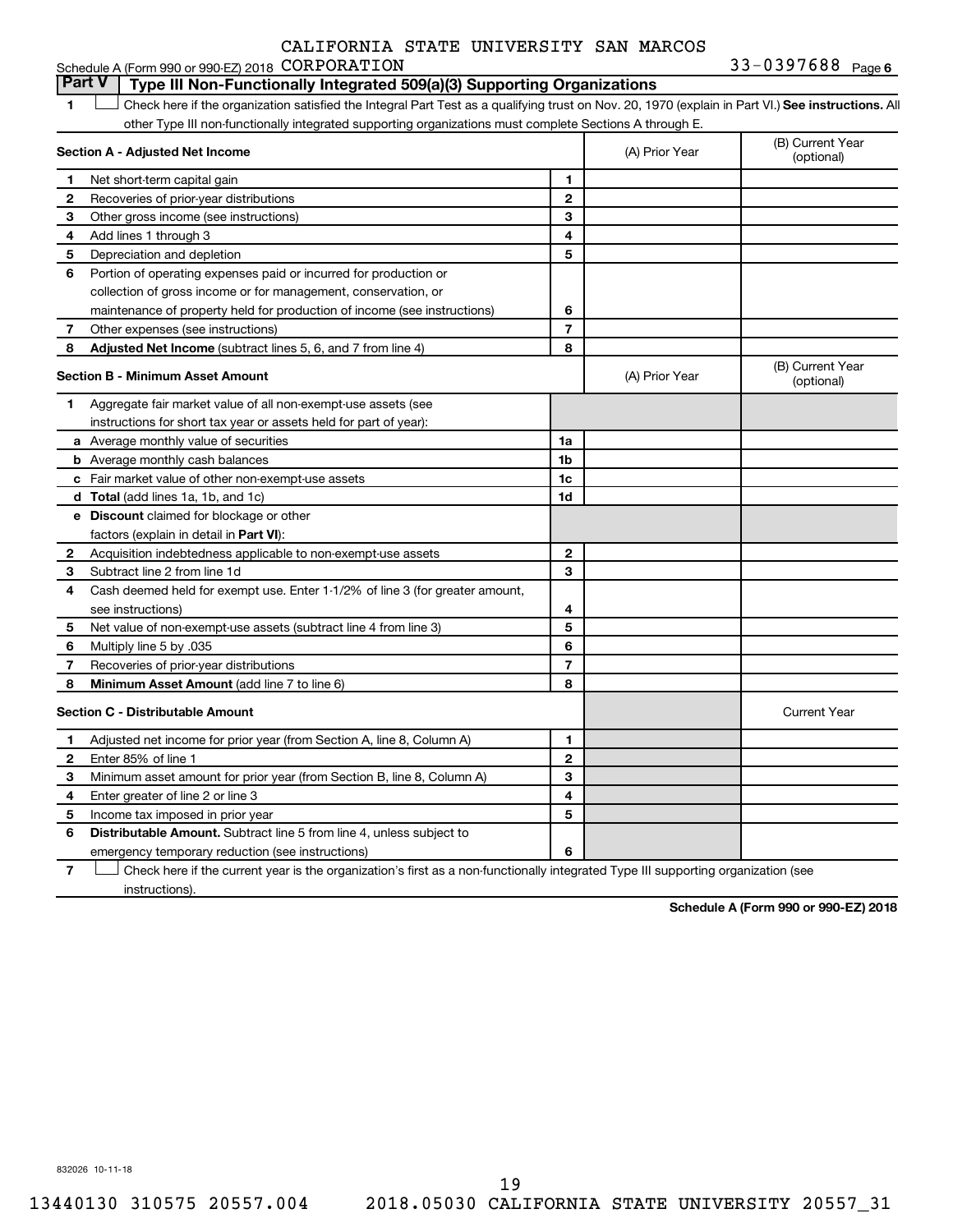CALIFORNIA STATE UNIVERSITY SAN MARCOS

Schedule A (Form 990 or 990-EZ) 2018 CORPORATION 33-0397688 Page 6

## Part V Type III Non-Functionally Integrated 509(a)(3) Supporting Organizations

1 ☐ Check here if the organization satisfied the Integral Part Test as a qualifying trust on Nov. 20, 1970 (explain in Part VI.) **See instructions.** All other Type III non-functionally integrated supporting organizations must complete Sections A through E.

| Section A - Adjusted Net Income | | | (A) Prior Year | (B) Current Year (optional) |
|---|---|---|---|---|
| 1 | Net short-term capital gain | 1 | | |
| 2 | Recoveries of prior-year distributions | 2 | | |
| 3 | Other gross income (see instructions) | 3 | | |
| 4 | Add lines 1 through 3 | 4 | | |
| 5 | Depreciation and depletion | 5 | | |
| 6 | Portion of operating expenses paid or incurred for production or collection of gross income or for management, conservation, or maintenance of property held for production of income (see instructions) | 6 | | |
| 7 | Other expenses (see instructions) | 7 | | |
| 8 | **Adjusted Net Income** (subtract lines 5, 6, and 7 from line 4) | 8 | | |

| Section B - Minimum Asset Amount | | | (A) Prior Year | (B) Current Year (optional) |
|---|---|---|---|---|
| 1 | Aggregate fair market value of all non-exempt-use assets (see instructions for short tax year or assets held for part of year): | | | |
| a | Average monthly value of securities | 1a | | |
| b | Average monthly cash balances | 1b | | |
| c | Fair market value of other non-exempt-use assets | 1c | | |
| d | **Total** (add lines 1a, 1b, and 1c) | 1d | | |
| e | **Discount** claimed for blockage or other factors (explain in detail in **Part VI**): | | | |
| 2 | Acquisition indebtedness applicable to non-exempt-use assets | 2 | | |
| 3 | Subtract line 2 from line 1d | 3 | | |
| 4 | Cash deemed held for exempt use. Enter 1-1/2% of line 3 (for greater amount, see instructions) | 4 | | |
| 5 | Net value of non-exempt-use assets (subtract line 4 from line 3) | 5 | | |
| 6 | Multiply line 5 by .035 | 6 | | |
| 7 | Recoveries of prior-year distributions | 7 | | |
| 8 | **Minimum Asset Amount** (add line 7 to line 6) | 8 | | |

| Section C - Distributable Amount | | | | Current Year |
|---|---|---|---|---|
| 1 | Adjusted net income for prior year (from Section A, line 8, Column A) | 1 | | |
| 2 | Enter 85% of line 1 | 2 | | |
| 3 | Minimum asset amount for prior year (from Section B, line 8, Column A) | 3 | | |
| 4 | Enter greater of line 2 or line 3 | 4 | | |
| 5 | Income tax imposed in prior year | 5 | | |
| 6 | **Distributable Amount.** Subtract line 5 from line 4, unless subject to emergency temporary reduction (see instructions) | 6 | | |

7 ☐ Check here if the current year is the organization's first as a non-functionally integrated Type III supporting organization (see instructions).

**Schedule A (Form 990 or 990-EZ) 2018**

832026 10-11-18

13440130 310575 20557.004 2018.05030 CALIFORNIA STATE UNIVERSITY 20557_31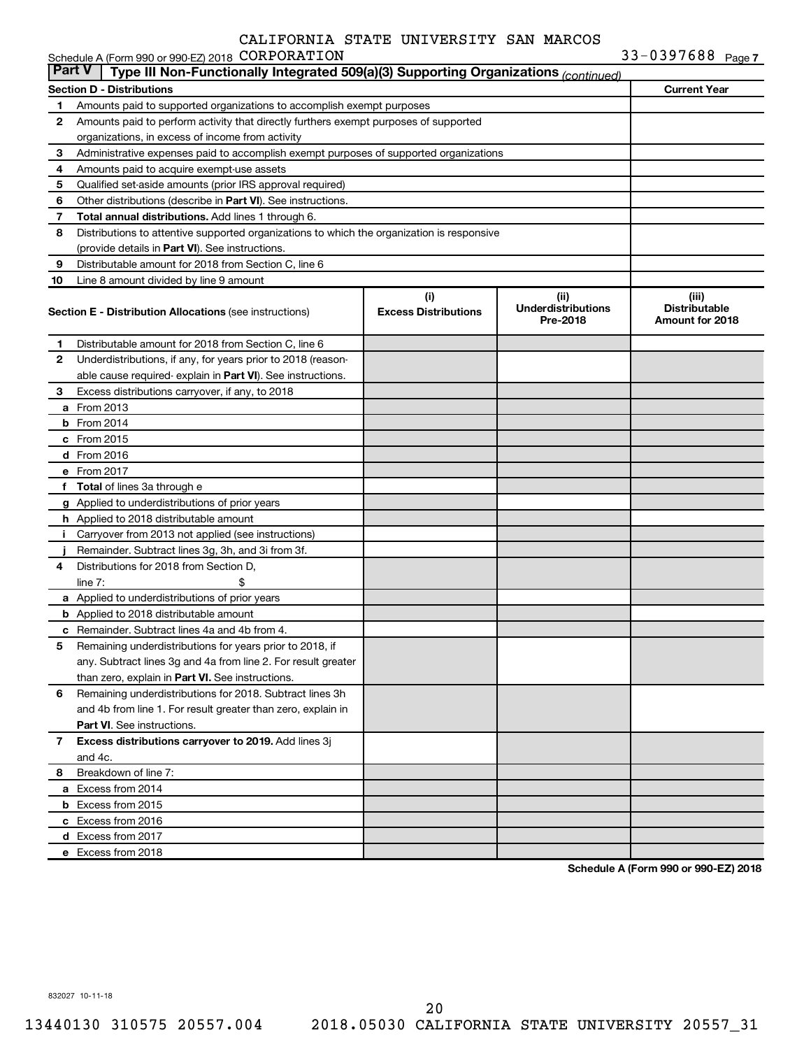CALIFORNIA STATE UNIVERSITY SAN MARCOS

Schedule A (Form 990 or 990-EZ) 2018 CORPORATION 33-0397688 Page 7

**Part V | Type III Non-Functionally Integrated 509(a)(3) Supporting Organizations** *(continued)*

| **Section D - Distributions** | | **Current Year** |
|---|---|---|
| 1 | Amounts paid to supported organizations to accomplish exempt purposes | |
| 2 | Amounts paid to perform activity that directly furthers exempt purposes of supported organizations, in excess of income from activity | |
| 3 | Administrative expenses paid to accomplish exempt purposes of supported organizations | |
| 4 | Amounts paid to acquire exempt-use assets | |
| 5 | Qualified set-aside amounts (prior IRS approval required) | |
| 6 | Other distributions (describe in **Part VI**). See instructions. | |
| 7 | **Total annual distributions.** Add lines 1 through 6. | |
| 8 | Distributions to attentive supported organizations to which the organization is responsive (provide details in **Part VI**). See instructions. | |
| 9 | Distributable amount for 2018 from Section C, line 6 | |
| 10 | Line 8 amount divided by line 9 amount | |

| | **Section E - Distribution Allocations** (see instructions) | (i) **Excess Distributions** | (ii) **Underdistributions Pre-2018** | (iii) **Distributable Amount for 2018** |
|---|---|---|---|---|
| 1 | Distributable amount for 2018 from Section C, line 6 | | | |
| 2 | Underdistributions, if any, for years prior to 2018 (reasonable cause required- explain in **Part VI**). See instructions. | | | |
| 3 | Excess distributions carryover, if any, to 2018 | | | |
| a | From 2013 | | | |
| b | From 2014 | | | |
| c | From 2015 | | | |
| d | From 2016 | | | |
| e | From 2017 | | | |
| f | **Total** of lines 3a through e | | | |
| g | Applied to underdistributions of prior years | | | |
| h | Applied to 2018 distributable amount | | | |
| i | Carryover from 2013 not applied (see instructions) | | | |
| j | Remainder. Subtract lines 3g, 3h, and 3i from 3f. | | | |
| 4 | Distributions for 2018 from Section D, line 7: $ | | | |
| a | Applied to underdistributions of prior years | | | |
| b | Applied to 2018 distributable amount | | | |
| c | Remainder. Subtract lines 4a and 4b from 4. | | | |
| 5 | Remaining underdistributions for years prior to 2018, if any. Subtract lines 3g and 4a from line 2. For result greater than zero, explain in **Part VI.** See instructions. | | | |
| 6 | Remaining underdistributions for 2018. Subtract lines 3h and 4b from line 1. For result greater than zero, explain in **Part VI**. See instructions. | | | |
| 7 | **Excess distributions carryover to 2019.** Add lines 3j and 4c. | | | |
| 8 | Breakdown of line 7: | | | |
| a | Excess from 2014 | | | |
| b | Excess from 2015 | | | |
| c | Excess from 2016 | | | |
| d | Excess from 2017 | | | |
| e | Excess from 2018 | | | |

**Schedule A (Form 990 or 990-EZ) 2018**

832027 10-11-18

13440130 310575 20557.004 2018.05030 CALIFORNIA STATE UNIVERSITY 20557_31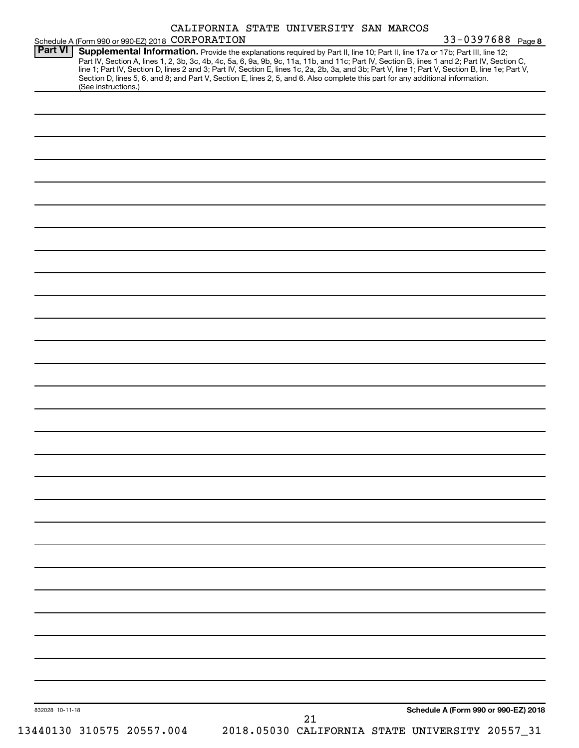CALIFORNIA STATE UNIVERSITY SAN MARCOS

Schedule A (Form 990 or 990-EZ) 2018 CORPORATION 33-0397688 Page **8**

**Part VI** **Supplemental Information.** Provide the explanations required by Part II, line 10; Part II, line 17a or 17b; Part III, line 12; Part IV, Section A, lines 1, 2, 3b, 3c, 4b, 4c, 5a, 6, 9a, 9b, 9c, 11a, 11b, and 11c; Part IV, Section B, lines 1 and 2; Part IV, Section C, line 1; Part IV, Section D, lines 2 and 3; Part IV, Section E, lines 1c, 2a, 2b, 3a, and 3b; Part V, line 1; Part V, Section B, line 1e; Part V, Section D, lines 5, 6, and 8; and Part V, Section E, lines 2, 5, and 6. Also complete this part for any additional information. (See instructions.)

832028 10-11-18

**Schedule A (Form 990 or 990-EZ) 2018**

13440130 310575 20557.004 2018.05030 CALIFORNIA STATE UNIVERSITY 20557_31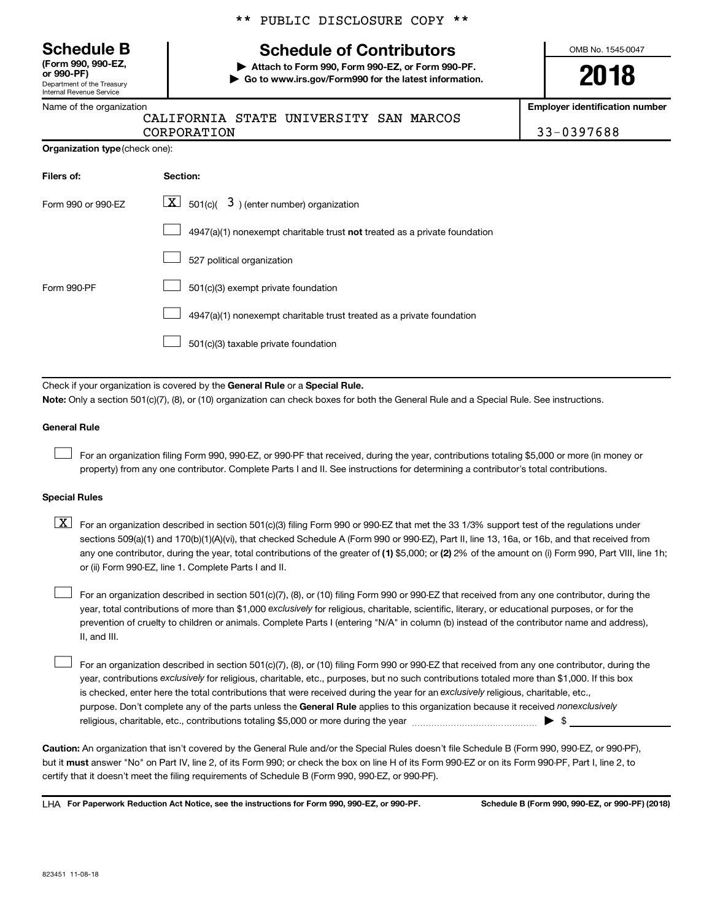\*\* PUBLIC DISCLOSURE COPY \*\*

**Schedule B**
**(Form 990, 990-EZ, or 990-PF)**
Department of the Treasury
Internal Revenue Service

# Schedule of Contributors

**▶ Attach to Form 990, Form 990-EZ, or Form 990-PF.**
**▶ Go to www.irs.gov/Form990 for the latest information.**

OMB No. 1545-0047

**2018**

Name of the organization: CALIFORNIA STATE UNIVERSITY SAN MARCOS CORPORATION

**Employer identification number:** 33-0397688

**Organization type** (check one):

| Filers of: | Section: |
|---|---|
| Form 990 or 990-EZ | [X] 501(c)( 3 ) (enter number) organization |
| | [ ] 4947(a)(1) nonexempt charitable trust **not** treated as a private foundation |
| | [ ] 527 political organization |
| Form 990-PF | [ ] 501(c)(3) exempt private foundation |
| | [ ] 4947(a)(1) nonexempt charitable trust treated as a private foundation |
| | [ ] 501(c)(3) taxable private foundation |

Check if your organization is covered by the **General Rule** or a **Special Rule.**

**Note:** Only a section 501(c)(7), (8), or (10) organization can check boxes for both the General Rule and a Special Rule. See instructions.

**General Rule**

[ ] For an organization filing Form 990, 990-EZ, or 990-PF that received, during the year, contributions totaling $5,000 or more (in money or property) from any one contributor. Complete Parts I and II. See instructions for determining a contributor's total contributions.

**Special Rules**

[X] For an organization described in section 501(c)(3) filing Form 990 or 990-EZ that met the 33 1/3% support test of the regulations under sections 509(a)(1) and 170(b)(1)(A)(vi), that checked Schedule A (Form 990 or 990-EZ), Part II, line 13, 16a, or 16b, and that received from any one contributor, during the year, total contributions of the greater of **(1)** $5,000; or **(2)** 2% of the amount on (i) Form 990, Part VIII, line 1h; or (ii) Form 990-EZ, line 1. Complete Parts I and II.

[ ] For an organization described in section 501(c)(7), (8), or (10) filing Form 990 or 990-EZ that received from any one contributor, during the year, total contributions of more than $1,000 *exclusively* for religious, charitable, scientific, literary, or educational purposes, or for the prevention of cruelty to children or animals. Complete Parts I (entering "N/A" in column (b) instead of the contributor name and address), II, and III.

[ ] For an organization described in section 501(c)(7), (8), or (10) filing Form 990 or 990-EZ that received from any one contributor, during the year, contributions *exclusively* for religious, charitable, etc., purposes, but no such contributions totaled more than $1,000. If this box is checked, enter here the total contributions that were received during the year for an *exclusively* religious, charitable, etc., purpose. Don't complete any of the parts unless the **General Rule** applies to this organization because it received *nonexclusively* religious, charitable, etc., contributions totaling $5,000 or more during the year ▶ $ ____________

**Caution:** An organization that isn't covered by the General Rule and/or the Special Rules doesn't file Schedule B (Form 990, 990-EZ, or 990-PF), but it **must** answer "No" on Part IV, line 2, of its Form 990; or check the box on line H of its Form 990-EZ or on its Form 990-PF, Part I, line 2, to certify that it doesn't meet the filing requirements of Schedule B (Form 990, 990-EZ, or 990-PF).

LHA **For Paperwork Reduction Act Notice, see the instructions for Form 990, 990-EZ, or 990-PF.** **Schedule B (Form 990, 990-EZ, or 990-PF) (2018)**

823451 11-08-18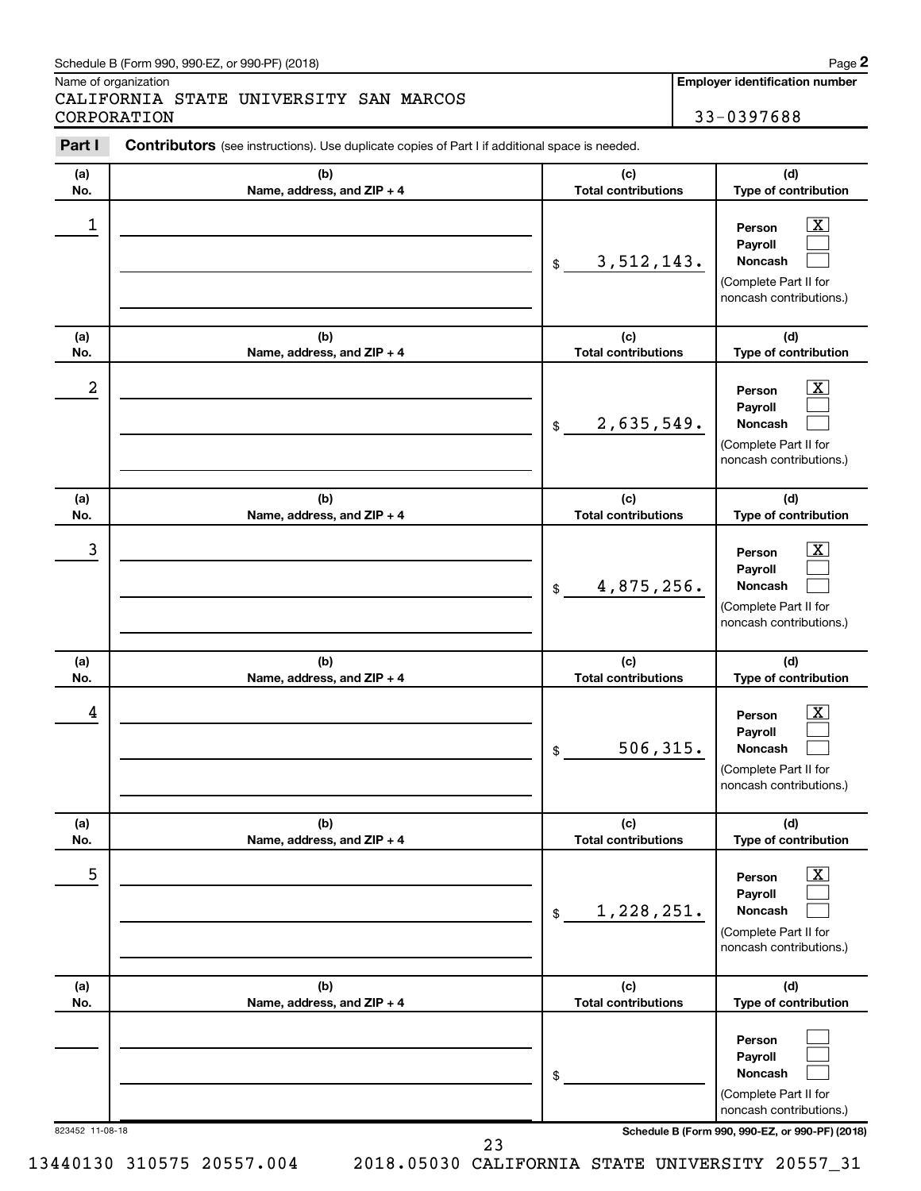Schedule B (Form 990, 990-EZ, or 990-PF) (2018) Page **2**

Name of organization

CALIFORNIA STATE UNIVERSITY SAN MARCOS CORPORATION

**Employer identification number**

33-0397688

**Part I** **Contributors** (see instructions). Use duplicate copies of Part I if additional space is needed.

| (a) No. | (b) Name, address, and ZIP + 4 | (c) Total contributions | (d) Type of contribution |
|---|---|---|---|
| 1 | | $ 3,512,143. | Person [X] Payroll [ ] Noncash [ ] (Complete Part II for noncash contributions.) |
| 2 | | $ 2,635,549. | Person [X] Payroll [ ] Noncash [ ] (Complete Part II for noncash contributions.) |
| 3 | | $ 4,875,256. | Person [X] Payroll [ ] Noncash [ ] (Complete Part II for noncash contributions.) |
| 4 | | $ 506,315. | Person [X] Payroll [ ] Noncash [ ] (Complete Part II for noncash contributions.) |
| 5 | | $ 1,228,251. | Person [X] Payroll [ ] Noncash [ ] (Complete Part II for noncash contributions.) |
| | | $ | Person [ ] Payroll [ ] Noncash [ ] (Complete Part II for noncash contributions.) |

823452 11-08-18 **Schedule B (Form 990, 990-EZ, or 990-PF) (2018)**

13440130 310575 20557.004 2018.05030 CALIFORNIA STATE UNIVERSITY 20557_31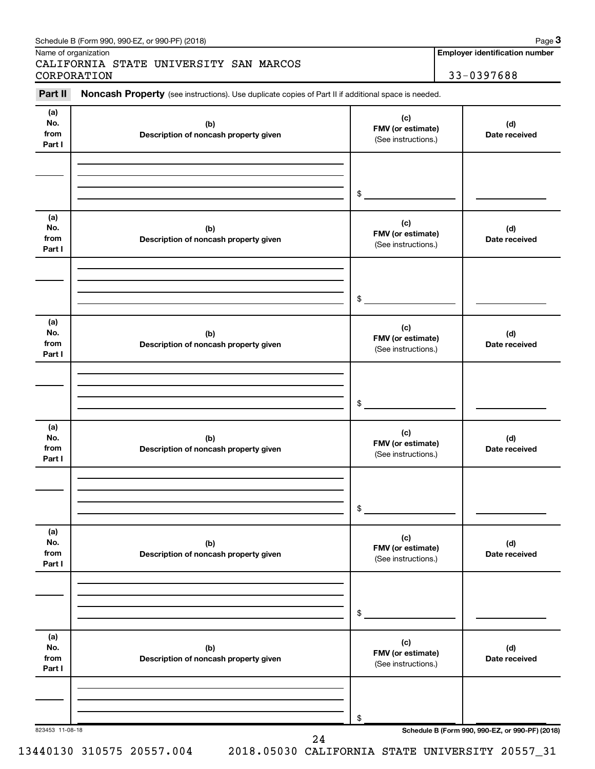Schedule B (Form 990, 990-EZ, or 990-PF) (2018)

Name of organization

CALIFORNIA STATE UNIVERSITY SAN MARCOS CORPORATION

**Employer identification number**

33-0397688

**Part II** **Noncash Property** (see instructions). Use duplicate copies of Part II if additional space is needed.

| (a) No. from Part I | (b) Description of noncash property given | (c) FMV (or estimate) (See instructions.) | (d) Date received |
|---|---|---|---|
| | | $ | |

| (a) No. from Part I | (b) Description of noncash property given | (c) FMV (or estimate) (See instructions.) | (d) Date received |
|---|---|---|---|
| | | $ | |

| (a) No. from Part I | (b) Description of noncash property given | (c) FMV (or estimate) (See instructions.) | (d) Date received |
|---|---|---|---|
| | | $ | |

| (a) No. from Part I | (b) Description of noncash property given | (c) FMV (or estimate) (See instructions.) | (d) Date received |
|---|---|---|---|
| | | $ | |

| (a) No. from Part I | (b) Description of noncash property given | (c) FMV (or estimate) (See instructions.) | (d) Date received |
|---|---|---|---|
| | | $ | |

| (a) No. from Part I | (b) Description of noncash property given | (c) FMV (or estimate) (See instructions.) | (d) Date received |
|---|---|---|---|
| | | $ | |

823453 11-08-18

**Schedule B (Form 990, 990-EZ, or 990-PF) (2018)**

13440130 310575 20557.004 2018.05030 CALIFORNIA STATE UNIVERSITY 20557_31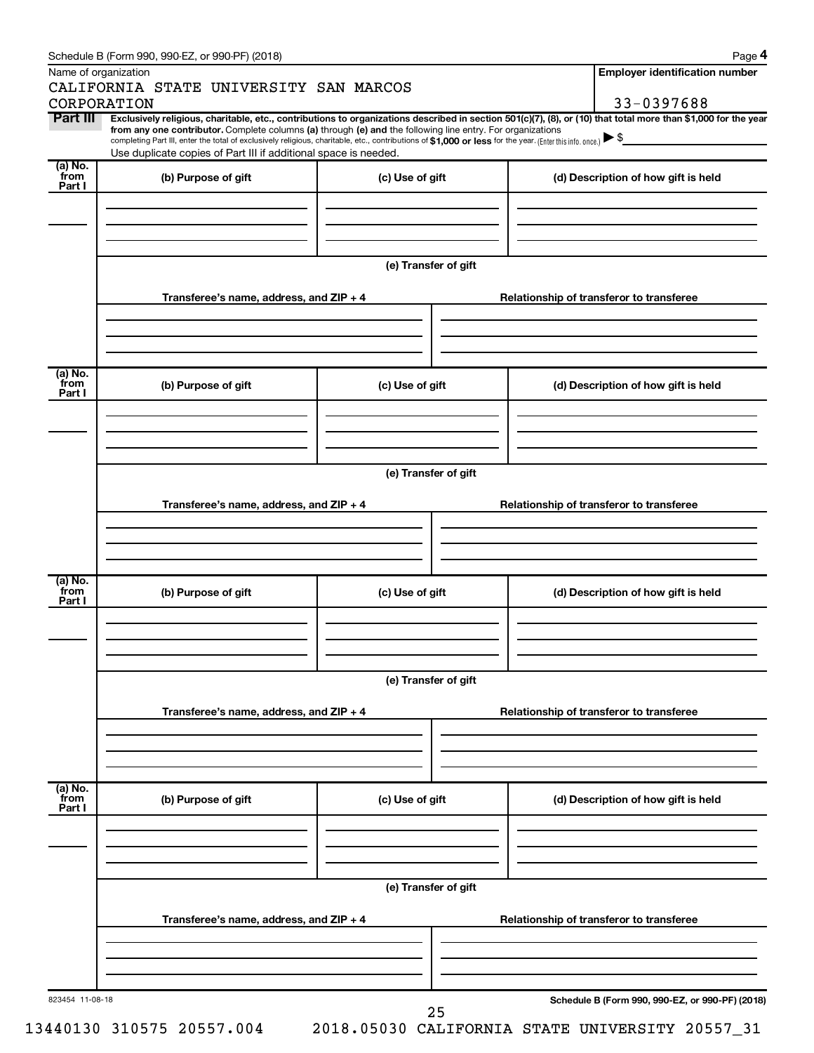Schedule B (Form 990, 990-EZ, or 990-PF) (2018)

Name of organization

CALIFORNIA STATE UNIVERSITY SAN MARCOS CORPORATION

**Employer identification number**

33-0397688

**Part III** **Exclusively religious, charitable, etc., contributions to organizations described in section 501(c)(7), (8), or (10) that total more than $1,000 for the year from any one contributor.** Complete columns **(a)** through **(e)** and the following line entry. For organizations completing Part III, enter the total of exclusively religious, charitable, etc., contributions of **$1,000 or less** for the year. (Enter this info. once.) ▶ $

Use duplicate copies of Part III if additional space is needed.

| (a) No. from Part I | (b) Purpose of gift | (c) Use of gift | (d) Description of how gift is held |
|---|---|---|---|
| | | | |

(e) Transfer of gift

| Transferee's name, address, and ZIP + 4 | Relationship of transferor to transferee |
|---|---|
| | |

| (a) No. from Part I | (b) Purpose of gift | (c) Use of gift | (d) Description of how gift is held |
|---|---|---|---|
| | | | |

(e) Transfer of gift

| Transferee's name, address, and ZIP + 4 | Relationship of transferor to transferee |
|---|---|
| | |

| (a) No. from Part I | (b) Purpose of gift | (c) Use of gift | (d) Description of how gift is held |
|---|---|---|---|
| | | | |

(e) Transfer of gift

| Transferee's name, address, and ZIP + 4 | Relationship of transferor to transferee |
|---|---|
| | |

| (a) No. from Part I | (b) Purpose of gift | (c) Use of gift | (d) Description of how gift is held |
|---|---|---|---|
| | | | |

(e) Transfer of gift

| Transferee's name, address, and ZIP + 4 | Relationship of transferor to transferee |
|---|---|
| | |

823454 11-08-18

**Schedule B (Form 990, 990-EZ, or 990-PF) (2018)**

13440130 310575 20557.004 2018.05030 CALIFORNIA STATE UNIVERSITY 20557_31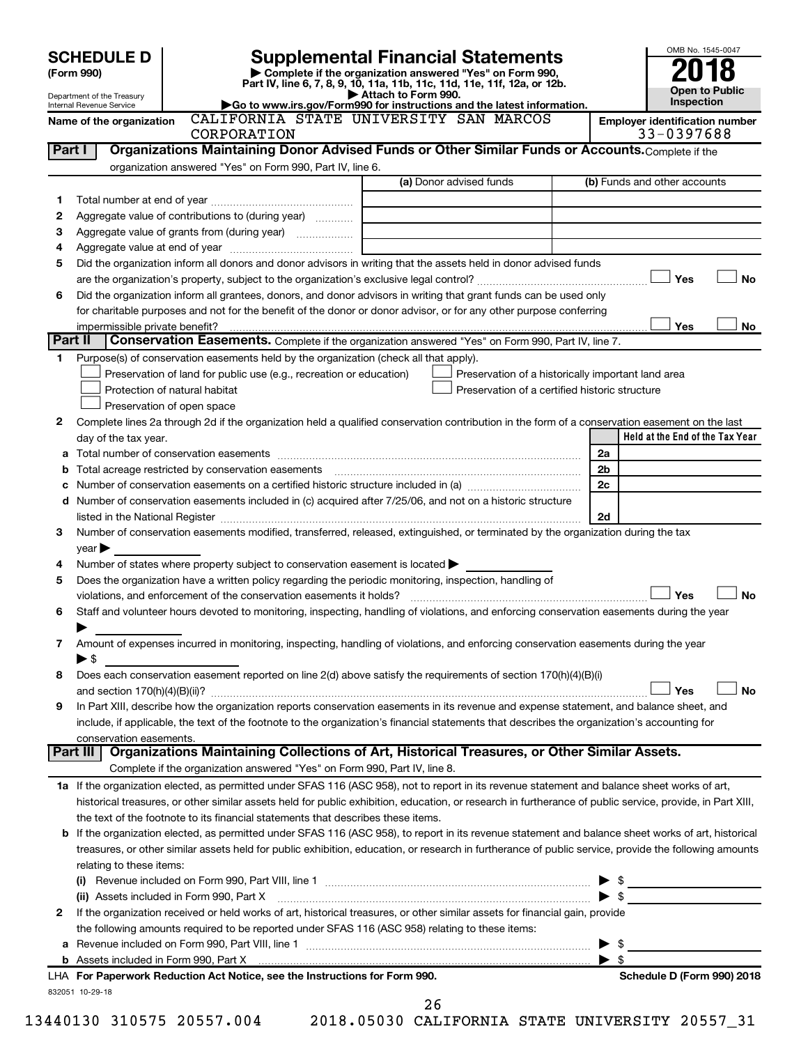**SCHEDULE D (Form 990)**

Department of the Treasury
Internal Revenue Service

# Supplemental Financial Statements

▶ Complete if the organization answered "Yes" on Form 990, Part IV, line 6, 7, 8, 9, 10, 11a, 11b, 11c, 11d, 11e, 11f, 12a, or 12b.
▶ Attach to Form 990.
▶Go to www.irs.gov/Form990 for instructions and the latest information.

OMB No. 1545-0047
**2018**
**Open to Public Inspection**

Name of the organization: CALIFORNIA STATE UNIVERSITY SAN MARCOS CORPORATION

Employer identification number: 33-0397688

## Part I Organizations Maintaining Donor Advised Funds or Other Similar Funds or Accounts. Complete if the organization answered "Yes" on Form 990, Part IV, line 6.

| | | (a) Donor advised funds | (b) Funds and other accounts |
|---|---|---|---|
| 1 | Total number at end of year | | |
| 2 | Aggregate value of contributions to (during year) | | |
| 3 | Aggregate value of grants from (during year) | | |
| 4 | Aggregate value at end of year | | |

5 Did the organization inform all donors and donor advisors in writing that the assets held in donor advised funds are the organization's property, subject to the organization's exclusive legal control? ☐ Yes ☐ No

6 Did the organization inform all grantees, donors, and donor advisors in writing that grant funds can be used only for charitable purposes and not for the benefit of the donor or donor advisor, or for any other purpose conferring impermissible private benefit? ☐ Yes ☐ No

## Part II Conservation Easements. Complete if the organization answered "Yes" on Form 990, Part IV, line 7.

1 Purpose(s) of conservation easements held by the organization (check all that apply).

☐ Preservation of land for public use (e.g., recreation or education)
☐ Protection of natural habitat
☐ Preservation of open space
☐ Preservation of a historically important land area
☐ Preservation of a certified historic structure

2 Complete lines 2a through 2d if the organization held a qualified conservation contribution in the form of a conservation easement on the last day of the tax year.

| | | | Held at the End of the Tax Year |
|---|---|---|---|
| a | Total number of conservation easements | 2a | |
| b | Total acreage restricted by conservation easements | 2b | |
| c | Number of conservation easements on a certified historic structure included in (a) | 2c | |
| d | Number of conservation easements included in (c) acquired after 7/25/06, and not on a historic structure listed in the National Register | 2d | |

3 Number of conservation easements modified, transferred, released, extinguished, or terminated by the organization during the tax year ▶

4 Number of states where property subject to conservation easement is located ▶

5 Does the organization have a written policy regarding the periodic monitoring, inspection, handling of violations, and enforcement of the conservation easements it holds? ☐ Yes ☐ No

6 Staff and volunteer hours devoted to monitoring, inspecting, handling of violations, and enforcing conservation easements during the year ▶

7 Amount of expenses incurred in monitoring, inspecting, handling of violations, and enforcing conservation easements during the year ▶ $

8 Does each conservation easement reported on line 2(d) above satisfy the requirements of section 170(h)(4)(B)(i) and section 170(h)(4)(B)(ii)? ☐ Yes ☐ No

9 In Part XIII, describe how the organization reports conservation easements in its revenue and expense statement, and balance sheet, and include, if applicable, the text of the footnote to the organization's financial statements that describes the organization's accounting for conservation easements.

## Part III Organizations Maintaining Collections of Art, Historical Treasures, or Other Similar Assets.

Complete if the organization answered "Yes" on Form 990, Part IV, line 8.

1a If the organization elected, as permitted under SFAS 116 (ASC 958), not to report in its revenue statement and balance sheet works of art, historical treasures, or other similar assets held for public exhibition, education, or research in furtherance of public service, provide, in Part XIII, the text of the footnote to its financial statements that describes these items.

b If the organization elected, as permitted under SFAS 116 (ASC 958), to report in its revenue statement and balance sheet works of art, historical treasures, or other similar assets held for public exhibition, education, or research in furtherance of public service, provide the following amounts relating to these items:

(i) Revenue included on Form 990, Part VIII, line 1 ▶ $

(ii) Assets included in Form 990, Part X ▶ $

2 If the organization received or held works of art, historical treasures, or other similar assets for financial gain, provide the following amounts required to be reported under SFAS 116 (ASC 958) relating to these items:

a Revenue included on Form 990, Part VIII, line 1 ▶ $

b Assets included in Form 990, Part X ▶ $

**LHA For Paperwork Reduction Act Notice, see the Instructions for Form 990.** **Schedule D (Form 990) 2018**

832051 10-29-18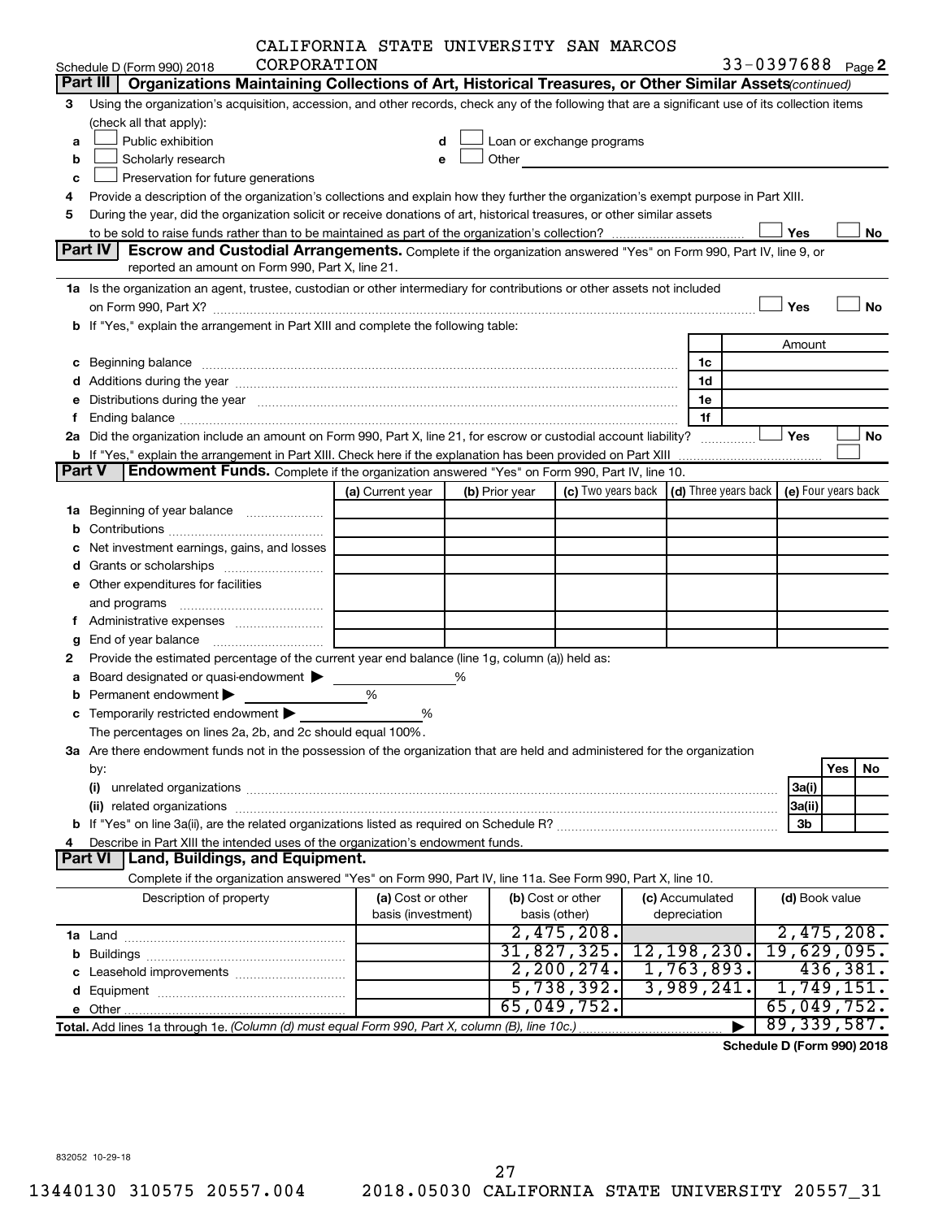CALIFORNIA STATE UNIVERSITY SAN MARCOS CORPORATION

Schedule D (Form 990) 2018 — 33-0397688 Page 2

## Part III — Organizations Maintaining Collections of Art, Historical Treasures, or Other Similar Assets *(continued)*

3 Using the organization's acquisition, accession, and other records, check any of the following that are a significant use of its collection items (check all that apply):

- a ☐ Public exhibition
- b ☐ Scholarly research
- c ☐ Preservation for future generations
- d ☐ Loan or exchange programs
- e ☐ Other

4 Provide a description of the organization's collections and explain how they further the organization's exempt purpose in Part XIII.

5 During the year, did the organization solicit or receive donations of art, historical treasures, or other similar assets to be sold to raise funds rather than to be maintained as part of the organization's collection? ☐ Yes ☐ No

## Part IV — Escrow and Custodial Arrangements.

Complete if the organization answered "Yes" on Form 990, Part IV, line 9, or reported an amount on Form 990, Part X, line 21.

1a Is the organization an agent, trustee, custodian or other intermediary for contributions or other assets not included on Form 990, Part X? ☐ Yes ☐ No

b If "Yes," explain the arrangement in Part XIII and complete the following table:

| | | Amount |
|---|---|---|
| c Beginning balance | 1c | |
| d Additions during the year | 1d | |
| e Distributions during the year | 1e | |
| f Ending balance | 1f | |

2a Did the organization include an amount on Form 990, Part X, line 21, for escrow or custodial account liability? ☐ Yes ☐ No

b If "Yes," explain the arrangement in Part XIII. Check here if the explanation has been provided on Part XIII ☐

## Part V — Endowment Funds.

Complete if the organization answered "Yes" on Form 990, Part IV, line 10.

| | (a) Current year | (b) Prior year | (c) Two years back | (d) Three years back | (e) Four years back |
|---|---|---|---|---|---|
| 1a Beginning of year balance | | | | | |
| b Contributions | | | | | |
| c Net investment earnings, gains, and losses | | | | | |
| d Grants or scholarships | | | | | |
| e Other expenditures for facilities and programs | | | | | |
| f Administrative expenses | | | | | |
| g End of year balance | | | | | |

2 Provide the estimated percentage of the current year end balance (line 1g, column (a)) held as:

- a Board designated or quasi-endowment ▶ ______ %
- b Permanent endowment ▶ ______ %
- c Temporarily restricted endowment ▶ ______ %

The percentages on lines 2a, 2b, and 2c should equal 100%.

3a Are there endowment funds not in the possession of the organization that are held and administered for the organization by:

| | | Yes | No |
|---|---|---|---|
| (i) unrelated organizations | 3a(i) | | |
| (ii) related organizations | 3a(ii) | | |
| b If "Yes" on line 3a(ii), are the related organizations listed as required on Schedule R? | 3b | | |

4 Describe in Part XIII the intended uses of the organization's endowment funds.

## Part VI — Land, Buildings, and Equipment.

Complete if the organization answered "Yes" on Form 990, Part IV, line 11a. See Form 990, Part X, line 10.

| Description of property | (a) Cost or other basis (investment) | (b) Cost or other basis (other) | (c) Accumulated depreciation | (d) Book value |
|---|---|---|---|---|
| 1a Land | | 2,475,208. | | 2,475,208. |
| b Buildings | | 31,827,325. | 12,198,230. | 19,629,095. |
| c Leasehold improvements | | 2,200,274. | 1,763,893. | 436,381. |
| d Equipment | | 5,738,392. | 3,989,241. | 1,749,151. |
| e Other | | 65,049,752. | | 65,049,752. |
| **Total.** Add lines 1a through 1e. *(Column (d) must equal Form 990, Part X, column (B), line 10c.)* ▶ | | | | 89,339,587. |

**Schedule D (Form 990) 2018**

832052 10-29-18

13440130 310575 20557.004 2018.05030 CALIFORNIA STATE UNIVERSITY 20557_31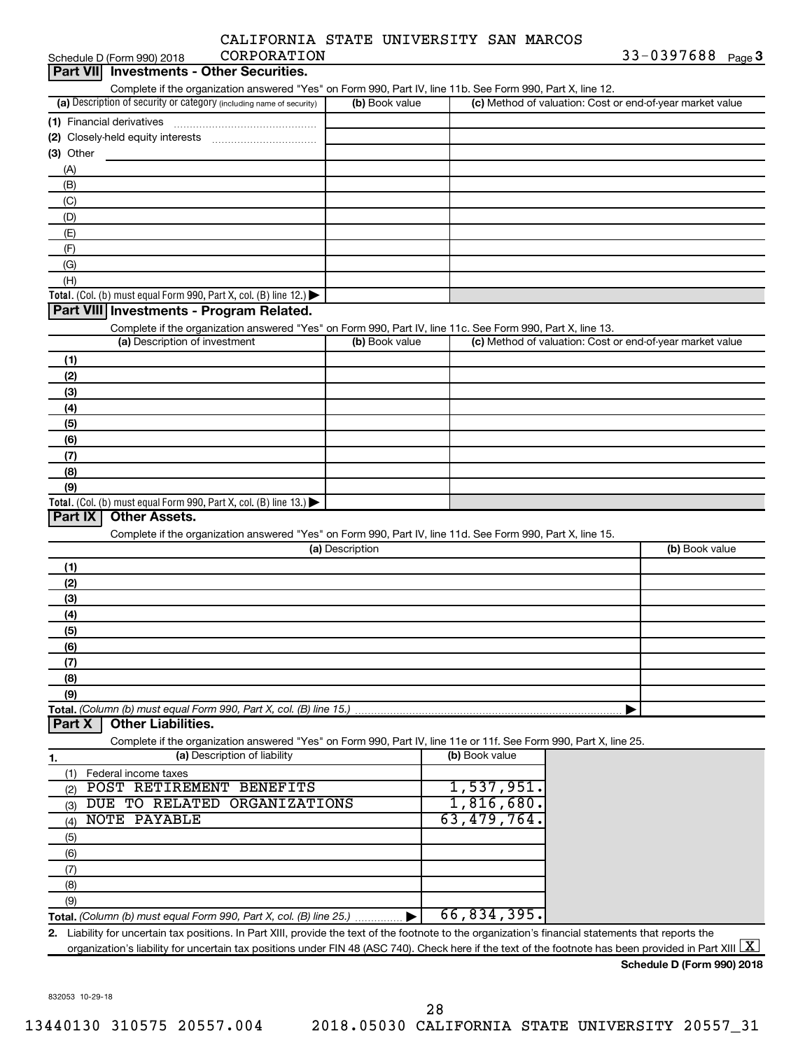CALIFORNIA STATE UNIVERSITY SAN MARCOS CORPORATION

Schedule D (Form 990) 2018 — 33-0397688 Page 3

## Part VII Investments - Other Securities.

Complete if the organization answered "Yes" on Form 990, Part IV, line 11b. See Form 990, Part X, line 12.

| (a) Description of security or category (including name of security) | (b) Book value | (c) Method of valuation: Cost or end-of-year market value |
|---|---|---|
| (1) Financial derivatives | | |
| (2) Closely-held equity interests | | |
| (3) Other | | |
| (A) | | |
| (B) | | |
| (C) | | |
| (D) | | |
| (E) | | |
| (F) | | |
| (G) | | |
| (H) | | |
| **Total.** (Col. (b) must equal Form 990, Part X, col. (B) line 12.) | | |

## Part VIII Investments - Program Related.

Complete if the organization answered "Yes" on Form 990, Part IV, line 11c. See Form 990, Part X, line 13.

| (a) Description of investment | (b) Book value | (c) Method of valuation: Cost or end-of-year market value |
|---|---|---|
| (1) | | |
| (2) | | |
| (3) | | |
| (4) | | |
| (5) | | |
| (6) | | |
| (7) | | |
| (8) | | |
| (9) | | |
| **Total.** (Col. (b) must equal Form 990, Part X, col. (B) line 13.) | | |

## Part IX Other Assets.

Complete if the organization answered "Yes" on Form 990, Part IV, line 11d. See Form 990, Part X, line 15.

| (a) Description | (b) Book value |
|---|---|
| (1) | |
| (2) | |
| (3) | |
| (4) | |
| (5) | |
| (6) | |
| (7) | |
| (8) | |
| (9) | |
| **Total.** *(Column (b) must equal Form 990, Part X, col. (B) line 15.)* | |

## Part X Other Liabilities.

Complete if the organization answered "Yes" on Form 990, Part IV, line 11e or 11f. See Form 990, Part X, line 25.

| 1. (a) Description of liability | (b) Book value |
|---|---|
| (1) Federal income taxes | |
| (2) POST RETIREMENT BENEFITS | 1,537,951. |
| (3) DUE TO RELATED ORGANIZATIONS | 1,816,680. |
| (4) NOTE PAYABLE | 63,479,764. |
| (5) | |
| (6) | |
| (7) | |
| (8) | |
| (9) | |
| **Total.** *(Column (b) must equal Form 990, Part X, col. (B) line 25.)* | 66,834,395. |

2. Liability for uncertain tax positions. In Part XIII, provide the text of the footnote to the organization's financial statements that reports the organization's liability for uncertain tax positions under FIN 48 (ASC 740). Check here if the text of the footnote has been provided in Part XIII [X]

**Schedule D (Form 990) 2018**

832053 10-29-18

13440130 310575 20557.004 2018.05030 CALIFORNIA STATE UNIVERSITY 20557_31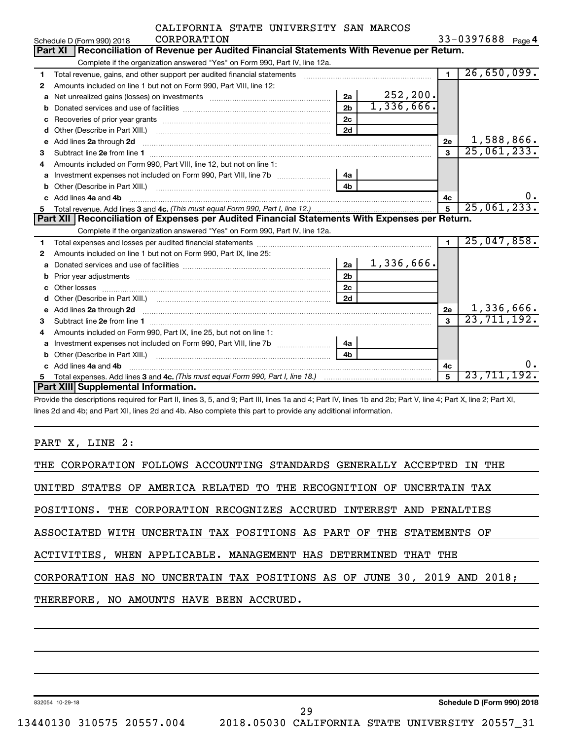CALIFORNIA STATE UNIVERSITY SAN MARCOS CORPORATION

Schedule D (Form 990) 2018 — 33-0397688 Page 4

## Part XI Reconciliation of Revenue per Audited Financial Statements With Revenue per Return.

Complete if the organization answered "Yes" on Form 990, Part IV, line 12a.

| | | | | | |
|---|---|---|---|---|---|
| 1 | Total revenue, gains, and other support per audited financial statements | | | 1 | 26,650,099. |
| 2 | Amounts included on line 1 but not on Form 990, Part VIII, line 12: | | | | |
| a | Net unrealized gains (losses) on investments | 2a | 252,200. | | |
| b | Donated services and use of facilities | 2b | 1,336,666. | | |
| c | Recoveries of prior year grants | 2c | | | |
| d | Other (Describe in Part XIII.) | 2d | | | |
| e | Add lines 2a through 2d | | | 2e | 1,588,866. |
| 3 | Subtract line 2e from line 1 | | | 3 | 25,061,233. |
| 4 | Amounts included on Form 990, Part VIII, line 12, but not on line 1: | | | | |
| a | Investment expenses not included on Form 990, Part VIII, line 7b | 4a | | | |
| b | Other (Describe in Part XIII.) | 4b | | | |
| c | Add lines 4a and 4b | | | 4c | 0. |
| 5 | Total revenue. Add lines 3 and 4c. *(This must equal Form 990, Part I, line 12.)* | | | 5 | 25,061,233. |

## Part XII Reconciliation of Expenses per Audited Financial Statements With Expenses per Return.

Complete if the organization answered "Yes" on Form 990, Part IV, line 12a.

| | | | | | |
|---|---|---|---|---|---|
| 1 | Total expenses and losses per audited financial statements | | | 1 | 25,047,858. |
| 2 | Amounts included on line 1 but not on Form 990, Part IX, line 25: | | | | |
| a | Donated services and use of facilities | 2a | 1,336,666. | | |
| b | Prior year adjustments | 2b | | | |
| c | Other losses | 2c | | | |
| d | Other (Describe in Part XIII.) | 2d | | | |
| e | Add lines 2a through 2d | | | 2e | 1,336,666. |
| 3 | Subtract line 2e from line 1 | | | 3 | 23,711,192. |
| 4 | Amounts included on Form 990, Part IX, line 25, but not on line 1: | | | | |
| a | Investment expenses not included on Form 990, Part VIII, line 7b | 4a | | | |
| b | Other (Describe in Part XIII.) | 4b | | | |
| c | Add lines 4a and 4b | | | 4c | 0. |
| 5 | Total expenses. Add lines 3 and 4c. *(This must equal Form 990, Part I, line 18.)* | | | 5 | 23,711,192. |

## Part XIII Supplemental Information.

Provide the descriptions required for Part II, lines 3, 5, and 9; Part III, lines 1a and 4; Part IV, lines 1b and 2b; Part V, line 4; Part X, line 2; Part XI, lines 2d and 4b; and Part XII, lines 2d and 4b. Also complete this part to provide any additional information.

PART X, LINE 2:

THE CORPORATION FOLLOWS ACCOUNTING STANDARDS GENERALLY ACCEPTED IN THE UNITED STATES OF AMERICA RELATED TO THE RECOGNITION OF UNCERTAIN TAX POSITIONS. THE CORPORATION RECOGNIZES ACCRUED INTEREST AND PENALTIES ASSOCIATED WITH UNCERTAIN TAX POSITIONS AS PART OF THE STATEMENTS OF ACTIVITIES, WHEN APPLICABLE. MANAGEMENT HAS DETERMINED THAT THE CORPORATION HAS NO UNCERTAIN TAX POSITIONS AS OF JUNE 30, 2019 AND 2018; THEREFORE, NO AMOUNTS HAVE BEEN ACCRUED.

832054 10-29-18 — Schedule D (Form 990) 2018

13440130 310575 20557.004 2018.05030 CALIFORNIA STATE UNIVERSITY 20557_31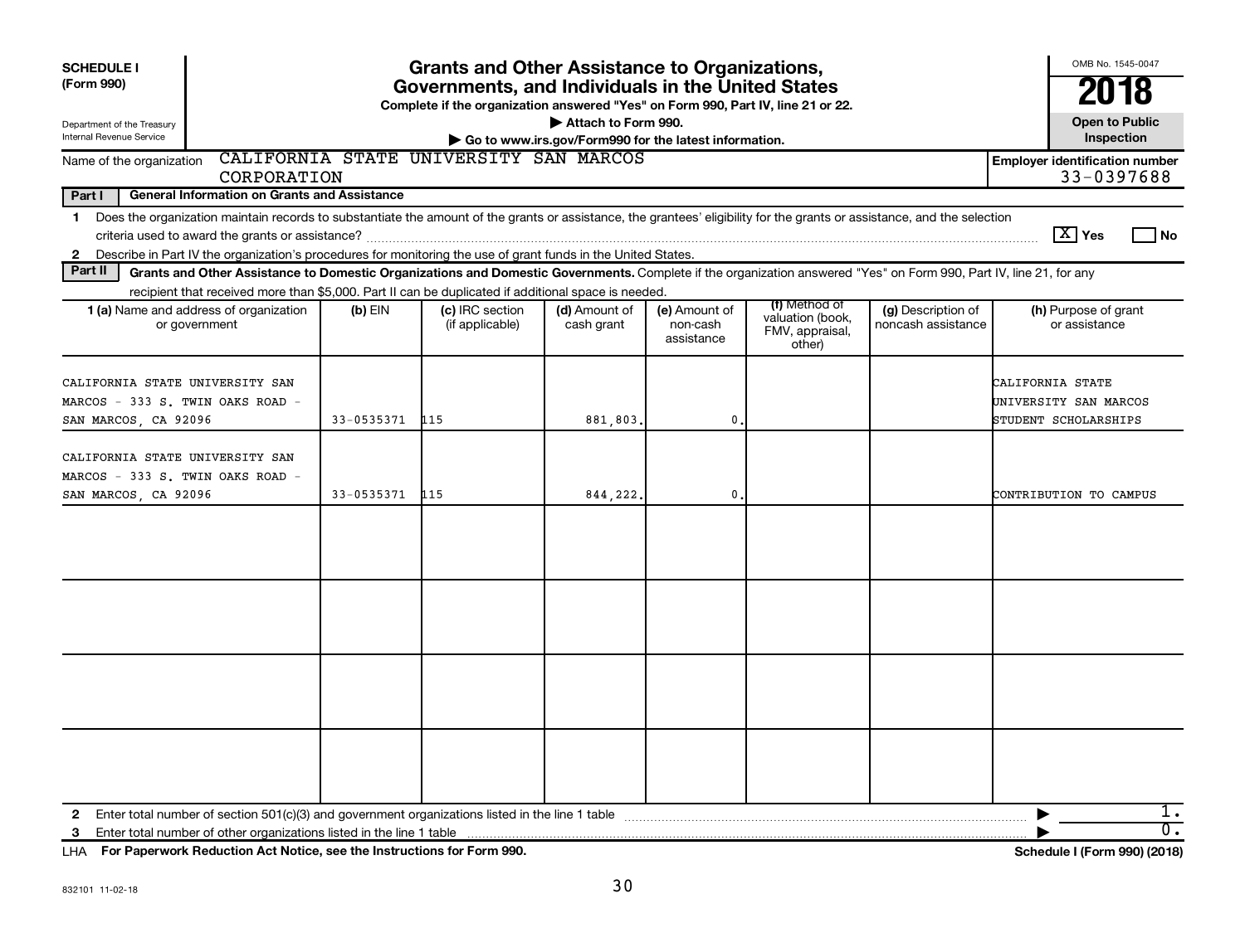**SCHEDULE I (Form 990)**

Department of the Treasury
Internal Revenue Service

# Grants and Other Assistance to Organizations, Governments, and Individuals in the United States

**Complete if the organization answered "Yes" on Form 990, Part IV, line 21 or 22.**

▶ Attach to Form 990.

▶ Go to www.irs.gov/Form990 for the latest information.

OMB No. 1545-0047

**2018**

**Open to Public Inspection**

Name of the organization: CALIFORNIA STATE UNIVERSITY SAN MARCOS CORPORATION

**Employer identification number** 33-0397688

**Part I — General Information on Grants and Assistance**

1 Does the organization maintain records to substantiate the amount of the grants or assistance, the grantees' eligibility for the grants or assistance, and the selection criteria used to award the grants or assistance? [X] Yes [ ] No

2 Describe in Part IV the organization's procedures for monitoring the use of grant funds in the United States.

**Part II — Grants and Other Assistance to Domestic Organizations and Domestic Governments.** Complete if the organization answered "Yes" on Form 990, Part IV, line 21, for any recipient that received more than $5,000. Part II can be duplicated if additional space is needed.

| 1 (a) Name and address of organization or government | (b) EIN | (c) IRC section (if applicable) | (d) Amount of cash grant | (e) Amount of non-cash assistance | (f) Method of valuation (book, FMV, appraisal, other) | (g) Description of noncash assistance | (h) Purpose of grant or assistance |
|---|---|---|---|---|---|---|---|
| CALIFORNIA STATE UNIVERSITY SAN MARCOS - 333 S. TWIN OAKS ROAD - SAN MARCOS, CA 92096 | 33-0535371 | 115 | 881,803. | 0. | | | CALIFORNIA STATE UNIVERSITY SAN MARCOS STUDENT SCHOLARSHIPS |
| CALIFORNIA STATE UNIVERSITY SAN MARCOS - 333 S. TWIN OAKS ROAD - SAN MARCOS, CA 92096 | 33-0535371 | 115 | 844,222. | 0. | | | CONTRIBUTION TO CAMPUS |
| | | | | | | | |
| | | | | | | | |
| | | | | | | | |
| | | | | | | | |

2 Enter total number of section 501(c)(3) and government organizations listed in the line 1 table ▶ 1.

3 Enter total number of other organizations listed in the line 1 table ▶ 0.

LHA **For Paperwork Reduction Act Notice, see the Instructions for Form 990.** **Schedule I (Form 990) (2018)**

832101 11-02-18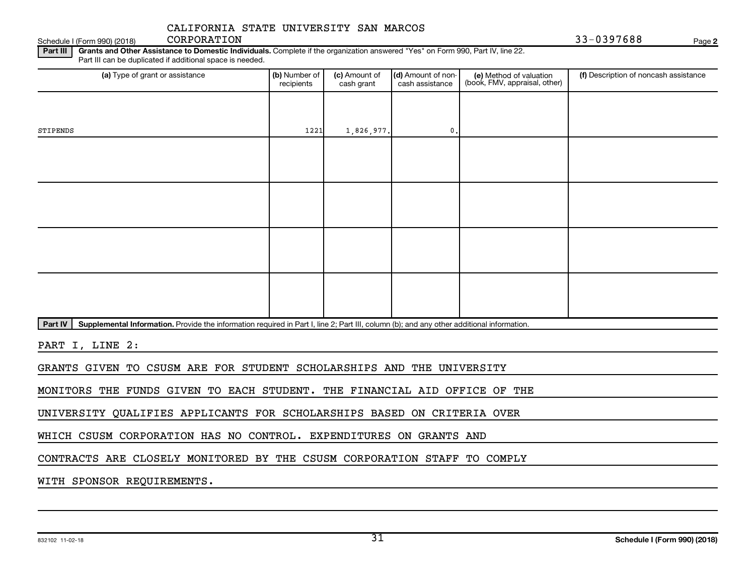CALIFORNIA STATE UNIVERSITY SAN MARCOS CORPORATION

Schedule I (Form 990) (2018) 33-0397688 Page 2

**Part III** **Grants and Other Assistance to Domestic Individuals.** Complete if the organization answered "Yes" on Form 990, Part IV, line 22. Part III can be duplicated if additional space is needed.

| (a) Type of grant or assistance | (b) Number of recipients | (c) Amount of cash grant | (d) Amount of non-cash assistance | (e) Method of valuation (book, FMV, appraisal, other) | (f) Description of noncash assistance |
|---|---|---|---|---|---|
| STIPENDS | 1221 | 1,826,977. | 0. | | |
| | | | | | |
| | | | | | |
| | | | | | |
| | | | | | |

**Part IV** **Supplemental Information.** Provide the information required in Part I, line 2; Part III, column (b); and any other additional information.

PART I, LINE 2:

GRANTS GIVEN TO CSUSM ARE FOR STUDENT SCHOLARSHIPS AND THE UNIVERSITY MONITORS THE FUNDS GIVEN TO EACH STUDENT. THE FINANCIAL AID OFFICE OF THE UNIVERSITY QUALIFIES APPLICANTS FOR SCHOLARSHIPS BASED ON CRITERIA OVER WHICH CSUSM CORPORATION HAS NO CONTROL. EXPENDITURES ON GRANTS AND CONTRACTS ARE CLOSELY MONITORED BY THE CSUSM CORPORATION STAFF TO COMPLY WITH SPONSOR REQUIREMENTS.

832102 11-02-18 Schedule I (Form 990) (2018)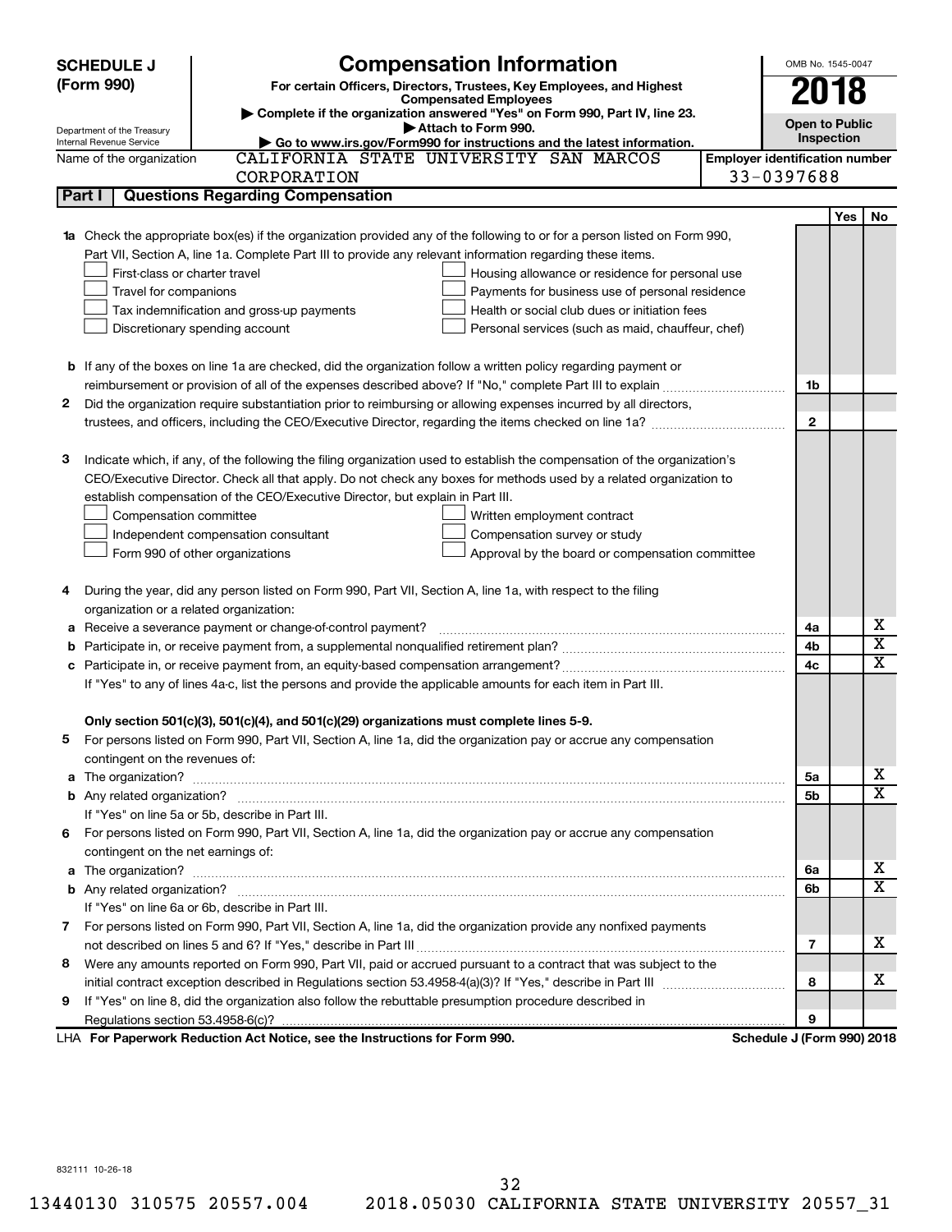# SCHEDULE J (Form 990)

## Compensation Information

**For certain Officers, Directors, Trustees, Key Employees, and Highest Compensated Employees**

▶ Complete if the organization answered "Yes" on Form 990, Part IV, line 23.

▶ Attach to Form 990.

▶ Go to www.irs.gov/Form990 for instructions and the latest information.

Department of the Treasury
Internal Revenue Service

OMB No. 1545-0047

**2018**

**Open to Public Inspection**

Name of the organization: CALIFORNIA STATE UNIVERSITY SAN MARCOS CORPORATION

**Employer identification number:** 33-0397688

### Part I | Questions Regarding Compensation

| | | | Yes | No |
|---|---|---|---|---|
| **1a** | Check the appropriate box(es) if the organization provided any of the following to or for a person listed on Form 990, Part VII, Section A, line 1a. Complete Part III to provide any relevant information regarding these items.<br>☐ First-class or charter travel ☐ Housing allowance or residence for personal use<br>☐ Travel for companions ☐ Payments for business use of personal residence<br>☐ Tax indemnification and gross-up payments ☐ Health or social club dues or initiation fees<br>☐ Discretionary spending account ☐ Personal services (such as maid, chauffeur, chef) | | | |
| **b** | If any of the boxes on line 1a are checked, did the organization follow a written policy regarding payment or reimbursement or provision of all of the expenses described above? If "No," complete Part III to explain | 1b | | |
| **2** | Did the organization require substantiation prior to reimbursing or allowing expenses incurred by all directors, trustees, and officers, including the CEO/Executive Director, regarding the items checked on line 1a? | 2 | | |
| **3** | Indicate which, if any, of the following the filing organization used to establish the compensation of the organization's CEO/Executive Director. Check all that apply. Do not check any boxes for methods used by a related organization to establish compensation of the CEO/Executive Director, but explain in Part III.<br>☐ Compensation committee ☐ Written employment contract<br>☐ Independent compensation consultant ☐ Compensation survey or study<br>☐ Form 990 of other organizations ☐ Approval by the board or compensation committee | | | |
| **4** | During the year, did any person listed on Form 990, Part VII, Section A, line 1a, with respect to the filing organization or a related organization: | | | |
| **a** | Receive a severance payment or change-of-control payment? | 4a | | X |
| **b** | Participate in, or receive payment from, a supplemental nonqualified retirement plan? | 4b | | X |
| **c** | Participate in, or receive payment from, an equity-based compensation arrangement? | 4c | | X |
| | If "Yes" to any of lines 4a-c, list the persons and provide the applicable amounts for each item in Part III. | | | |
| | **Only section 501(c)(3), 501(c)(4), and 501(c)(29) organizations must complete lines 5-9.** | | | |
| **5** | For persons listed on Form 990, Part VII, Section A, line 1a, did the organization pay or accrue any compensation contingent on the revenues of: | | | |
| **a** | The organization? | 5a | | X |
| **b** | Any related organization? | 5b | | X |
| | If "Yes" on line 5a or 5b, describe in Part III. | | | |
| **6** | For persons listed on Form 990, Part VII, Section A, line 1a, did the organization pay or accrue any compensation contingent on the net earnings of: | | | |
| **a** | The organization? | 6a | | X |
| **b** | Any related organization? | 6b | | X |
| | If "Yes" on line 6a or 6b, describe in Part III. | | | |
| **7** | For persons listed on Form 990, Part VII, Section A, line 1a, did the organization provide any nonfixed payments not described on lines 5 and 6? If "Yes," describe in Part III | 7 | | X |
| **8** | Were any amounts reported on Form 990, Part VII, paid or accrued pursuant to a contract that was subject to the initial contract exception described in Regulations section 53.4958-4(a)(3)? If "Yes," describe in Part III | 8 | | X |
| **9** | If "Yes" on line 8, did the organization also follow the rebuttable presumption procedure described in Regulations section 53.4958-6(c)? | 9 | | |

LHA **For Paperwork Reduction Act Notice, see the Instructions for Form 990.** **Schedule J (Form 990) 2018**

832111 10-26-18

13440130 310575 20557.004 2018.05030 CALIFORNIA STATE UNIVERSITY 20557_31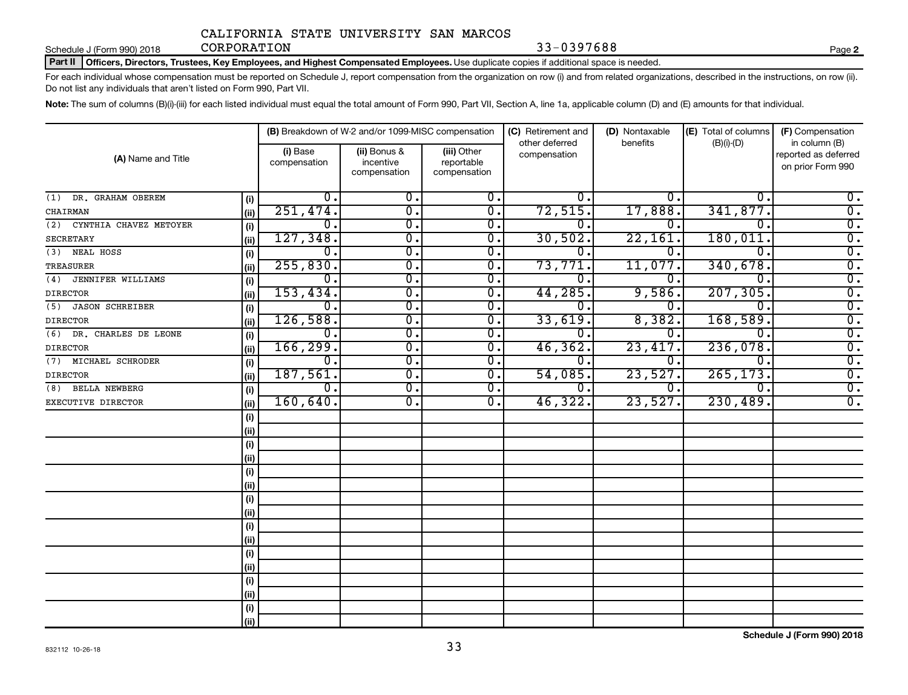CALIFORNIA STATE UNIVERSITY SAN MARCOS CORPORATION 33-0397688

Schedule J (Form 990) 2018 Page **2**

**Part II | Officers, Directors, Trustees, Key Employees, and Highest Compensated Employees.** Use duplicate copies if additional space is needed.

For each individual whose compensation must be reported on Schedule J, report compensation from the organization on row (i) and from related organizations, described in the instructions, on row (ii). Do not list any individuals that aren't listed on Form 990, Part VII.

**Note:** The sum of columns (B)(i)-(iii) for each listed individual must equal the total amount of Form 990, Part VII, Section A, line 1a, applicable column (D) and (E) amounts for that individual.

| (A) Name and Title | | (B) Breakdown of W-2 and/or 1099-MISC compensation | | | (C) Retirement and other deferred compensation | (D) Nontaxable benefits | (E) Total of columns (B)(i)-(D) | (F) Compensation in column (B) reported as deferred on prior Form 990 |
|---|---|---|---|---|---|---|---|---|
| | | (i) Base compensation | (ii) Bonus & incentive compensation | (iii) Other reportable compensation | | | | |
| (1) DR. GRAHAM OBEREM | (i) | 0. | 0. | 0. | 0. | 0. | 0. | 0. |
| CHAIRMAN | (ii) | 251,474. | 0. | 0. | 72,515. | 17,888. | 341,877. | 0. |
| (2) CYNTHIA CHAVEZ METOYER | (i) | 0. | 0. | 0. | 0. | 0. | 0. | 0. |
| SECRETARY | (ii) | 127,348. | 0. | 0. | 30,502. | 22,161. | 180,011. | 0. |
| (3) NEAL HOSS | (i) | 0. | 0. | 0. | 0. | 0. | 0. | 0. |
| TREASURER | (ii) | 255,830. | 0. | 0. | 73,771. | 11,077. | 340,678. | 0. |
| (4) JENNIFER WILLIAMS | (i) | 0. | 0. | 0. | 0. | 0. | 0. | 0. |
| DIRECTOR | (ii) | 153,434. | 0. | 0. | 44,285. | 9,586. | 207,305. | 0. |
| (5) JASON SCHREIBER | (i) | 0. | 0. | 0. | 0. | 0. | 0. | 0. |
| DIRECTOR | (ii) | 126,588. | 0. | 0. | 33,619. | 8,382. | 168,589. | 0. |
| (6) DR. CHARLES DE LEONE | (i) | 0. | 0. | 0. | 0. | 0. | 0. | 0. |
| DIRECTOR | (ii) | 166,299. | 0. | 0. | 46,362. | 23,417. | 236,078. | 0. |
| (7) MICHAEL SCHRODER | (i) | 0. | 0. | 0. | 0. | 0. | 0. | 0. |
| DIRECTOR | (ii) | 187,561. | 0. | 0. | 54,085. | 23,527. | 265,173. | 0. |
| (8) BELLA NEWBERG | (i) | 0. | 0. | 0. | 0. | 0. | 0. | 0. |
| EXECUTIVE DIRECTOR | (ii) | 160,640. | 0. | 0. | 46,322. | 23,527. | 230,489. | 0. |
| | (i) | | | | | | | |
| | (ii) | | | | | | | |
| | (i) | | | | | | | |
| | (ii) | | | | | | | |
| | (i) | | | | | | | |
| | (ii) | | | | | | | |
| | (i) | | | | | | | |
| | (ii) | | | | | | | |
| | (i) | | | | | | | |
| | (ii) | | | | | | | |
| | (i) | | | | | | | |
| | (ii) | | | | | | | |
| | (i) | | | | | | | |
| | (ii) | | | | | | | |
| | (i) | | | | | | | |
| | (ii) | | | | | | | |

832112 10-26-18

**Schedule J (Form 990) 2018**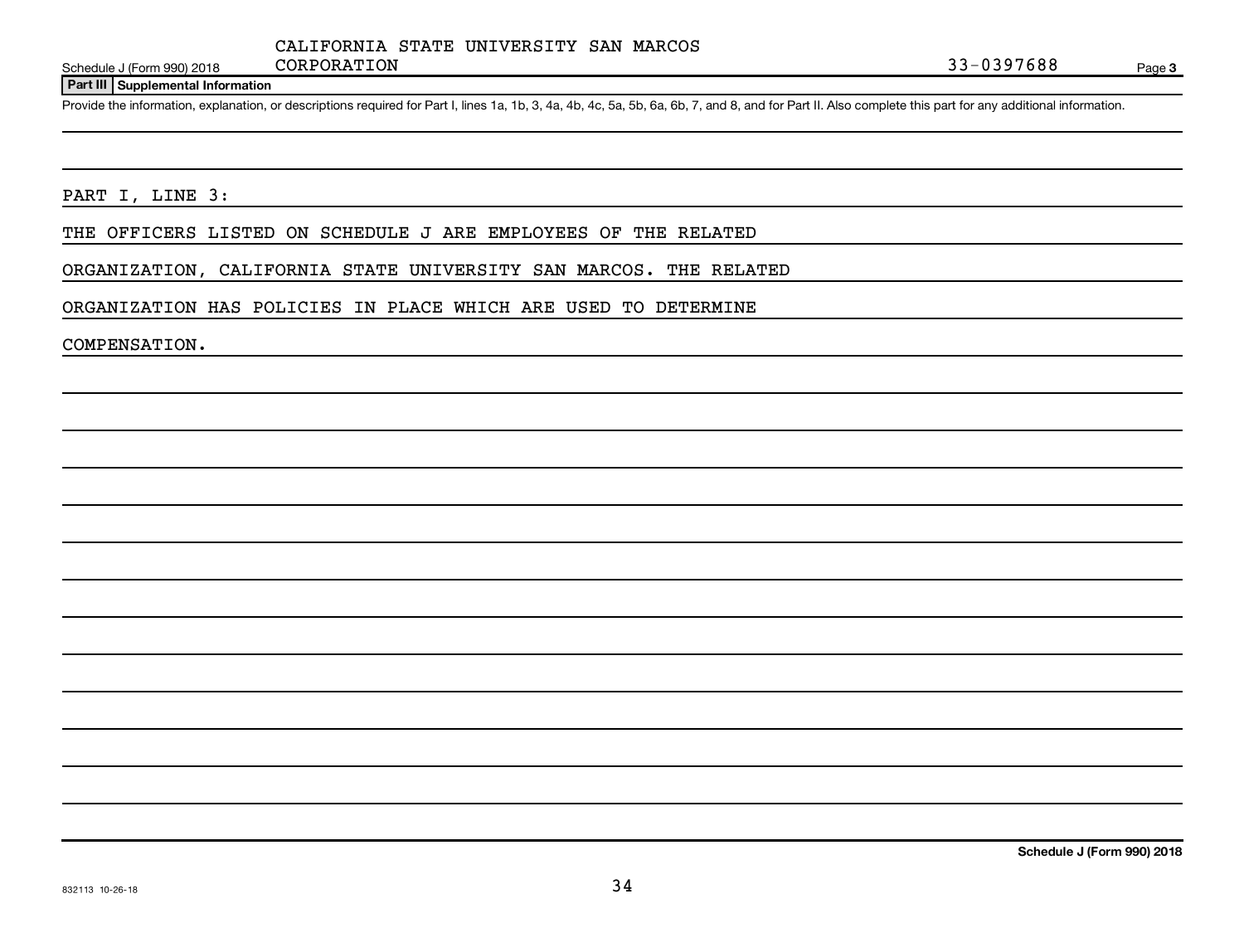CALIFORNIA STATE UNIVERSITY SAN MARCOS CORPORATION 33-0397688

Schedule J (Form 990) 2018

**Part III | Supplemental Information**

Provide the information, explanation, or descriptions required for Part I, lines 1a, 1b, 3, 4a, 4b, 4c, 5a, 5b, 6a, 6b, 7, and 8, and for Part II. Also complete this part for any additional information.

PART I, LINE 3:

THE OFFICERS LISTED ON SCHEDULE J ARE EMPLOYEES OF THE RELATED ORGANIZATION, CALIFORNIA STATE UNIVERSITY SAN MARCOS. THE RELATED ORGANIZATION HAS POLICIES IN PLACE WHICH ARE USED TO DETERMINE COMPENSATION.

**Schedule J (Form 990) 2018**

832113 10-26-18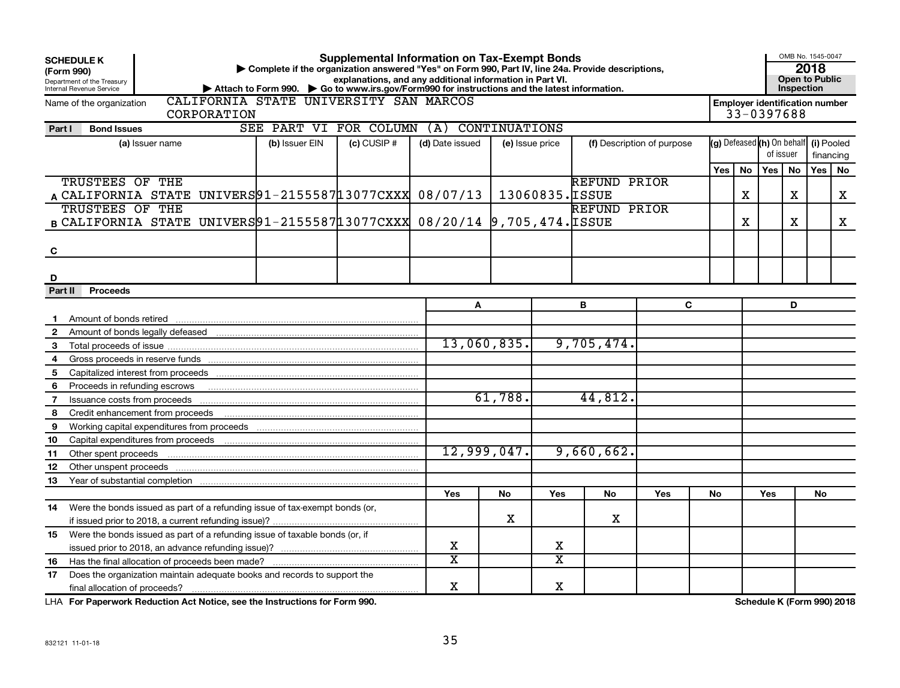**SCHEDULE K**
**(Form 990)**
Department of the Treasury
Internal Revenue Service

# Supplemental Information on Tax-Exempt Bonds

▶ Complete if the organization answered "Yes" on Form 990, Part IV, line 24a. Provide descriptions, explanations, and any additional information in Part VI.
▶ Attach to Form 990. ▶ Go to www.irs.gov/Form990 for instructions and the latest information.

OMB No. 1545-0047
**2018**
**Open to Public Inspection**

Name of the organization: CALIFORNIA STATE UNIVERSITY SAN MARCOS CORPORATION

**Employer identification number** 33-0397688

**Part I Bond Issues** SEE PART VI FOR COLUMN (A) CONTINUATIONS

| | (a) Issuer name | (b) Issuer EIN | (c) CUSIP # | (d) Date issued | (e) Issue price | (f) Description of purpose | (g) Defeased Yes | (g) Defeased No | (h) On behalf of issuer Yes | (h) On behalf of issuer No | (i) Pooled financing Yes | (i) Pooled financing No |
|---|---|---|---|---|---|---|---|---|---|---|---|---|
| A | TRUSTEES OF THE CALIFORNIA STATE UNIVERS | 91-2155587 | 13077CXXX | 08/07/13 | 13060835. | REFUND PRIOR ISSUE | | X | | X | | X |
| B | TRUSTEES OF THE CALIFORNIA STATE UNIVERS | 91-2155587 | 13077CXXX | 08/20/14 | 9,705,474. | REFUND PRIOR ISSUE | | X | | X | | X |
| C | | | | | | | | | | | | |
| D | | | | | | | | | | | | |

**Part II Proceeds**

| | | A | | B | | C | | D | |
|---|---|---|---|---|---|---|---|---|---|
| 1 | Amount of bonds retired | | | | | | | | |
| 2 | Amount of bonds legally defeased | | | | | | | | |
| 3 | Total proceeds of issue | 13,060,835. | | 9,705,474. | | | | | |
| 4 | Gross proceeds in reserve funds | | | | | | | | |
| 5 | Capitalized interest from proceeds | | | | | | | | |
| 6 | Proceeds in refunding escrows | | | | | | | | |
| 7 | Issuance costs from proceeds | 61,788. | | 44,812. | | | | | |
| 8 | Credit enhancement from proceeds | | | | | | | | |
| 9 | Working capital expenditures from proceeds | | | | | | | | |
| 10 | Capital expenditures from proceeds | | | | | | | | |
| 11 | Other spent proceeds | 12,999,047. | | 9,660,662. | | | | | |
| 12 | Other unspent proceeds | | | | | | | | |
| 13 | Year of substantial completion | | | | | | | | |
| | | Yes | No | Yes | No | Yes | No | Yes | No |
| 14 | Were the bonds issued as part of a refunding issue of tax-exempt bonds (or, if issued prior to 2018, a current refunding issue)? | | X | | X | | | | |
| 15 | Were the bonds issued as part of a refunding issue of taxable bonds (or, if issued prior to 2018, an advance refunding issue)? | X | | X | | | | | |
| 16 | Has the final allocation of proceeds been made? | X | | X | | | | | |
| 17 | Does the organization maintain adequate books and records to support the final allocation of proceeds? | X | | X | | | | | |

LHA **For Paperwork Reduction Act Notice, see the Instructions for Form 990.** **Schedule K (Form 990) 2018**

832121 11-01-18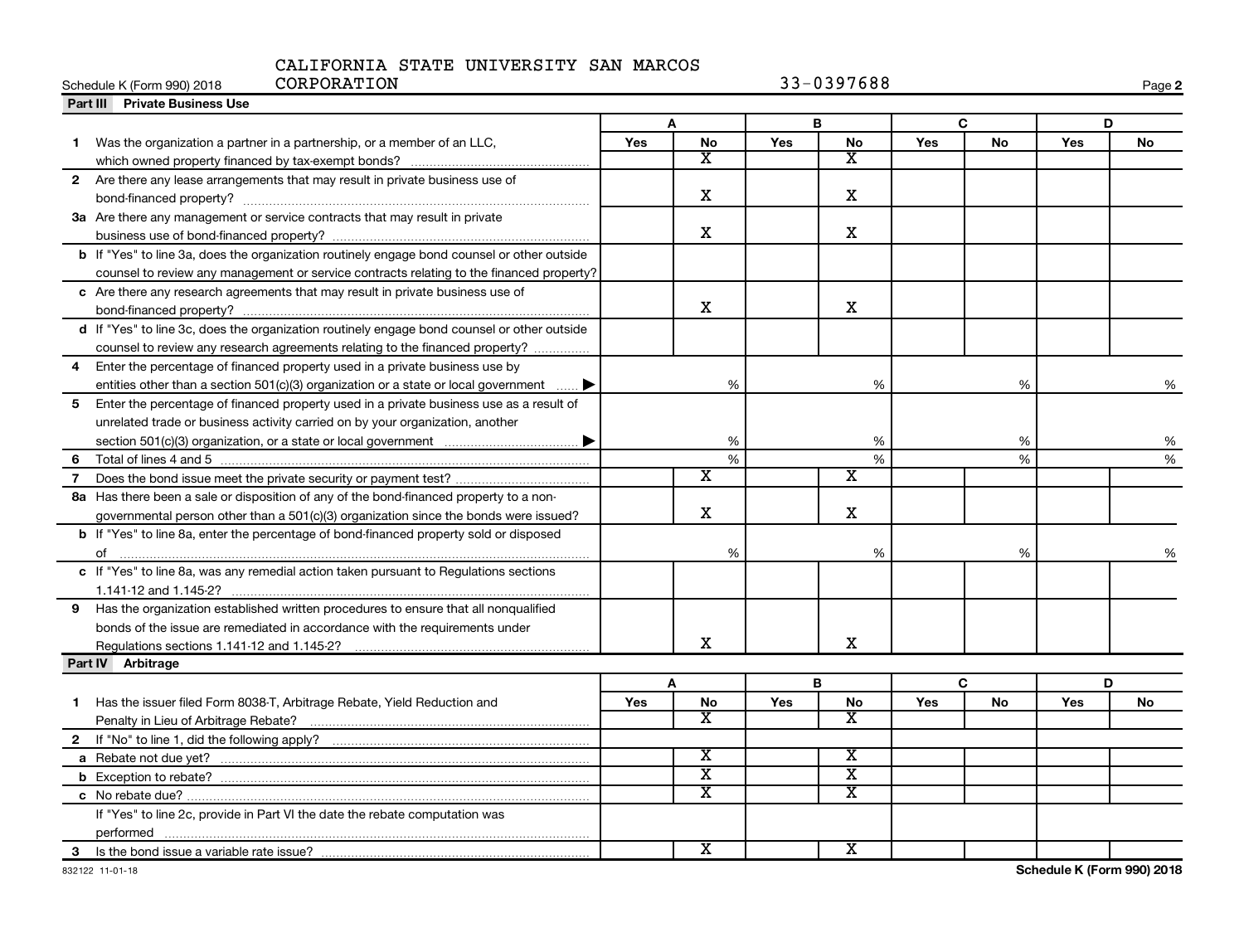CALIFORNIA STATE UNIVERSITY SAN MARCOS CORPORATION

33-0397688

Schedule K (Form 990) 2018

## Part III Private Business Use

| | A | | B | | C | | D | |
|---|---|---|---|---|---|---|---|---|
| | Yes | No | Yes | No | Yes | No | Yes | No |
| **1** Was the organization a partner in a partnership, or a member of an LLC, which owned property financed by tax-exempt bonds? | | X | | X | | | | |
| **2** Are there any lease arrangements that may result in private business use of bond-financed property? | | X | | X | | | | |
| **3a** Are there any management or service contracts that may result in private business use of bond-financed property? | | X | | X | | | | |
| **b** If "Yes" to line 3a, does the organization routinely engage bond counsel or other outside counsel to review any management or service contracts relating to the financed property? | | | | | | | | |
| **c** Are there any research agreements that may result in private business use of bond-financed property? | | X | | X | | | | |
| **d** If "Yes" to line 3c, does the organization routinely engage bond counsel or other outside counsel to review any research agreements relating to the financed property? | | | | | | | | |
| **4** Enter the percentage of financed property used in a private business use by entities other than a section 501(c)(3) organization or a state or local government ▶ | | % | | % | | % | | % |
| **5** Enter the percentage of financed property used in a private business use as a result of unrelated trade or business activity carried on by your organization, another section 501(c)(3) organization, or a state or local government ▶ | | % | | % | | % | | % |
| **6** Total of lines 4 and 5 | | % | | % | | % | | % |
| **7** Does the bond issue meet the private security or payment test? | | X | | X | | | | |
| **8a** Has there been a sale or disposition of any of the bond-financed property to a nongovernmental person other than a 501(c)(3) organization since the bonds were issued? | | X | | X | | | | |
| **b** If "Yes" to line 8a, enter the percentage of bond-financed property sold or disposed of | | % | | % | | % | | % |
| **c** If "Yes" to line 8a, was any remedial action taken pursuant to Regulations sections 1.141-12 and 1.145-2? | | | | | | | | |
| **9** Has the organization established written procedures to ensure that all nonqualified bonds of the issue are remediated in accordance with the requirements under Regulations sections 1.141-12 and 1.145-2? | | X | | X | | | | |

## Part IV Arbitrage

| | A | | B | | C | | D | |
|---|---|---|---|---|---|---|---|---|
| | Yes | No | Yes | No | Yes | No | Yes | No |
| **1** Has the issuer filed Form 8038-T, Arbitrage Rebate, Yield Reduction and Penalty in Lieu of Arbitrage Rebate? | | X | | X | | | | |
| **2** If "No" to line 1, did the following apply? | | | | | | | | |
| **a** Rebate not due yet? | | X | | X | | | | |
| **b** Exception to rebate? | | X | | X | | | | |
| **c** No rebate due? | | X | | X | | | | |
| If "Yes" to line 2c, provide in Part VI the date the rebate computation was performed | | | | | | | | |
| **3** Is the bond issue a variable rate issue? | | X | | X | | | | |

832122 11-01-18

Schedule K (Form 990) 2018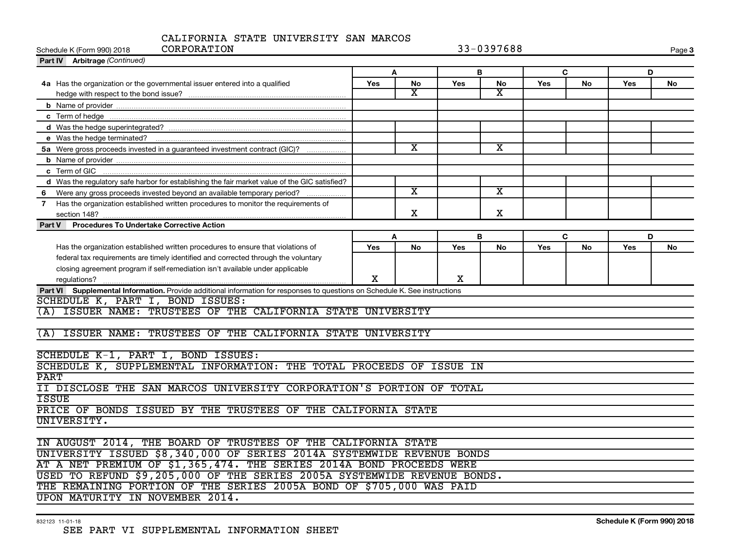CALIFORNIA STATE UNIVERSITY SAN MARCOS CORPORATION

33-0397688

Schedule K (Form 990) 2018

**Part IV Arbitrage** *(Continued)*

| | A | | B | | C | | D | |
|---|---|---|---|---|---|---|---|---|
| | Yes | No | Yes | No | Yes | No | Yes | No |
| **4a** Has the organization or the governmental issuer entered into a qualified hedge with respect to the bond issue? | | X | | X | | | | |
| **b** Name of provider | | | | | | | | |
| **c** Term of hedge | | | | | | | | |
| **d** Was the hedge superintegrated? | | | | | | | | |
| **e** Was the hedge terminated? | | | | | | | | |
| **5a** Were gross proceeds invested in a guaranteed investment contract (GIC)? | | X | | X | | | | |
| **b** Name of provider | | | | | | | | |
| **c** Term of GIC | | | | | | | | |
| **d** Was the regulatory safe harbor for establishing the fair market value of the GIC satisfied? | | | | | | | | |
| **6** Were any gross proceeds invested beyond an available temporary period? | | X | | X | | | | |
| **7** Has the organization established written procedures to monitor the requirements of section 148? | | X | | X | | | | |

**Part V Procedures To Undertake Corrective Action**

| | A | | B | | C | | D | |
|---|---|---|---|---|---|---|---|---|
| | Yes | No | Yes | No | Yes | No | Yes | No |
| Has the organization established written procedures to ensure that violations of federal tax requirements are timely identified and corrected through the voluntary closing agreement program if self-remediation isn't available under applicable regulations? | X | | X | | | | | |

**Part VI Supplemental Information.** Provide additional information for responses to questions on Schedule K. See instructions

SCHEDULE K, PART I, BOND ISSUES:
(A) ISSUER NAME: TRUSTEES OF THE CALIFORNIA STATE UNIVERSITY

(A) ISSUER NAME: TRUSTEES OF THE CALIFORNIA STATE UNIVERSITY

SCHEDULE K-1, PART I, BOND ISSUES:
SCHEDULE K, SUPPLEMENTAL INFORMATION: THE TOTAL PROCEEDS OF ISSUE IN PART
II DISCLOSE THE SAN MARCOS UNIVERSITY CORPORATION'S PORTION OF TOTAL ISSUE
PRICE OF BONDS ISSUED BY THE TRUSTEES OF THE CALIFORNIA STATE UNIVERSITY.

IN AUGUST 2014, THE BOARD OF TRUSTEES OF THE CALIFORNIA STATE UNIVERSITY ISSUED $8,340,000 OF SERIES 2014A SYSTEMWIDE REVENUE BONDS AT A NET PREMIUM OF $1,365,474. THE SERIES 2014A BOND PROCEEDS WERE USED TO REFUND $9,205,000 OF THE SERIES 2005A SYSTEMWIDE REVENUE BONDS. THE REMAINING PORTION OF THE SERIES 2005A BOND OF $705,000 WAS PAID UPON MATURITY IN NOVEMBER 2014.

832123 11-01-18

SEE PART VI SUPPLEMENTAL INFORMATION SHEET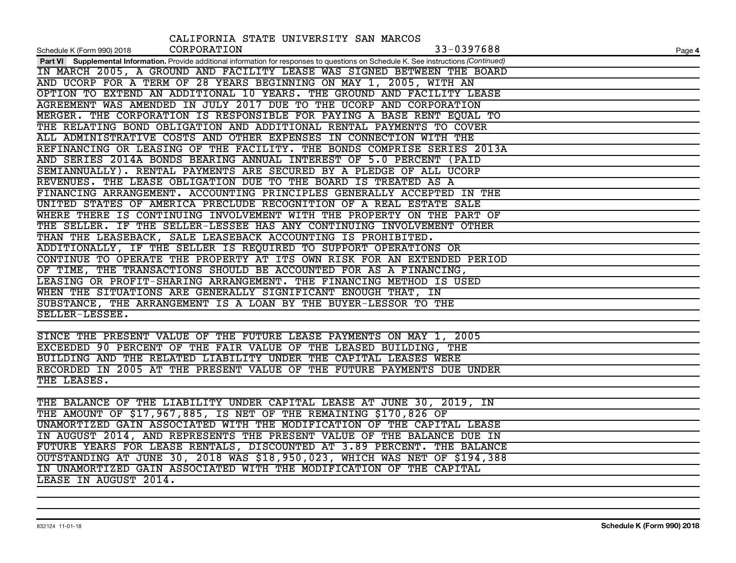CALIFORNIA STATE UNIVERSITY SAN MARCOS CORPORATION 33-0397688

**Part VI Supplemental Information.** Provide additional information for responses to questions on Schedule K. See instructions *(Continued)*

IN MARCH 2005, A GROUND AND FACILITY LEASE WAS SIGNED BETWEEN THE BOARD AND UCORP FOR A TERM OF 28 YEARS BEGINNING ON MAY 1, 2005, WITH AN OPTION TO EXTEND AN ADDITIONAL 10 YEARS. THE GROUND AND FACILITY LEASE AGREEMENT WAS AMENDED IN JULY 2017 DUE TO THE UCORP AND CORPORATION MERGER. THE CORPORATION IS RESPONSIBLE FOR PAYING A BASE RENT EQUAL TO THE RELATING BOND OBLIGATION AND ADDITIONAL RENTAL PAYMENTS TO COVER ALL ADMINISTRATIVE COSTS AND OTHER EXPENSES IN CONNECTION WITH THE REFINANCING OR LEASING OF THE FACILITY. THE BONDS COMPRISE SERIES 2013A AND SERIES 2014A BONDS BEARING ANNUAL INTEREST OF 5.0 PERCENT (PAID SEMIANNUALLY). RENTAL PAYMENTS ARE SECURED BY A PLEDGE OF ALL UCORP REVENUES. THE LEASE OBLIGATION DUE TO THE BOARD IS TREATED AS A FINANCING ARRANGEMENT. ACCOUNTING PRINCIPLES GENERALLY ACCEPTED IN THE UNITED STATES OF AMERICA PRECLUDE RECOGNITION OF A REAL ESTATE SALE WHERE THERE IS CONTINUING INVOLVEMENT WITH THE PROPERTY ON THE PART OF THE SELLER. IF THE SELLER-LESSEE HAS ANY CONTINUING INVOLVEMENT OTHER THAN THE LEASEBACK, SALE LEASEBACK ACCOUNTING IS PROHIBITED. ADDITIONALLY, IF THE SELLER IS REQUIRED TO SUPPORT OPERATIONS OR CONTINUE TO OPERATE THE PROPERTY AT ITS OWN RISK FOR AN EXTENDED PERIOD OF TIME, THE TRANSACTIONS SHOULD BE ACCOUNTED FOR AS A FINANCING, LEASING OR PROFIT-SHARING ARRANGEMENT. THE FINANCING METHOD IS USED WHEN THE SITUATIONS ARE GENERALLY SIGNIFICANT ENOUGH THAT, IN SUBSTANCE, THE ARRANGEMENT IS A LOAN BY THE BUYER-LESSOR TO THE SELLER-LESSEE.

SINCE THE PRESENT VALUE OF THE FUTURE LEASE PAYMENTS ON MAY 1, 2005 EXCEEDED 90 PERCENT OF THE FAIR VALUE OF THE LEASED BUILDING, THE BUILDING AND THE RELATED LIABILITY UNDER THE CAPITAL LEASES WERE RECORDED IN 2005 AT THE PRESENT VALUE OF THE FUTURE PAYMENTS DUE UNDER THE LEASES.

THE BALANCE OF THE LIABILITY UNDER CAPITAL LEASE AT JUNE 30, 2019, IN THE AMOUNT OF $17,967,885, IS NET OF THE REMAINING $170,826 OF UNAMORTIZED GAIN ASSOCIATED WITH THE MODIFICATION OF THE CAPITAL LEASE IN AUGUST 2014, AND REPRESENTS THE PRESENT VALUE OF THE BALANCE DUE IN FUTURE YEARS FOR LEASE RENTALS, DISCOUNTED AT 3.89 PERCENT. THE BALANCE OUTSTANDING AT JUNE 30, 2018 WAS $18,950,023, WHICH WAS NET OF $194,388 IN UNAMORTIZED GAIN ASSOCIATED WITH THE MODIFICATION OF THE CAPITAL LEASE IN AUGUST 2014.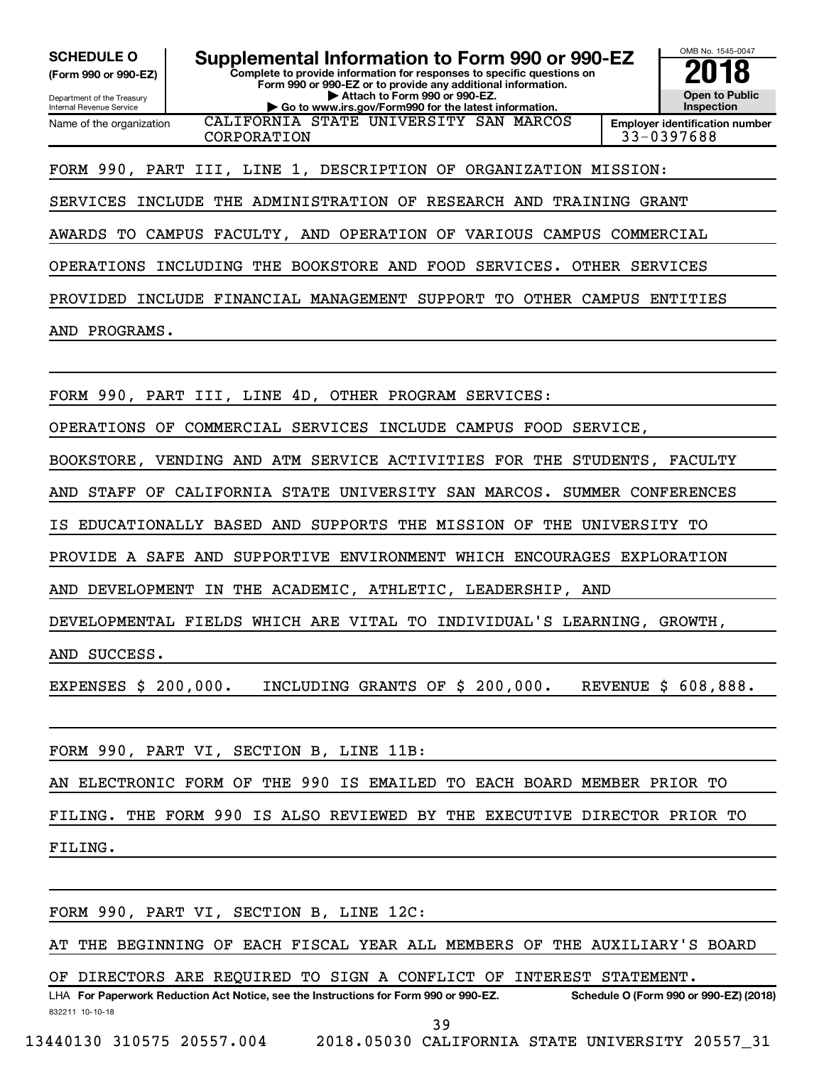**SCHEDULE O**
**(Form 990 or 990-EZ)**

Department of the Treasury
Internal Revenue Service

# Supplemental Information to Form 990 or 990-EZ

**Complete to provide information for responses to specific questions on Form 990 or 990-EZ or to provide any additional information.**
**▶ Attach to Form 990 or 990-EZ.**
**▶ Go to www.irs.gov/Form990 for the latest information.**

OMB No. 1545-0047

**2018**

**Open to Public Inspection**

| Name of the organization | Employer identification number |
|---|---|
| CALIFORNIA STATE UNIVERSITY SAN MARCOS CORPORATION | 33-0397688 |

FORM 990, PART III, LINE 1, DESCRIPTION OF ORGANIZATION MISSION:

SERVICES INCLUDE THE ADMINISTRATION OF RESEARCH AND TRAINING GRANT AWARDS TO CAMPUS FACULTY, AND OPERATION OF VARIOUS CAMPUS COMMERCIAL OPERATIONS INCLUDING THE BOOKSTORE AND FOOD SERVICES. OTHER SERVICES PROVIDED INCLUDE FINANCIAL MANAGEMENT SUPPORT TO OTHER CAMPUS ENTITIES AND PROGRAMS.

FORM 990, PART III, LINE 4D, OTHER PROGRAM SERVICES:

OPERATIONS OF COMMERCIAL SERVICES INCLUDE CAMPUS FOOD SERVICE, BOOKSTORE, VENDING AND ATM SERVICE ACTIVITIES FOR THE STUDENTS, FACULTY AND STAFF OF CALIFORNIA STATE UNIVERSITY SAN MARCOS. SUMMER CONFERENCES IS EDUCATIONALLY BASED AND SUPPORTS THE MISSION OF THE UNIVERSITY TO PROVIDE A SAFE AND SUPPORTIVE ENVIRONMENT WHICH ENCOURAGES EXPLORATION AND DEVELOPMENT IN THE ACADEMIC, ATHLETIC, LEADERSHIP, AND DEVELOPMENTAL FIELDS WHICH ARE VITAL TO INDIVIDUAL'S LEARNING, GROWTH, AND SUCCESS.

EXPENSES $ 200,000. INCLUDING GRANTS OF $ 200,000. REVENUE $ 608,888.

FORM 990, PART VI, SECTION B, LINE 11B:

AN ELECTRONIC FORM OF THE 990 IS EMAILED TO EACH BOARD MEMBER PRIOR TO FILING. THE FORM 990 IS ALSO REVIEWED BY THE EXECUTIVE DIRECTOR PRIOR TO FILING.

FORM 990, PART VI, SECTION B, LINE 12C:

AT THE BEGINNING OF EACH FISCAL YEAR ALL MEMBERS OF THE AUXILIARY'S BOARD OF DIRECTORS ARE REQUIRED TO SIGN A CONFLICT OF INTEREST STATEMENT.

LHA **For Paperwork Reduction Act Notice, see the Instructions for Form 990 or 990-EZ.** **Schedule O (Form 990 or 990-EZ) (2018)**

832211 10-10-18

13440130 310575 20557.004 2018.05030 CALIFORNIA STATE UNIVERSITY 20557_31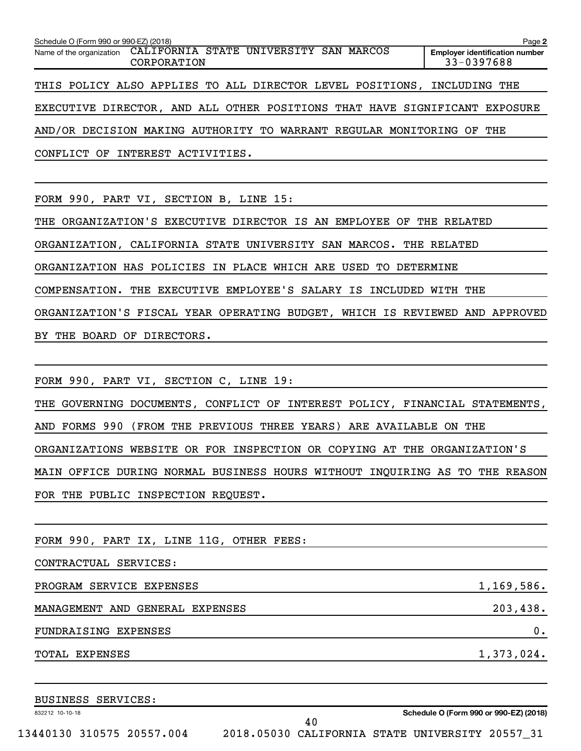Schedule O (Form 990 or 990-EZ) (2018)

Name of the organization: CALIFORNIA STATE UNIVERSITY SAN MARCOS CORPORATION

Employer identification number: 33-0397688

THIS POLICY ALSO APPLIES TO ALL DIRECTOR LEVEL POSITIONS, INCLUDING THE EXECUTIVE DIRECTOR, AND ALL OTHER POSITIONS THAT HAVE SIGNIFICANT EXPOSURE AND/OR DECISION MAKING AUTHORITY TO WARRANT REGULAR MONITORING OF THE CONFLICT OF INTEREST ACTIVITIES.

FORM 990, PART VI, SECTION B, LINE 15:

THE ORGANIZATION'S EXECUTIVE DIRECTOR IS AN EMPLOYEE OF THE RELATED ORGANIZATION, CALIFORNIA STATE UNIVERSITY SAN MARCOS. THE RELATED ORGANIZATION HAS POLICIES IN PLACE WHICH ARE USED TO DETERMINE COMPENSATION. THE EXECUTIVE EMPLOYEE'S SALARY IS INCLUDED WITH THE ORGANIZATION'S FISCAL YEAR OPERATING BUDGET, WHICH IS REVIEWED AND APPROVED BY THE BOARD OF DIRECTORS.

FORM 990, PART VI, SECTION C, LINE 19:

THE GOVERNING DOCUMENTS, CONFLICT OF INTEREST POLICY, FINANCIAL STATEMENTS, AND FORMS 990 (FROM THE PREVIOUS THREE YEARS) ARE AVAILABLE ON THE ORGANIZATIONS WEBSITE OR FOR INSPECTION OR COPYING AT THE ORGANIZATION'S MAIN OFFICE DURING NORMAL BUSINESS HOURS WITHOUT INQUIRING AS TO THE REASON FOR THE PUBLIC INSPECTION REQUEST.

FORM 990, PART IX, LINE 11G, OTHER FEES:

CONTRACTUAL SERVICES:

| | |
|---|---|
| PROGRAM SERVICE EXPENSES | 1,169,586. |
| MANAGEMENT AND GENERAL EXPENSES | 203,438. |
| FUNDRAISING EXPENSES | 0. |
| TOTAL EXPENSES | 1,373,024. |

BUSINESS SERVICES: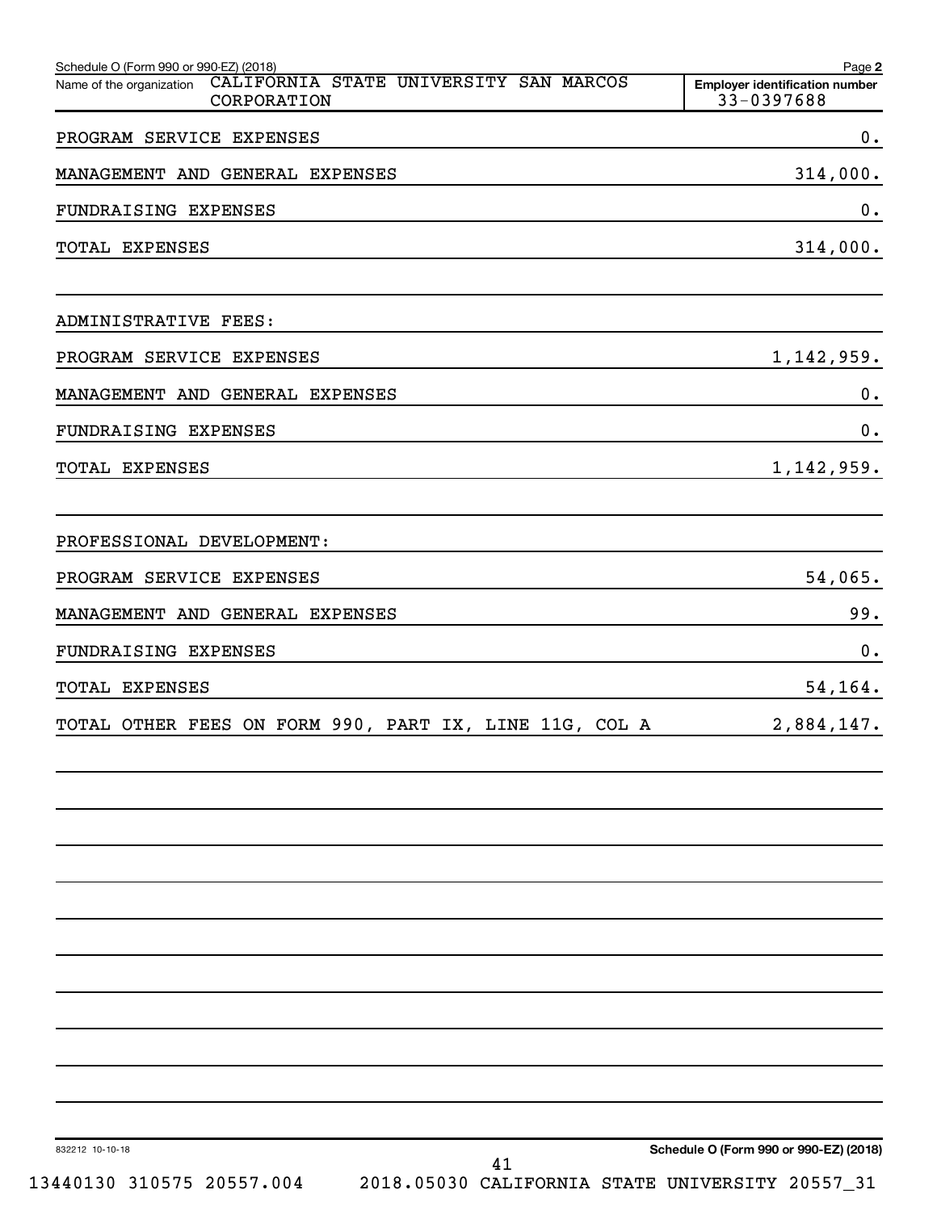Schedule O (Form 990 or 990-EZ) (2018) Page **2**

Name of the organization: CALIFORNIA STATE UNIVERSITY SAN MARCOS CORPORATION

**Employer identification number** 33-0397688

| | |
|---|---|
| PROGRAM SERVICE EXPENSES | 0. |
| MANAGEMENT AND GENERAL EXPENSES | 314,000. |
| FUNDRAISING EXPENSES | 0. |
| TOTAL EXPENSES | 314,000. |
| | |
| ADMINISTRATIVE FEES: | |
| PROGRAM SERVICE EXPENSES | 1,142,959. |
| MANAGEMENT AND GENERAL EXPENSES | 0. |
| FUNDRAISING EXPENSES | 0. |
| TOTAL EXPENSES | 1,142,959. |
| | |
| PROFESSIONAL DEVELOPMENT: | |
| PROGRAM SERVICE EXPENSES | 54,065. |
| MANAGEMENT AND GENERAL EXPENSES | 99. |
| FUNDRAISING EXPENSES | 0. |
| TOTAL EXPENSES | 54,164. |
| TOTAL OTHER FEES ON FORM 990, PART IX, LINE 11G, COL A | 2,884,147. |

832212 10-10-18

**Schedule O (Form 990 or 990-EZ) (2018)**

13440130 310575 20557.004 2018.05030 CALIFORNIA STATE UNIVERSITY 20557_31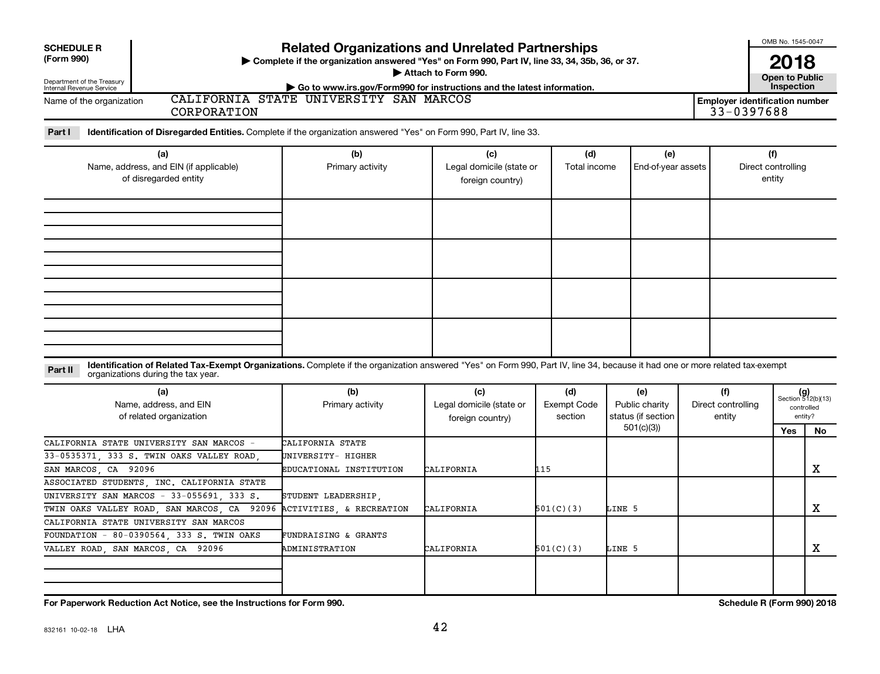**SCHEDULE R (Form 990)**

Department of the Treasury
Internal Revenue Service

# Related Organizations and Unrelated Partnerships

▶ Complete if the organization answered "Yes" on Form 990, Part IV, line 33, 34, 35b, 36, or 37.
▶ Attach to Form 990.
▶ Go to www.irs.gov/Form990 for instructions and the latest information.

OMB No. 1545-0047

**2018**

**Open to Public Inspection**

Name of the organization: CALIFORNIA STATE UNIVERSITY SAN MARCOS CORPORATION

Employer identification number: 33-0397688

**Part I** **Identification of Disregarded Entities.** Complete if the organization answered "Yes" on Form 990, Part IV, line 33.

| (a) Name, address, and EIN (if applicable) of disregarded entity | (b) Primary activity | (c) Legal domicile (state or foreign country) | (d) Total income | (e) End-of-year assets | (f) Direct controlling entity |
|---|---|---|---|---|---|
| | | | | | |
| | | | | | |
| | | | | | |
| | | | | | |

**Part II** **Identification of Related Tax-Exempt Organizations.** Complete if the organization answered "Yes" on Form 990, Part IV, line 34, because it had one or more related tax-exempt organizations during the tax year.

| (a) Name, address, and EIN of related organization | (b) Primary activity | (c) Legal domicile (state or foreign country) | (d) Exempt Code section | (e) Public charity status (if section 501(c)(3)) | (f) Direct controlling entity | (g) Section 512(b)(13) controlled entity? Yes | No |
|---|---|---|---|---|---|---|---|
| CALIFORNIA STATE UNIVERSITY SAN MARCOS - 33-0535371, 333 S. TWIN OAKS VALLEY ROAD, SAN MARCOS, CA 92096 | CALIFORNIA STATE UNIVERSITY- HIGHER EDUCATIONAL INSTITUTION | CALIFORNIA | 115 | | | | X |
| ASSOCIATED STUDENTS, INC. CALIFORNIA STATE UNIVERSITY SAN MARCOS - 33-055691, 333 S. TWIN OAKS VALLEY ROAD, SAN MARCOS, CA 92096 | STUDENT LEADERSHIP, ACTIVITIES, & RECREATION | CALIFORNIA | 501(C)(3) | LINE 5 | | | X |
| CALIFORNIA STATE UNIVERSITY SAN MARCOS FOUNDATION - 80-0390564, 333 S. TWIN OAKS VALLEY ROAD, SAN MARCOS, CA 92096 | FUNDRAISING & GRANTS ADMINISTRATION | CALIFORNIA | 501(C)(3) | LINE 5 | | | X |
| | | | | | | | |

**For Paperwork Reduction Act Notice, see the Instructions for Form 990.** **Schedule R (Form 990) 2018**

832161 10-02-18 LHA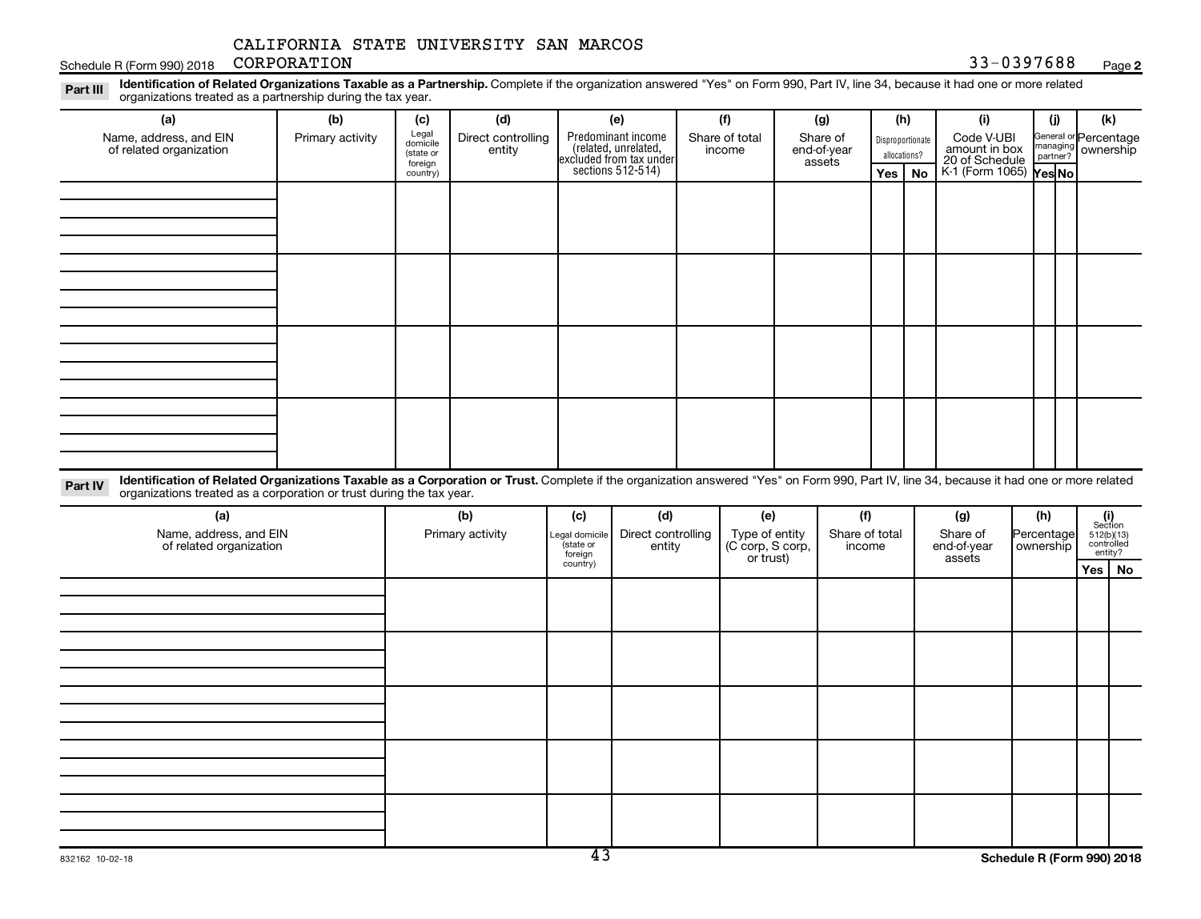CALIFORNIA STATE UNIVERSITY SAN MARCOS

Schedule R (Form 990) 2018 CORPORATION 33-0397688 Page **2**

**Part III** **Identification of Related Organizations Taxable as a Partnership.** Complete if the organization answered "Yes" on Form 990, Part IV, line 34, because it had one or more related organizations treated as a partnership during the tax year.

| (a) Name, address, and EIN of related organization | (b) Primary activity | (c) Legal domicile (state or foreign country) | (d) Direct controlling entity | (e) Predominant income (related, unrelated, excluded from tax under sections 512-514) | (f) Share of total income | (g) Share of end-of-year assets | (h) Disproportionate allocations? Yes | (h) No | (i) Code V-UBI amount in box 20 of Schedule K-1 (Form 1065) | (j) General or managing partner? Yes | (j) No | (k) Percentage ownership |
|---|---|---|---|---|---|---|---|---|---|---|---|---|
| | | | | | | | | | | | | |
| | | | | | | | | | | | | |
| | | | | | | | | | | | | |
| | | | | | | | | | | | | |

**Part IV** **Identification of Related Organizations Taxable as a Corporation or Trust.** Complete if the organization answered "Yes" on Form 990, Part IV, line 34, because it had one or more related organizations treated as a corporation or trust during the tax year.

| (a) Name, address, and EIN of related organization | (b) Primary activity | (c) Legal domicile (state or foreign country) | (d) Direct controlling entity | (e) Type of entity (C corp, S corp, or trust) | (f) Share of total income | (g) Share of end-of-year assets | (h) Percentage ownership | (i) Section 512(b)(13) controlled entity? Yes | (i) No |
|---|---|---|---|---|---|---|---|---|---|
| | | | | | | | | | |
| | | | | | | | | | |
| | | | | | | | | | |
| | | | | | | | | | |
| | | | | | | | | | |

832162 10-02-18

**Schedule R (Form 990) 2018**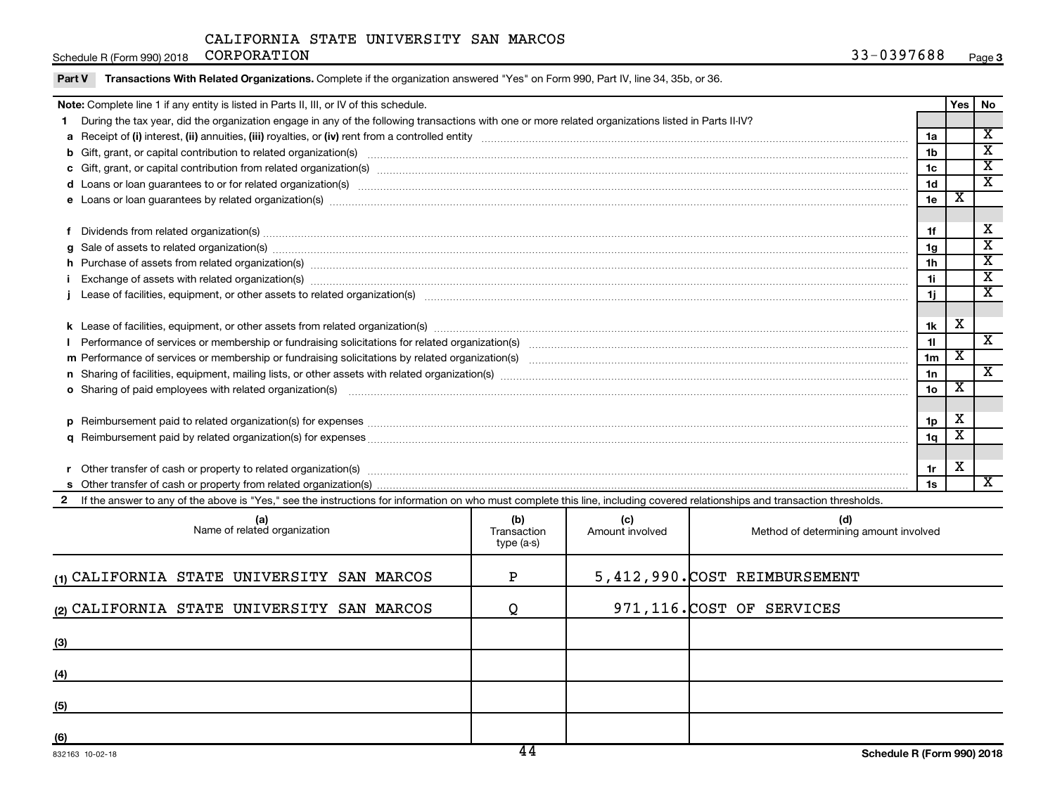CALIFORNIA STATE UNIVERSITY SAN MARCOS CORPORATION

Schedule R (Form 990) 2018 — 33-0397688 — Page 3

**Part V — Transactions With Related Organizations.** Complete if the organization answered "Yes" on Form 990, Part IV, line 34, 35b, or 36.

| **Note:** Complete line 1 if any entity is listed in Parts II, III, or IV of this schedule. | | Yes | No |
|---|---|---|---|
| **1** During the tax year, did the organization engage in any of the following transactions with one or more related organizations listed in Parts II-IV? | | | |
| **a** Receipt of **(i)** interest, **(ii)** annuities, **(iii)** royalties, or **(iv)** rent from a controlled entity | 1a | | X |
| **b** Gift, grant, or capital contribution to related organization(s) | 1b | | X |
| **c** Gift, grant, or capital contribution from related organization(s) | 1c | | X |
| **d** Loans or loan guarantees to or for related organization(s) | 1d | | X |
| **e** Loans or loan guarantees by related organization(s) | 1e | X | |
| **f** Dividends from related organization(s) | 1f | | X |
| **g** Sale of assets to related organization(s) | 1g | | X |
| **h** Purchase of assets from related organization(s) | 1h | | X |
| **i** Exchange of assets with related organization(s) | 1i | | X |
| **j** Lease of facilities, equipment, or other assets to related organization(s) | 1j | | X |
| **k** Lease of facilities, equipment, or other assets from related organization(s) | 1k | X | |
| **l** Performance of services or membership or fundraising solicitations for related organization(s) | 1l | | X |
| **m** Performance of services or membership or fundraising solicitations by related organization(s) | 1m | X | |
| **n** Sharing of facilities, equipment, mailing lists, or other assets with related organization(s) | 1n | | X |
| **o** Sharing of paid employees with related organization(s) | 1o | X | |
| **p** Reimbursement paid to related organization(s) for expenses | 1p | X | |
| **q** Reimbursement paid by related organization(s) for expenses | 1q | X | |
| **r** Other transfer of cash or property to related organization(s) | 1r | X | |
| **s** Other transfer of cash or property from related organization(s) | 1s | | X |

**2** If the answer to any of the above is "Yes," see the instructions for information on who must complete this line, including covered relationships and transaction thresholds.

| (a) Name of related organization | (b) Transaction type (a-s) | (c) Amount involved | (d) Method of determining amount involved |
|---|---|---|---|
| (1) CALIFORNIA STATE UNIVERSITY SAN MARCOS | P | 5,412,990. | COST REIMBURSEMENT |
| (2) CALIFORNIA STATE UNIVERSITY SAN MARCOS | Q | 971,116. | COST OF SERVICES |
| (3) | | | |
| (4) | | | |
| (5) | | | |
| (6) | | | |

832163 10-02-18 — Schedule R (Form 990) 2018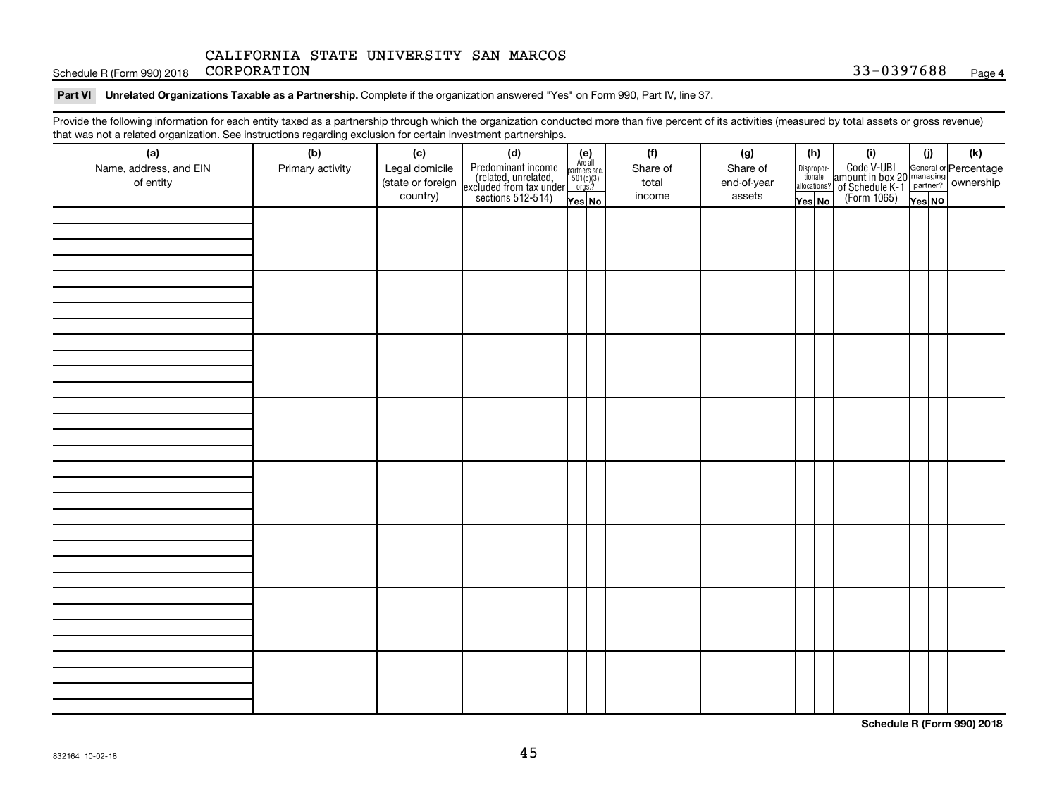CALIFORNIA STATE UNIVERSITY SAN MARCOS

Schedule R (Form 990) 2018 CORPORATION 33-0397688 Page 4

**Part VI Unrelated Organizations Taxable as a Partnership.** Complete if the organization answered "Yes" on Form 990, Part IV, line 37.

Provide the following information for each entity taxed as a partnership through which the organization conducted more than five percent of its activities (measured by total assets or gross revenue) that was not a related organization. See instructions regarding exclusion for certain investment partnerships.

| (a) Name, address, and EIN of entity | (b) Primary activity | (c) Legal domicile (state or foreign country) | (d) Predominant income (related, unrelated, excluded from tax under sections 512-514) | (e) Are all partners sec. 501(c)(3) orgs.? | | (f) Share of total income | (g) Share of end-of-year assets | (h) Disproportionate allocations? | | (i) Code V-UBI amount in box 20 of Schedule K-1 (Form 1065) | (j) General or managing partner? | | (k) Percentage ownership |
|---|---|---|---|---|---|---|---|---|---|---|---|---|---|
| | | | | Yes | No | | | Yes | No | | Yes | No | |
| | | | | | | | | | | | | | |
| | | | | | | | | | | | | | |
| | | | | | | | | | | | | | |
| | | | | | | | | | | | | | |
| | | | | | | | | | | | | | |
| | | | | | | | | | | | | | |
| | | | | | | | | | | | | | |
| | | | | | | | | | | | | | |

Schedule R (Form 990) 2018

832164 10-02-18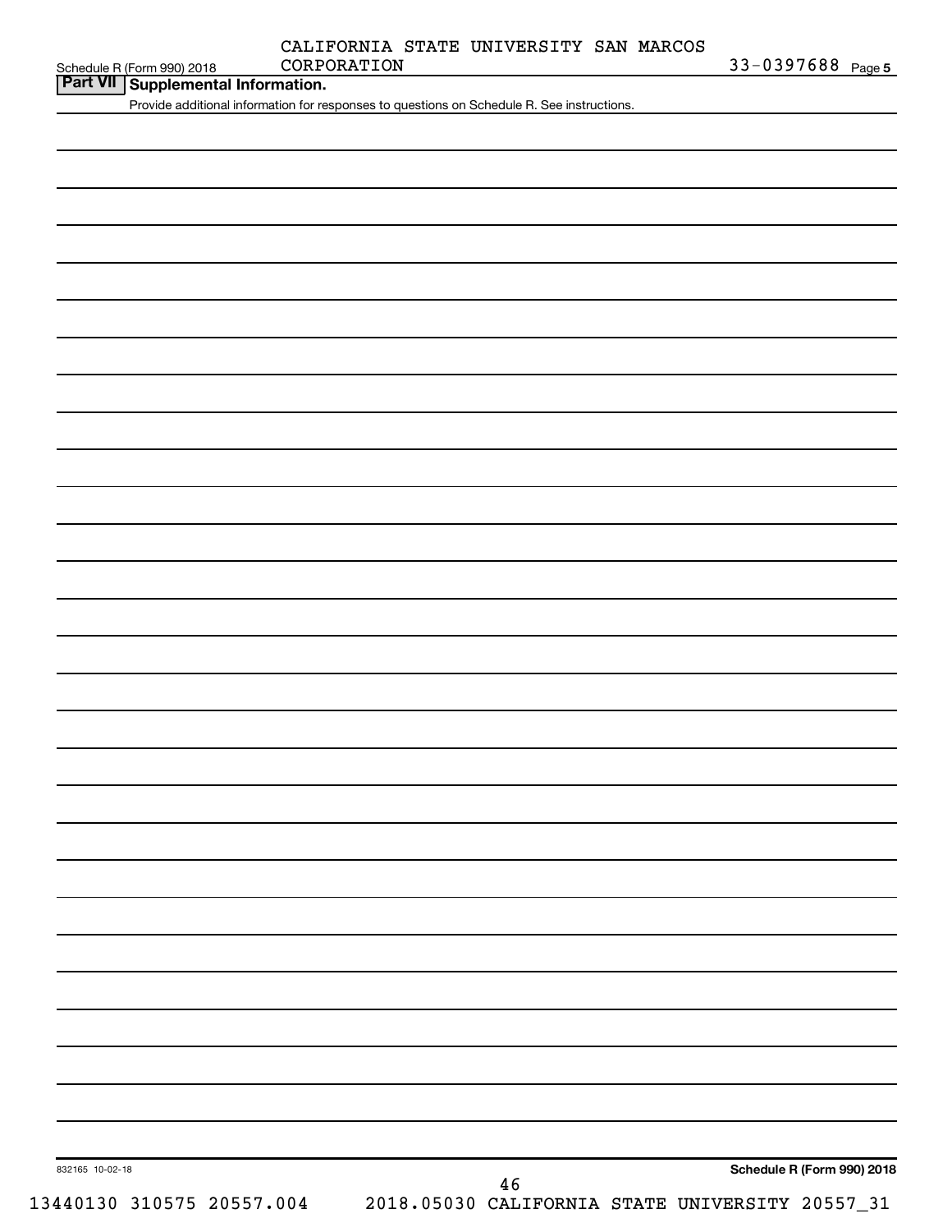CALIFORNIA STATE UNIVERSITY SAN MARCOS CORPORATION 33-0397688

## Part VII Supplemental Information.

Provide additional information for responses to questions on Schedule R. See instructions.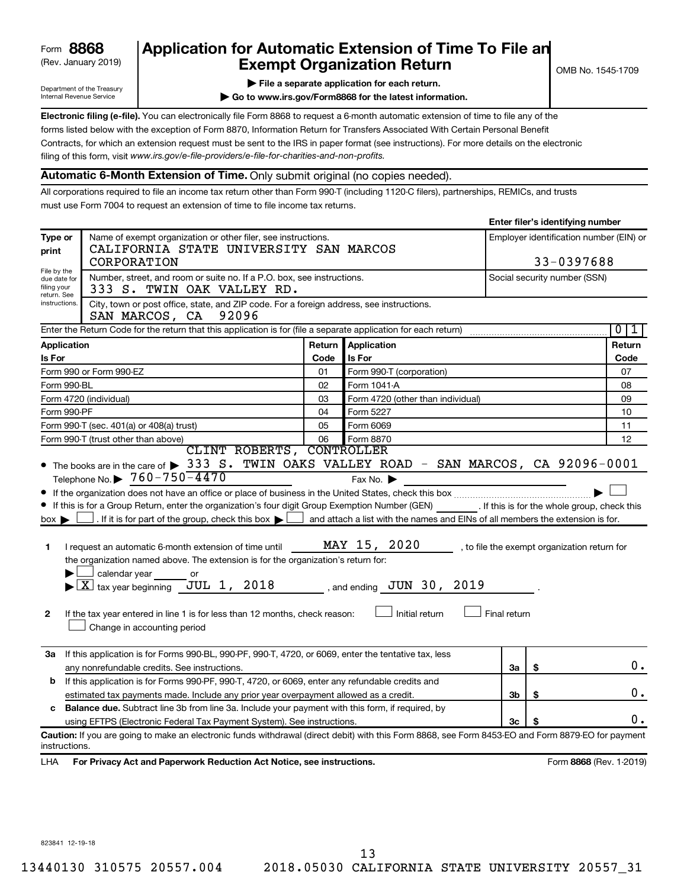Form **8868**
(Rev. January 2019)

Department of the Treasury
Internal Revenue Service

# Application for Automatic Extension of Time To File an Exempt Organization Return

▶ **File a separate application for each return.**

▶ **Go to www.irs.gov/Form8868 for the latest information.**

OMB No. 1545-1709

**Electronic filing (e-file).** You can electronically file Form 8868 to request a 6-month automatic extension of time to file any of the forms listed below with the exception of Form 8870, Information Return for Transfers Associated With Certain Personal Benefit Contracts, for which an extension request must be sent to the IRS in paper format (see instructions). For more details on the electronic filing of this form, visit *www.irs.gov/e-file-providers/e-file-for-charities-and-non-profits.*

## Automatic 6-Month Extension of Time. Only submit original (no copies needed).

All corporations required to file an income tax return other than Form 990-T (including 1120-C filers), partnerships, REMICs, and trusts must use Form 7004 to request an extension of time to file income tax returns.

**Enter filer's identifying number**

| | | |
|---|---|---|
| **Type or print** | Name of exempt organization or other filer, see instructions. CALIFORNIA STATE UNIVERSITY SAN MARCOS CORPORATION | Employer identification number (EIN) or 33-0397688 |
| File by the due date for filing your return. See instructions. | Number, street, and room or suite no. If a P.O. box, see instructions. 333 S. TWIN OAK VALLEY RD. | Social security number (SSN) |
| | City, town or post office, state, and ZIP code. For a foreign address, see instructions. SAN MARCOS, CA 92096 | |

Enter the Return Code for the return that this application is for (file a separate application for each return) 01

| Application Is For | Return Code | Application Is For | Return Code |
|---|---|---|---|
| Form 990 or Form 990-EZ | 01 | Form 990-T (corporation) | 07 |
| Form 990-BL | 02 | Form 1041-A | 08 |
| Form 4720 (individual) | 03 | Form 4720 (other than individual) | 09 |
| Form 990-PF | 04 | Form 5227 | 10 |
| Form 990-T (sec. 401(a) or 408(a) trust) | 05 | Form 6069 | 11 |
| Form 990-T (trust other than above) | 06 | Form 8870 | 12 |

- The books are in the care of ▶ CLINT ROBERTS, CONTROLLER 333 S. TWIN OAKS VALLEY ROAD - SAN MARCOS, CA 92096-0001
  Telephone No. ▶ 760-750-4470 Fax No. ▶
- If the organization does not have an office or place of business in the United States, check this box ▶ ☐
- If this is for a Group Return, enter the organization's four digit Group Exemption Number (GEN) ______ . If this is for the whole group, check this box ▶ ☐ . If it is for part of the group, check this box ▶ ☐ and attach a list with the names and EINs of all members the extension is for.

**1** I request an automatic 6-month extension of time until MAY 15, 2020 , to file the exempt organization return for the organization named above. The extension is for the organization's return for:
▶ ☐ calendar year ______ or
▶ ☒ tax year beginning JUL 1, 2018 , and ending JUN 30, 2019 .

**2** If the tax year entered in line 1 is for less than 12 months, check reason: ☐ Initial return ☐ Final return
☐ Change in accounting period

| | | | |
|---|---|---|---|
| **3a** | If this application is for Forms 990-BL, 990-PF, 990-T, 4720, or 6069, enter the tentative tax, less any nonrefundable credits. See instructions. | 3a | $ 0. |
| **b** | If this application is for Forms 990-PF, 990-T, 4720, or 6069, enter any refundable credits and estimated tax payments made. Include any prior year overpayment allowed as a credit. | 3b | $ 0. |
| **c** | **Balance due.** Subtract line 3b from line 3a. Include your payment with this form, if required, by using EFTPS (Electronic Federal Tax Payment System). See instructions. | 3c | $ 0. |

**Caution:** If you are going to make an electronic funds withdrawal (direct debit) with this Form 8868, see Form 8453-EO and Form 8879-EO for payment instructions.

LHA **For Privacy Act and Paperwork Reduction Act Notice, see instructions.** Form **8868** (Rev. 1-2019)

823841 12-19-18

13440130 310575 20557.004 2018.05030 CALIFORNIA STATE UNIVERSITY 20557_31